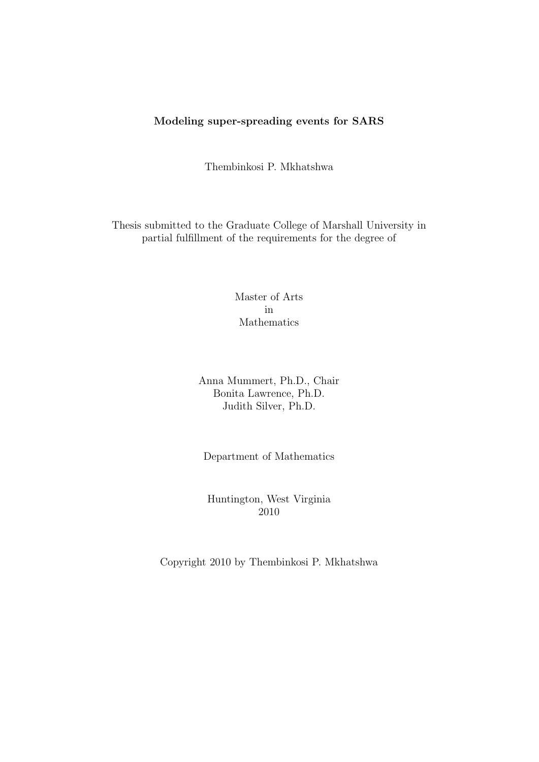**Modeling super-spreading events for SARS**

Thembinkosi P. Mkhatshwa

Thesis submitted to the Graduate College of Marshall University in partial fulfillment of the requirements for the degree of

Master of Arts
in
Mathematics

Anna Mummert, Ph.D., Chair
Bonita Lawrence, Ph.D.
Judith Silver, Ph.D.

Department of Mathematics

Huntington, West Virginia
2010

Copyright 2010 by Thembinkosi P. Mkhatshwa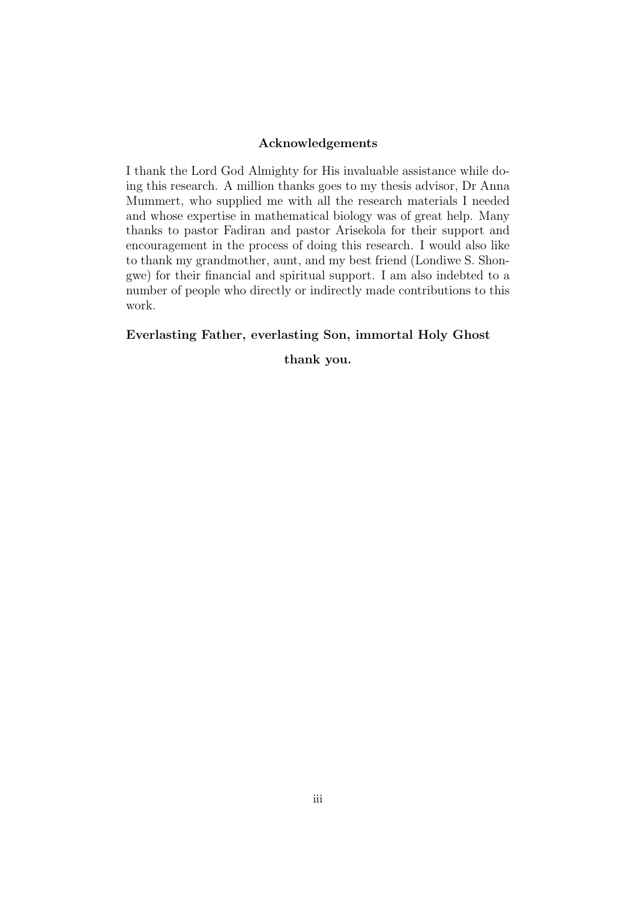## Acknowledgements

I thank the Lord God Almighty for His invaluable assistance while doing this research. A million thanks goes to my thesis advisor, Dr Anna Mummert, who supplied me with all the research materials I needed and whose expertise in mathematical biology was of great help. Many thanks to pastor Fadiran and pastor Arisekola for their support and encouragement in the process of doing this research. I would also like to thank my grandmother, aunt, and my best friend (Londiwe S. Shongwe) for their financial and spiritual support. I am also indebted to a number of people who directly or indirectly made contributions to this work.

**Everlasting Father, everlasting Son, immortal Holy Ghost**

**thank you.**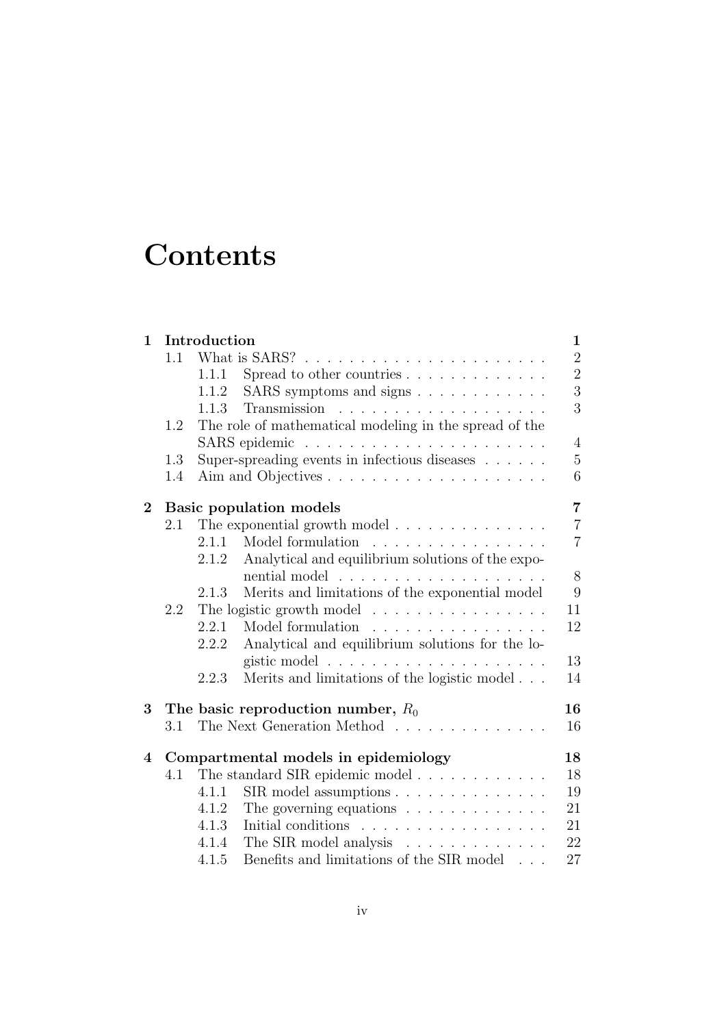# Contents

| | | | |
|---|---|---|---|
| **1** | **Introduction** | | **1** |
| | 1.1 | What is SARS? | 2 |
| | | 1.1.1 Spread to other countries | 2 |
| | | 1.1.2 SARS symptoms and signs | 3 |
| | | 1.1.3 Transmission | 3 |
| | 1.2 | The role of mathematical modeling in the spread of the SARS epidemic | 4 |
| | 1.3 | Super-spreading events in infectious diseases | 5 |
| | 1.4 | Aim and Objectives | 6 |
| **2** | **Basic population models** | | **7** |
| | 2.1 | The exponential growth model | 7 |
| | | 2.1.1 Model formulation | 7 |
| | | 2.1.2 Analytical and equilibrium solutions of the exponential model | 8 |
| | | 2.1.3 Merits and limitations of the exponential model | 9 |
| | 2.2 | The logistic growth model | 11 |
| | | 2.2.1 Model formulation | 12 |
| | | 2.2.2 Analytical and equilibrium solutions for the logistic model | 13 |
| | | 2.2.3 Merits and limitations of the logistic model | 14 |
| **3** | **The basic reproduction number, $R_0$** | | **16** |
| | 3.1 | The Next Generation Method | 16 |
| **4** | **Compartmental models in epidemiology** | | **18** |
| | 4.1 | The standard SIR epidemic model | 18 |
| | | 4.1.1 SIR model assumptions | 19 |
| | | 4.1.2 The governing equations | 21 |
| | | 4.1.3 Initial conditions | 21 |
| | | 4.1.4 The SIR model analysis | 22 |
| | | 4.1.5 Benefits and limitations of the SIR model | 27 |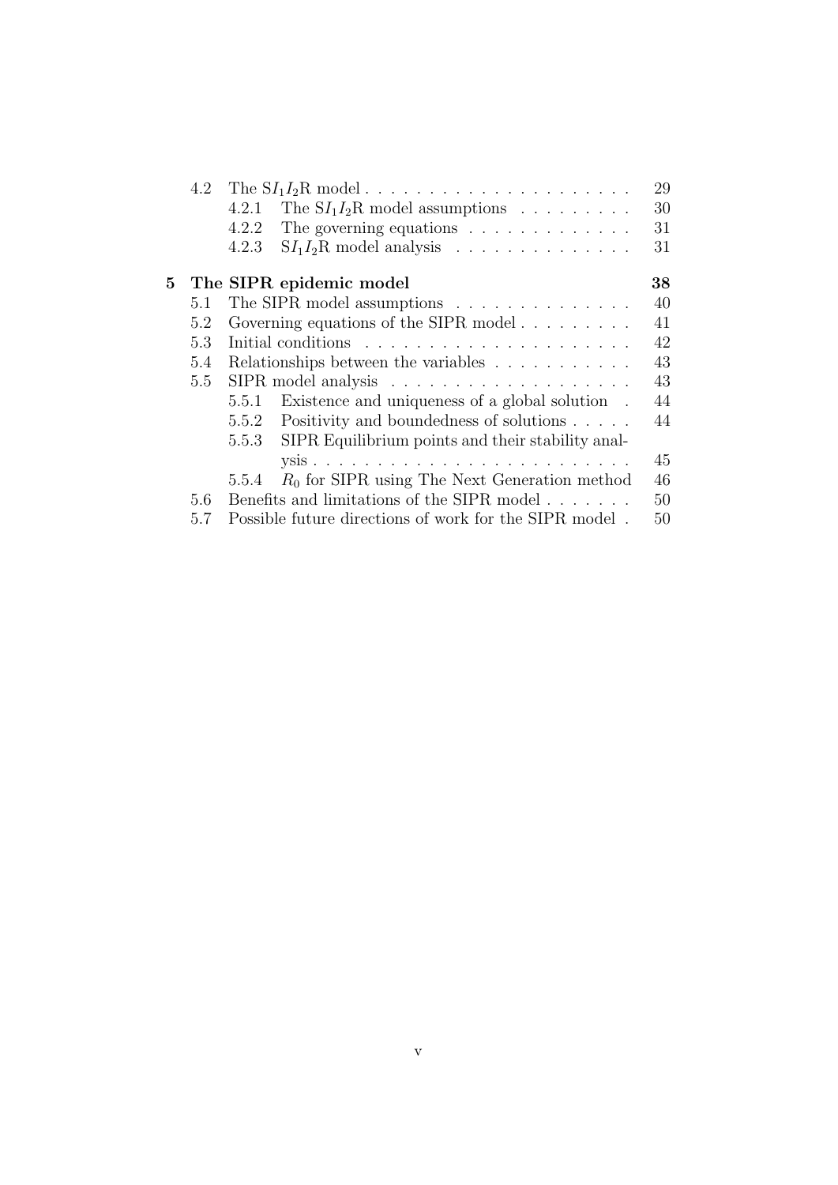- 4.2 The $SI_1I_2R$ model . . . . . . . . . . . . . . . . . . . . . 29
  - 4.2.1 The $SI_1I_2R$ model assumptions . . . . . . . . . 30
  - 4.2.2 The governing equations . . . . . . . . . . . . . 31
  - 4.2.3 $SI_1I_2R$ model analysis . . . . . . . . . . . . . 31

**5 The SIPR epidemic model** **38**

- 5.1 The SIPR model assumptions . . . . . . . . . . . . . . 40
- 5.2 Governing equations of the SIPR model . . . . . . . . . 41
- 5.3 Initial conditions . . . . . . . . . . . . . . . . . . . . . 42
- 5.4 Relationships between the variables . . . . . . . . . . . 43
- 5.5 SIPR model analysis . . . . . . . . . . . . . . . . . . . 43
  - 5.5.1 Existence and uniqueness of a global solution . 44
  - 5.5.2 Positivity and boundedness of solutions . . . . . 44
  - 5.5.3 SIPR Equilibrium points and their stability analysis . . . . . . . . . . . . . . . . . . . . . . . . . 45
  - 5.5.4 $R_0$ for SIPR using The Next Generation method 46
- 5.6 Benefits and limitations of the SIPR model . . . . . . . 50
- 5.7 Possible future directions of work for the SIPR model . 50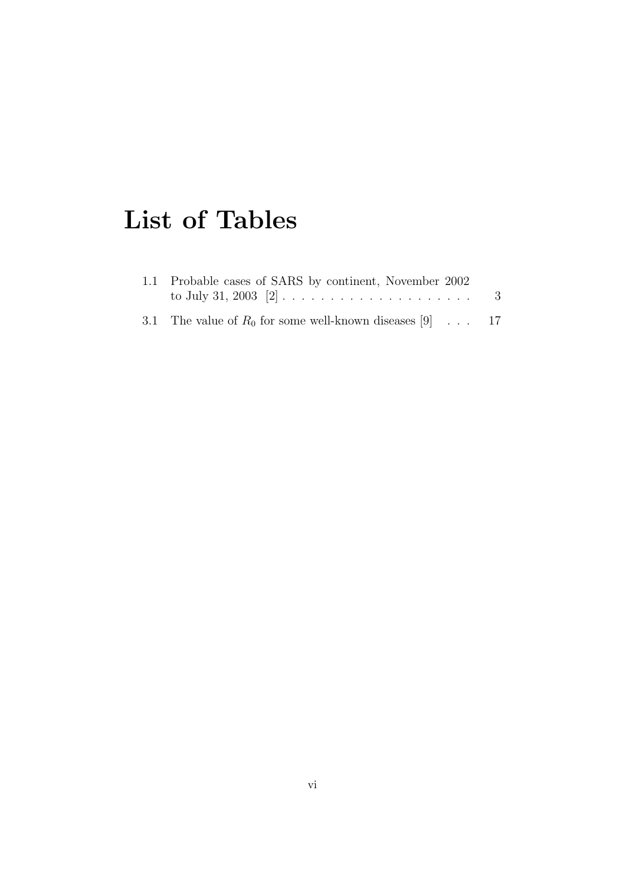# List of Tables

1.1 Probable cases of SARS by continent, November 2002 to July 31, 2003 [2] . . . . . . . . . . . . . . . . . . . . . 3

3.1 The value of $R_0$ for some well-known diseases [9] . . . 17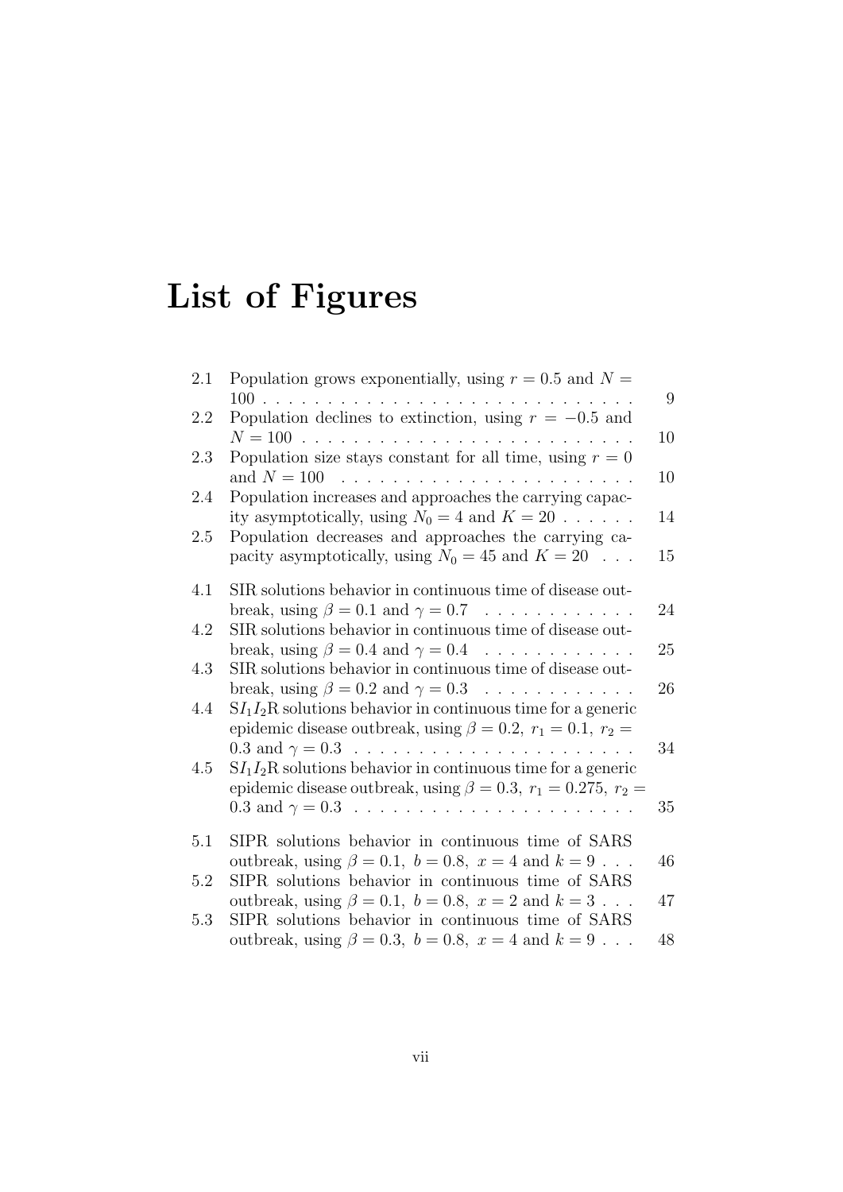# List of Figures

2.1 Population grows exponentially, using $r = 0.5$ and $N = 100$ . . . 9

2.2 Population declines to extinction, using $r = -0.5$ and $N = 100$ . . . 10

2.3 Population size stays constant for all time, using $r = 0$ and $N = 100$ . . . 10

2.4 Population increases and approaches the carrying capacity asymptotically, using $N_0 = 4$ and $K = 20$ . . . 14

2.5 Population decreases and approaches the carrying capacity asymptotically, using $N_0 = 45$ and $K = 20$ . . . 15

4.1 SIR solutions behavior in continuous time of disease outbreak, using $\beta = 0.1$ and $\gamma = 0.7$ . . . 24

4.2 SIR solutions behavior in continuous time of disease outbreak, using $\beta = 0.4$ and $\gamma = 0.4$ . . . 25

4.3 SIR solutions behavior in continuous time of disease outbreak, using $\beta = 0.2$ and $\gamma = 0.3$ . . . 26

4.4 S$I_1I_2$R solutions behavior in continuous time for a generic epidemic disease outbreak, using $\beta = 0.2,\ r_1 = 0.1,\ r_2 = 0.3$ and $\gamma = 0.3$ . . . 34

4.5 S$I_1I_2$R solutions behavior in continuous time for a generic epidemic disease outbreak, using $\beta = 0.3,\ r_1 = 0.275,\ r_2 = 0.3$ and $\gamma = 0.3$ . . . 35

5.1 SIPR solutions behavior in continuous time of SARS outbreak, using $\beta = 0.1,\ b = 0.8,\ x = 4$ and $k = 9$ . . . 46

5.2 SIPR solutions behavior in continuous time of SARS outbreak, using $\beta = 0.1,\ b = 0.8,\ x = 2$ and $k = 3$ . . . 47

5.3 SIPR solutions behavior in continuous time of SARS outbreak, using $\beta = 0.3,\ b = 0.8,\ x = 4$ and $k = 9$ . . . 48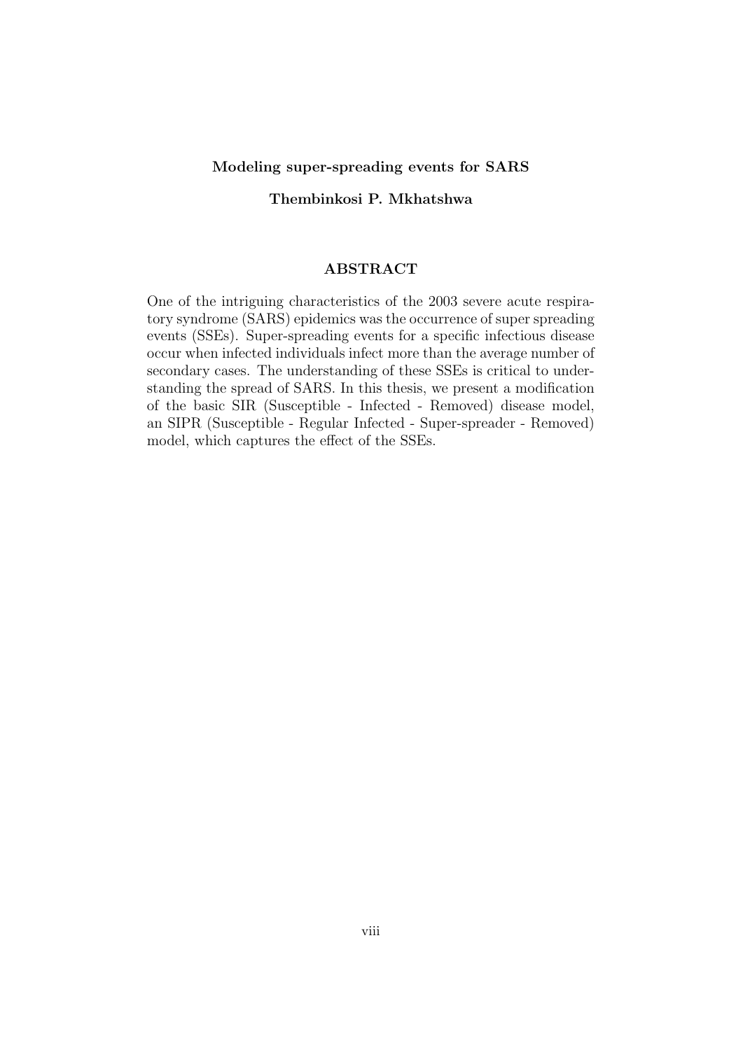**Modeling super-spreading events for SARS**

**Thembinkosi P. Mkhatshwa**

## ABSTRACT

One of the intriguing characteristics of the 2003 severe acute respiratory syndrome (SARS) epidemics was the occurrence of super spreading events (SSEs). Super-spreading events for a specific infectious disease occur when infected individuals infect more than the average number of secondary cases. The understanding of these SSEs is critical to understanding the spread of SARS. In this thesis, we present a modification of the basic SIR (Susceptible - Infected - Removed) disease model, an SIPR (Susceptible - Regular Infected - Super-spreader - Removed) model, which captures the effect of the SSEs.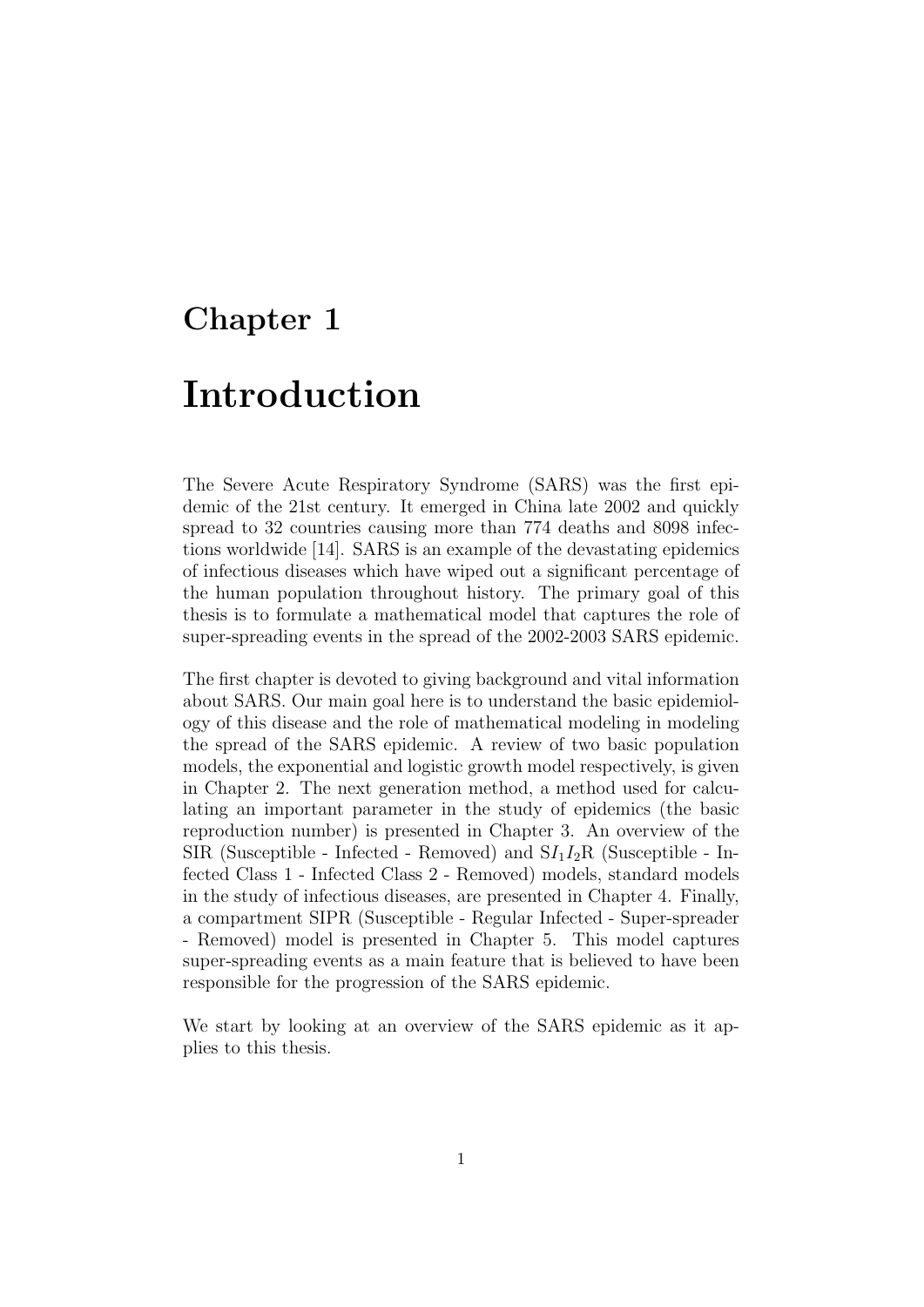# Chapter 1

# Introduction

The Severe Acute Respiratory Syndrome (SARS) was the first epidemic of the 21st century. It emerged in China late 2002 and quickly spread to 32 countries causing more than 774 deaths and 8098 infections worldwide [14]. SARS is an example of the devastating epidemics of infectious diseases which have wiped out a significant percentage of the human population throughout history. The primary goal of this thesis is to formulate a mathematical model that captures the role of super-spreading events in the spread of the 2002-2003 SARS epidemic.

The first chapter is devoted to giving background and vital information about SARS. Our main goal here is to understand the basic epidemiology of this disease and the role of mathematical modeling in modeling the spread of the SARS epidemic. A review of two basic population models, the exponential and logistic growth model respectively, is given in Chapter 2. The next generation method, a method used for calculating an important parameter in the study of epidemics (the basic reproduction number) is presented in Chapter 3. An overview of the SIR (Susceptible - Infected - Removed) and S$I_1 I_2$R (Susceptible - Infected Class 1 - Infected Class 2 - Removed) models, standard models in the study of infectious diseases, are presented in Chapter 4. Finally, a compartment SIPR (Susceptible - Regular Infected - Super-spreader - Removed) model is presented in Chapter 5. This model captures super-spreading events as a main feature that is believed to have been responsible for the progression of the SARS epidemic.

We start by looking at an overview of the SARS epidemic as it applies to this thesis.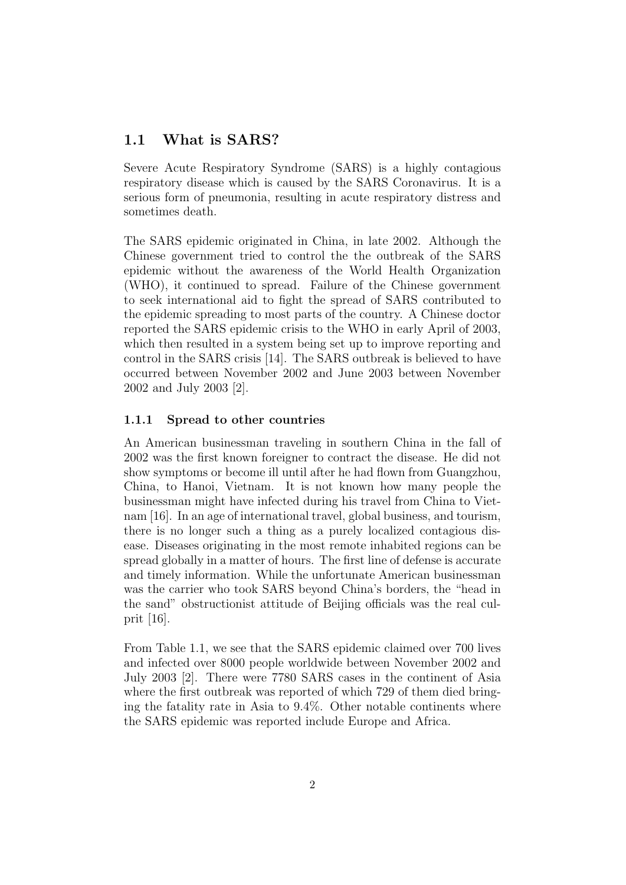## 1.1 What is SARS?

Severe Acute Respiratory Syndrome (SARS) is a highly contagious respiratory disease which is caused by the SARS Coronavirus. It is a serious form of pneumonia, resulting in acute respiratory distress and sometimes death.

The SARS epidemic originated in China, in late 2002. Although the Chinese government tried to control the the outbreak of the SARS epidemic without the awareness of the World Health Organization (WHO), it continued to spread. Failure of the Chinese government to seek international aid to fight the spread of SARS contributed to the epidemic spreading to most parts of the country. A Chinese doctor reported the SARS epidemic crisis to the WHO in early April of 2003, which then resulted in a system being set up to improve reporting and control in the SARS crisis [14]. The SARS outbreak is believed to have occurred between November 2002 and June 2003 between November 2002 and July 2003 [2].

### 1.1.1 Spread to other countries

An American businessman traveling in southern China in the fall of 2002 was the first known foreigner to contract the disease. He did not show symptoms or become ill until after he had flown from Guangzhou, China, to Hanoi, Vietnam. It is not known how many people the businessman might have infected during his travel from China to Vietnam [16]. In an age of international travel, global business, and tourism, there is no longer such a thing as a purely localized contagious disease. Diseases originating in the most remote inhabited regions can be spread globally in a matter of hours. The first line of defense is accurate and timely information. While the unfortunate American businessman was the carrier who took SARS beyond China's borders, the "head in the sand" obstructionist attitude of Beijing officials was the real culprit [16].

From Table 1.1, we see that the SARS epidemic claimed over 700 lives and infected over 8000 people worldwide between November 2002 and July 2003 [2]. There were 7780 SARS cases in the continent of Asia where the first outbreak was reported of which 729 of them died bringing the fatality rate in Asia to 9.4%. Other notable continents where the SARS epidemic was reported include Europe and Africa.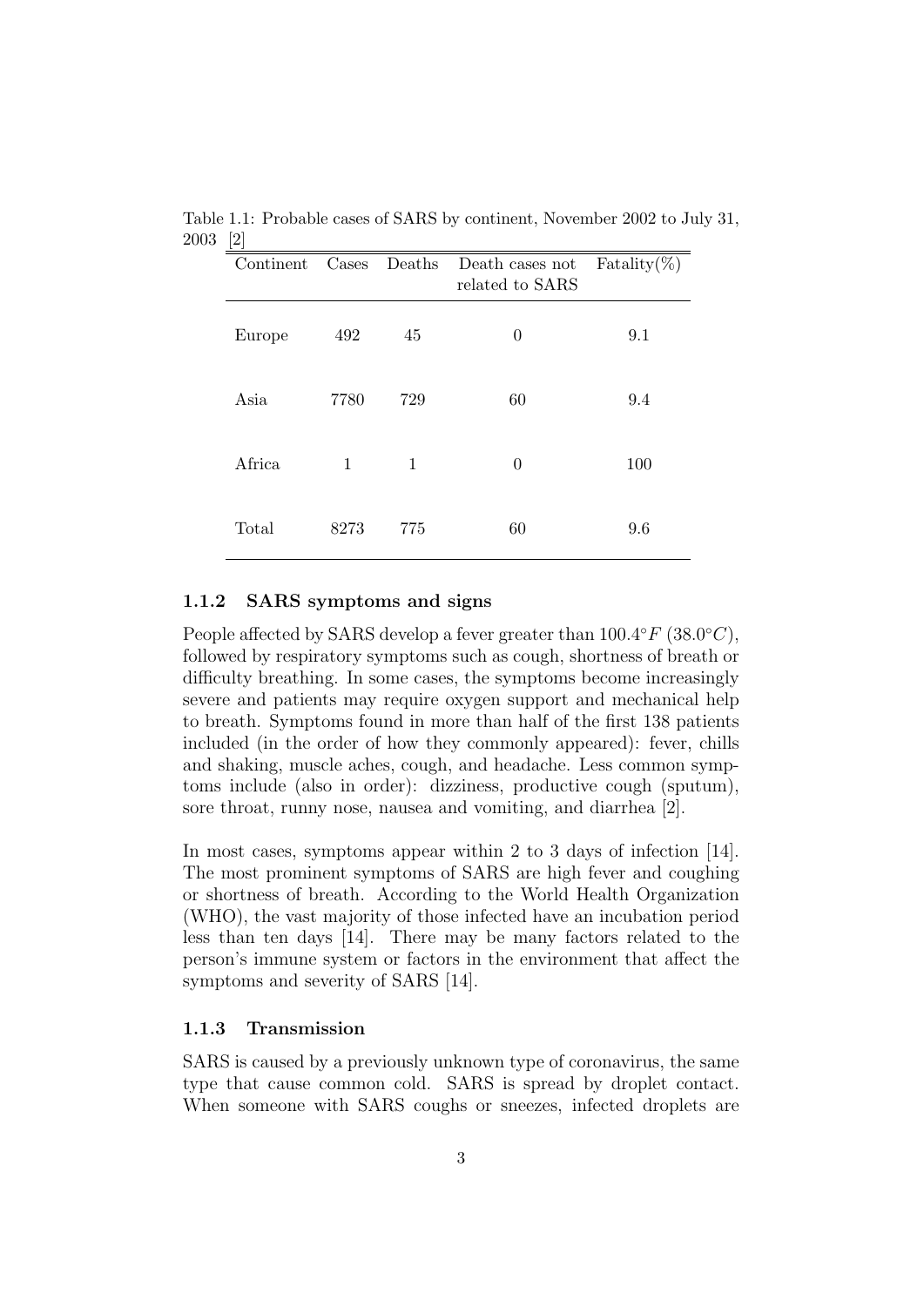Table 1.1: Probable cases of SARS by continent, November 2002 to July 31, 2003 [2]

| Continent | Cases | Deaths | Death cases not related to SARS | Fatality(%) |
|---|---|---|---|---|
| Europe | 492 | 45 | 0 | 9.1 |
| Asia | 7780 | 729 | 60 | 9.4 |
| Africa | 1 | 1 | 0 | 100 |
| Total | 8273 | 775 | 60 | 9.6 |

### 1.1.2 SARS symptoms and signs

People affected by SARS develop a fever greater than $100.4°F$ $(38.0°C)$, followed by respiratory symptoms such as cough, shortness of breath or difficulty breathing. In some cases, the symptoms become increasingly severe and patients may require oxygen support and mechanical help to breath. Symptoms found in more than half of the first 138 patients included (in the order of how they commonly appeared): fever, chills and shaking, muscle aches, cough, and headache. Less common symptoms include (also in order): dizziness, productive cough (sputum), sore throat, runny nose, nausea and vomiting, and diarrhea [2].

In most cases, symptoms appear within 2 to 3 days of infection [14]. The most prominent symptoms of SARS are high fever and coughing or shortness of breath. According to the World Health Organization (WHO), the vast majority of those infected have an incubation period less than ten days [14]. There may be many factors related to the person's immune system or factors in the environment that affect the symptoms and severity of SARS [14].

### 1.1.3 Transmission

SARS is caused by a previously unknown type of coronavirus, the same type that cause common cold. SARS is spread by droplet contact. When someone with SARS coughs or sneezes, infected droplets are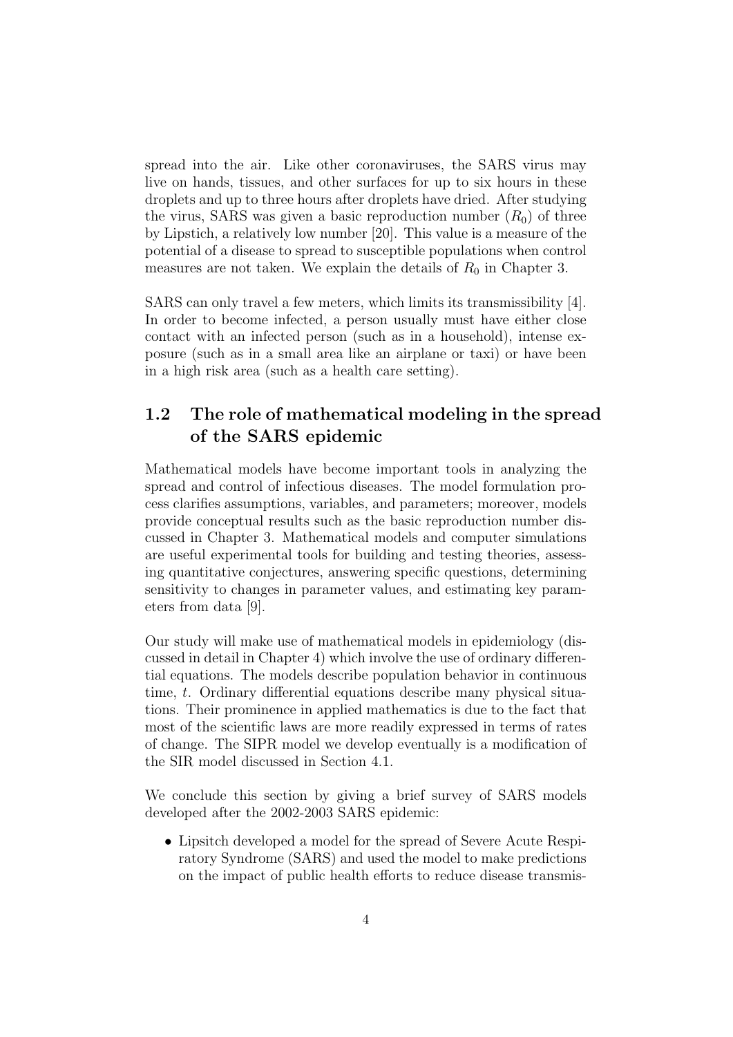spread into the air. Like other coronaviruses, the SARS virus may live on hands, tissues, and other surfaces for up to six hours in these droplets and up to three hours after droplets have dried. After studying the virus, SARS was given a basic reproduction number ($R_0$) of three by Lipstich, a relatively low number [20]. This value is a measure of the potential of a disease to spread to susceptible populations when control measures are not taken. We explain the details of $R_0$ in Chapter 3.

SARS can only travel a few meters, which limits its transmissibility [4]. In order to become infected, a person usually must have either close contact with an infected person (such as in a household), intense exposure (such as in a small area like an airplane or taxi) or have been in a high risk area (such as a health care setting).

## 1.2 The role of mathematical modeling in the spread of the SARS epidemic

Mathematical models have become important tools in analyzing the spread and control of infectious diseases. The model formulation process clarifies assumptions, variables, and parameters; moreover, models provide conceptual results such as the basic reproduction number discussed in Chapter 3. Mathematical models and computer simulations are useful experimental tools for building and testing theories, assessing quantitative conjectures, answering specific questions, determining sensitivity to changes in parameter values, and estimating key parameters from data [9].

Our study will make use of mathematical models in epidemiology (discussed in detail in Chapter 4) which involve the use of ordinary differential equations. The models describe population behavior in continuous time, $t$. Ordinary differential equations describe many physical situations. Their prominence in applied mathematics is due to the fact that most of the scientific laws are more readily expressed in terms of rates of change. The SIPR model we develop eventually is a modification of the SIR model discussed in Section 4.1.

We conclude this section by giving a brief survey of SARS models developed after the 2002-2003 SARS epidemic:

- Lipsitch developed a model for the spread of Severe Acute Respiratory Syndrome (SARS) and used the model to make predictions on the impact of public health efforts to reduce disease transmis-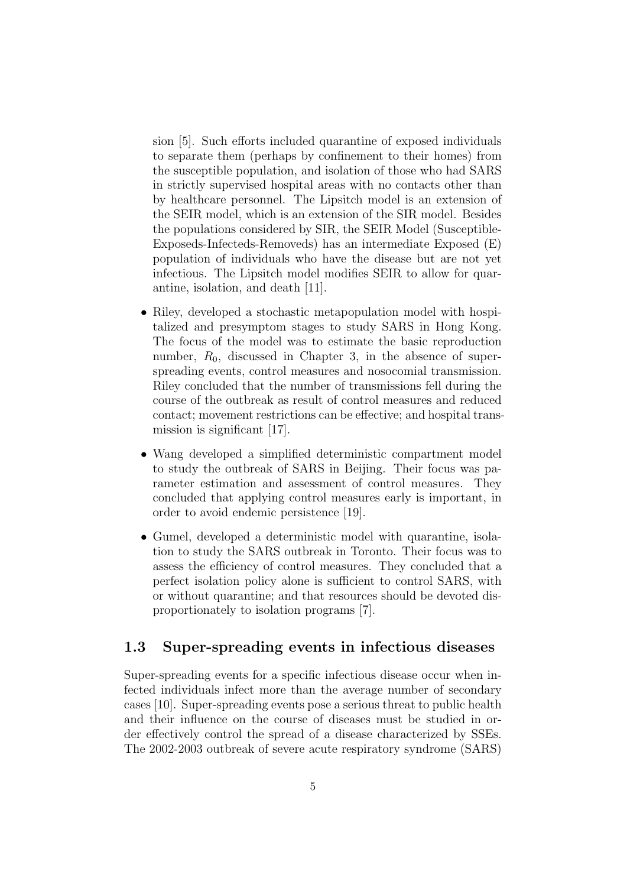sion [5]. Such efforts included quarantine of exposed individuals to separate them (perhaps by confinement to their homes) from the susceptible population, and isolation of those who had SARS in strictly supervised hospital areas with no contacts other than by healthcare personnel. The Lipsitch model is an extension of the SEIR model, which is an extension of the SIR model. Besides the populations considered by SIR, the SEIR Model (Susceptible-Exposeds-Infecteds-Removeds) has an intermediate Exposed (E) population of individuals who have the disease but are not yet infectious. The Lipsitch model modifies SEIR to allow for quarantine, isolation, and death [11].

- Riley, developed a stochastic metapopulation model with hospitalized and presymptom stages to study SARS in Hong Kong. The focus of the model was to estimate the basic reproduction number, $R_0$, discussed in Chapter 3, in the absence of super-spreading events, control measures and nosocomial transmission. Riley concluded that the number of transmissions fell during the course of the outbreak as result of control measures and reduced contact; movement restrictions can be effective; and hospital transmission is significant [17].

- Wang developed a simplified deterministic compartment model to study the outbreak of SARS in Beijing. Their focus was parameter estimation and assessment of control measures. They concluded that applying control measures early is important, in order to avoid endemic persistence [19].

- Gumel, developed a deterministic model with quarantine, isolation to study the SARS outbreak in Toronto. Their focus was to assess the efficiency of control measures. They concluded that a perfect isolation policy alone is sufficient to control SARS, with or without quarantine; and that resources should be devoted disproportionately to isolation programs [7].

## 1.3 Super-spreading events in infectious diseases

Super-spreading events for a specific infectious disease occur when infected individuals infect more than the average number of secondary cases [10]. Super-spreading events pose a serious threat to public health and their influence on the course of diseases must be studied in order effectively control the spread of a disease characterized by SSEs. The 2002-2003 outbreak of severe acute respiratory syndrome (SARS)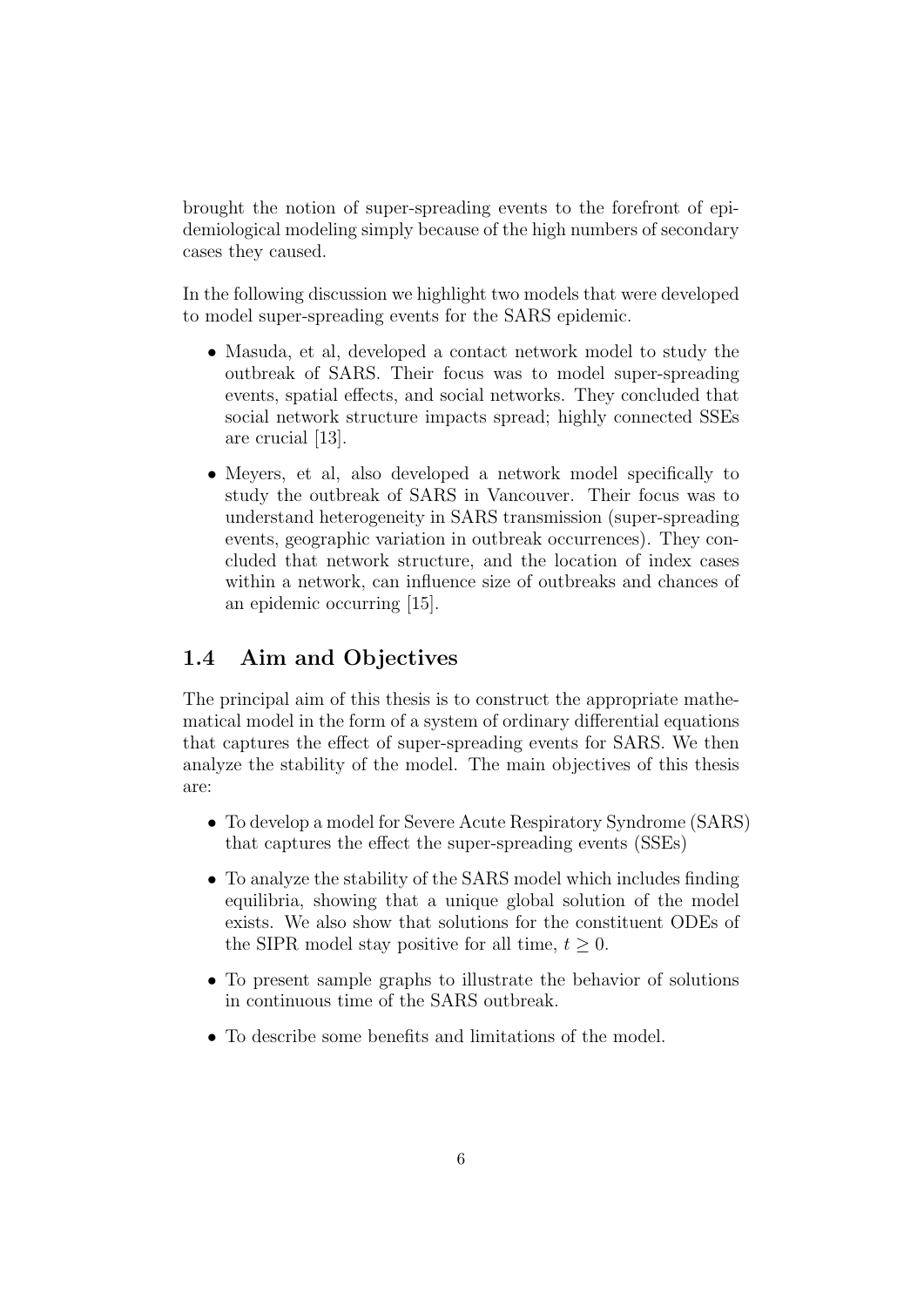brought the notion of super-spreading events to the forefront of epidemiological modeling simply because of the high numbers of secondary cases they caused.

In the following discussion we highlight two models that were developed to model super-spreading events for the SARS epidemic.

- Masuda, et al, developed a contact network model to study the outbreak of SARS. Their focus was to model super-spreading events, spatial effects, and social networks. They concluded that social network structure impacts spread; highly connected SSEs are crucial [13].
- Meyers, et al, also developed a network model specifically to study the outbreak of SARS in Vancouver. Their focus was to understand heterogeneity in SARS transmission (super-spreading events, geographic variation in outbreak occurrences). They concluded that network structure, and the location of index cases within a network, can influence size of outbreaks and chances of an epidemic occurring [15].

## 1.4 Aim and Objectives

The principal aim of this thesis is to construct the appropriate mathematical model in the form of a system of ordinary differential equations that captures the effect of super-spreading events for SARS. We then analyze the stability of the model. The main objectives of this thesis are:

- To develop a model for Severe Acute Respiratory Syndrome (SARS) that captures the effect the super-spreading events (SSEs)
- To analyze the stability of the SARS model which includes finding equilibria, showing that a unique global solution of the model exists. We also show that solutions for the constituent ODEs of the SIPR model stay positive for all time, $t \geq 0$.
- To present sample graphs to illustrate the behavior of solutions in continuous time of the SARS outbreak.
- To describe some benefits and limitations of the model.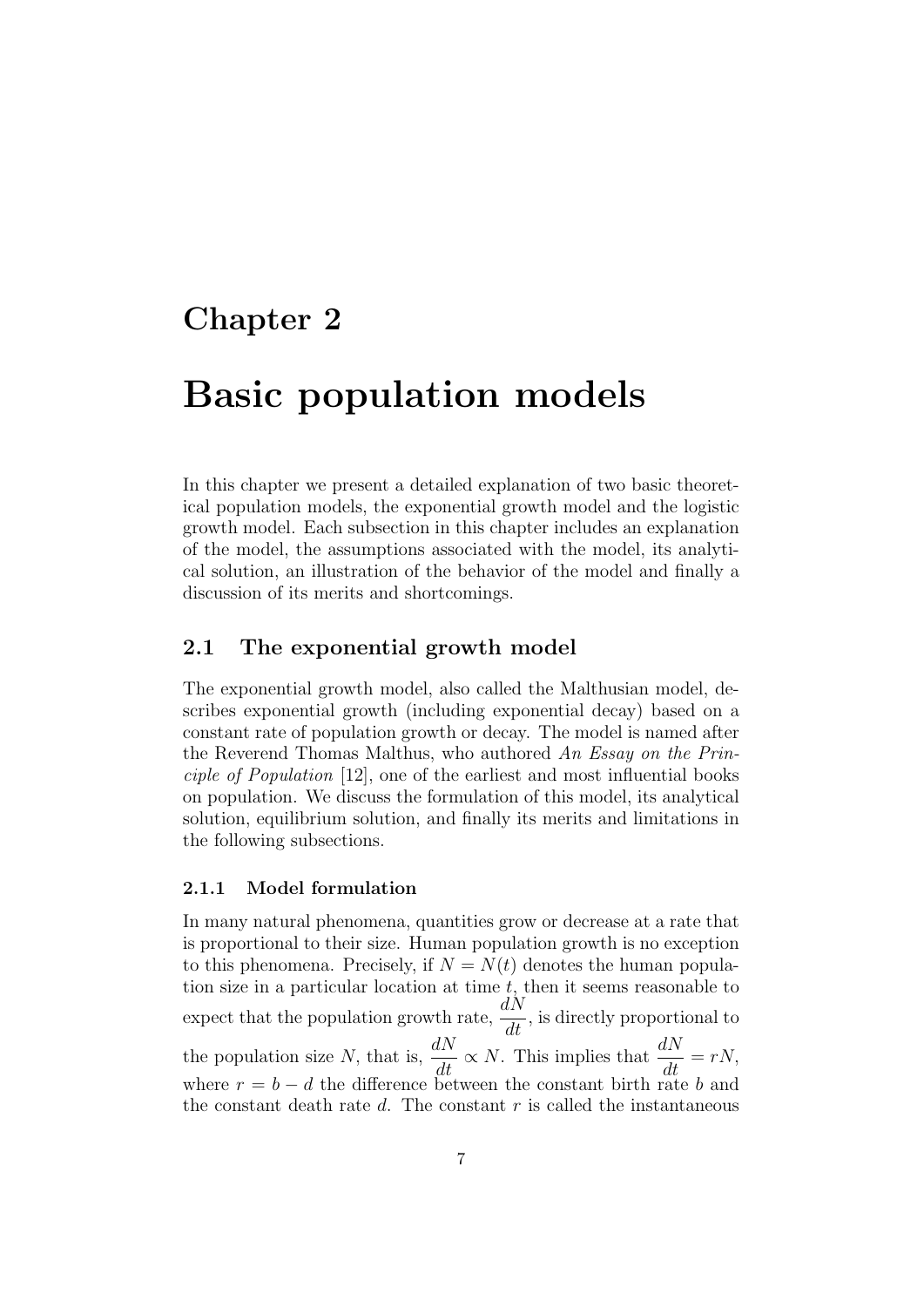# Chapter 2

# Basic population models

In this chapter we present a detailed explanation of two basic theoretical population models, the exponential growth model and the logistic growth model. Each subsection in this chapter includes an explanation of the model, the assumptions associated with the model, its analytical solution, an illustration of the behavior of the model and finally a discussion of its merits and shortcomings.

## 2.1 The exponential growth model

The exponential growth model, also called the Malthusian model, describes exponential growth (including exponential decay) based on a constant rate of population growth or decay. The model is named after the Reverend Thomas Malthus, who authored *An Essay on the Principle of Population* [12], one of the earliest and most influential books on population. We discuss the formulation of this model, its analytical solution, equilibrium solution, and finally its merits and limitations in the following subsections.

### 2.1.1 Model formulation

In many natural phenomena, quantities grow or decrease at a rate that is proportional to their size. Human population growth is no exception to this phenomena. Precisely, if $N = N(t)$ denotes the human population size in a particular location at time $t$, then it seems reasonable to expect that the population growth rate, $\dfrac{dN}{dt}$, is directly proportional to the population size $N$, that is, $\dfrac{dN}{dt} \propto N$. This implies that $\dfrac{dN}{dt} = rN$, where $r = b - d$ the difference between the constant birth rate $b$ and the constant death rate $d$. The constant $r$ is called the instantaneous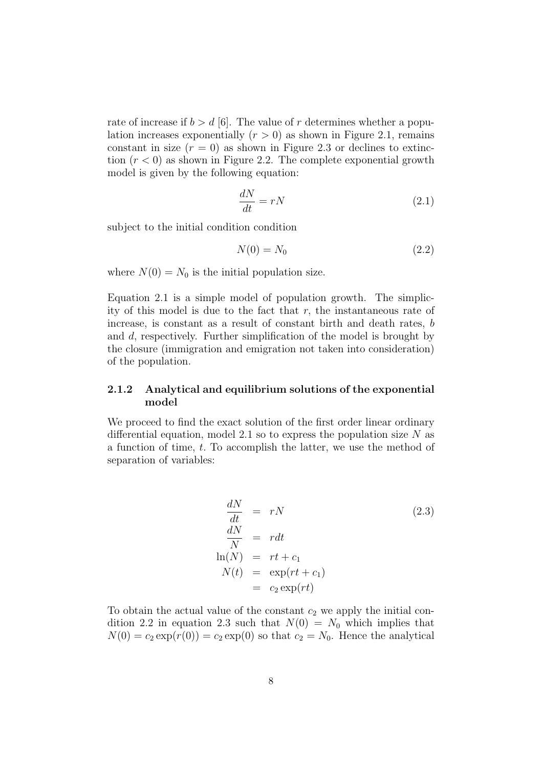rate of increase if $b > d$ [6]. The value of $r$ determines whether a population increases exponentially ($r > 0$) as shown in Figure 2.1, remains constant in size ($r = 0$) as shown in Figure 2.3 or declines to extinction ($r < 0$) as shown in Figure 2.2. The complete exponential growth model is given by the following equation:

$$\frac{dN}{dt} = rN \tag{2.1}$$

subject to the initial condition condition

$$N(0) = N_0 \tag{2.2}$$

where $N(0) = N_0$ is the initial population size.

Equation 2.1 is a simple model of population growth. The simplicity of this model is due to the fact that $r$, the instantaneous rate of increase, is constant as a result of constant birth and death rates, $b$ and $d$, respectively. Further simplification of the model is brought by the closure (immigration and emigration not taken into consideration) of the population.

### 2.1.2 Analytical and equilibrium solutions of the exponential model

We proceed to find the exact solution of the first order linear ordinary differential equation, model 2.1 so to express the population size $N$ as a function of time, $t$. To accomplish the latter, we use the method of separation of variables:

$$\begin{aligned}
\frac{dN}{dt} &= rN \\
\frac{dN}{N} &= rdt \\
\ln(N) &= rt + c_1 \\
N(t) &= \exp(rt + c_1) \\
&= c_2 \exp(rt)
\end{aligned} \tag{2.3}$$

To obtain the actual value of the constant $c_2$ we apply the initial condition 2.2 in equation 2.3 such that $N(0) = N_0$ which implies that $N(0) = c_2 \exp(r(0)) = c_2 \exp(0)$ so that $c_2 = N_0$. Hence the analytical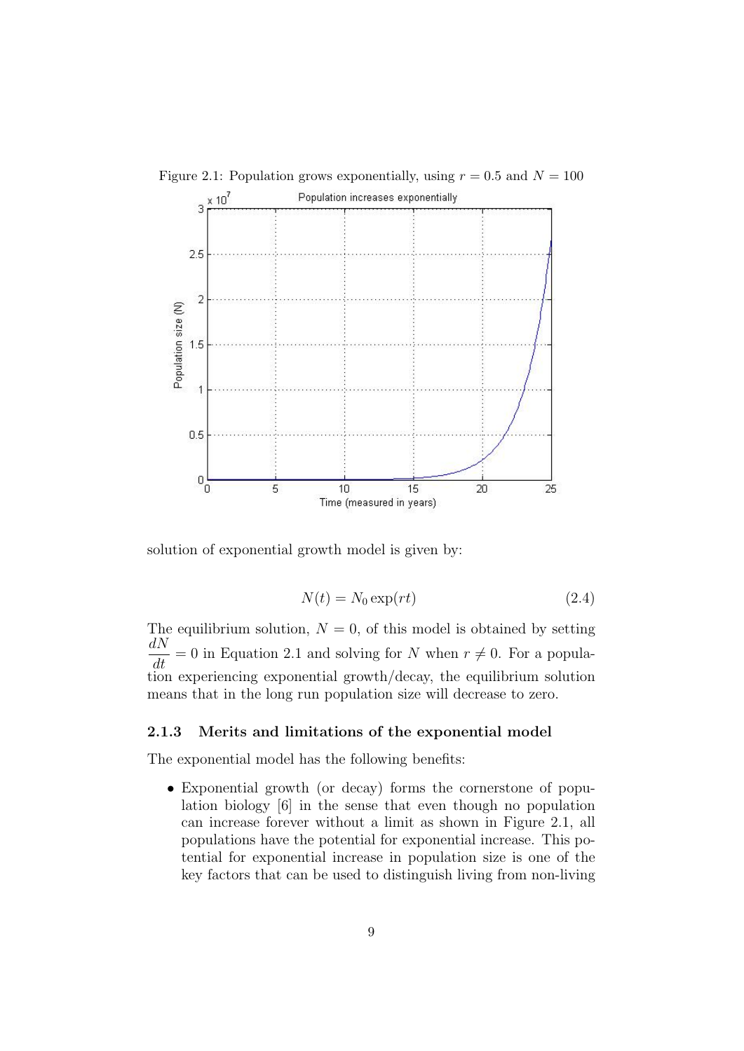Figure 2.1: Population grows exponentially, using $r = 0.5$ and $N = 100$

solution of exponential growth model is given by:

$$N(t) = N_0 \exp(rt) \tag{2.4}$$

The equilibrium solution, $N = 0$, of this model is obtained by setting $\frac{dN}{dt} = 0$ in Equation 2.1 and solving for $N$ when $r \neq 0$. For a population experiencing exponential growth/decay, the equilibrium solution means that in the long run population size will decrease to zero.

### 2.1.3 Merits and limitations of the exponential model

The exponential model has the following benefits:

- Exponential growth (or decay) forms the cornerstone of population biology [6] in the sense that even though no population can increase forever without a limit as shown in Figure 2.1, all populations have the potential for exponential increase. This potential for exponential increase in population size is one of the key factors that can be used to distinguish living from non-living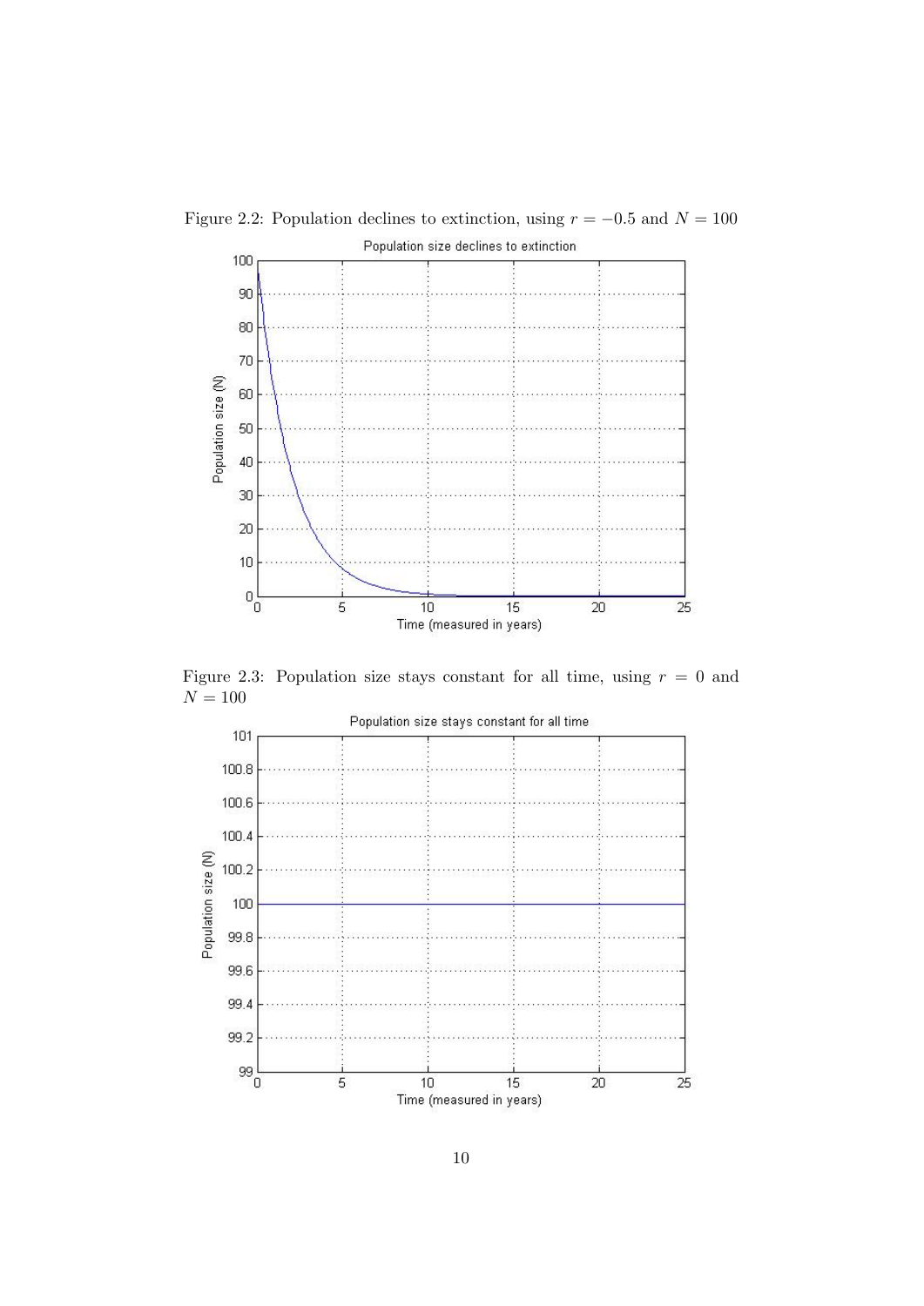Figure 2.2: Population declines to extinction, using $r = -0.5$ and $N = 100$

Figure 2.3: Population size stays constant for all time, using $r = 0$ and $N = 100$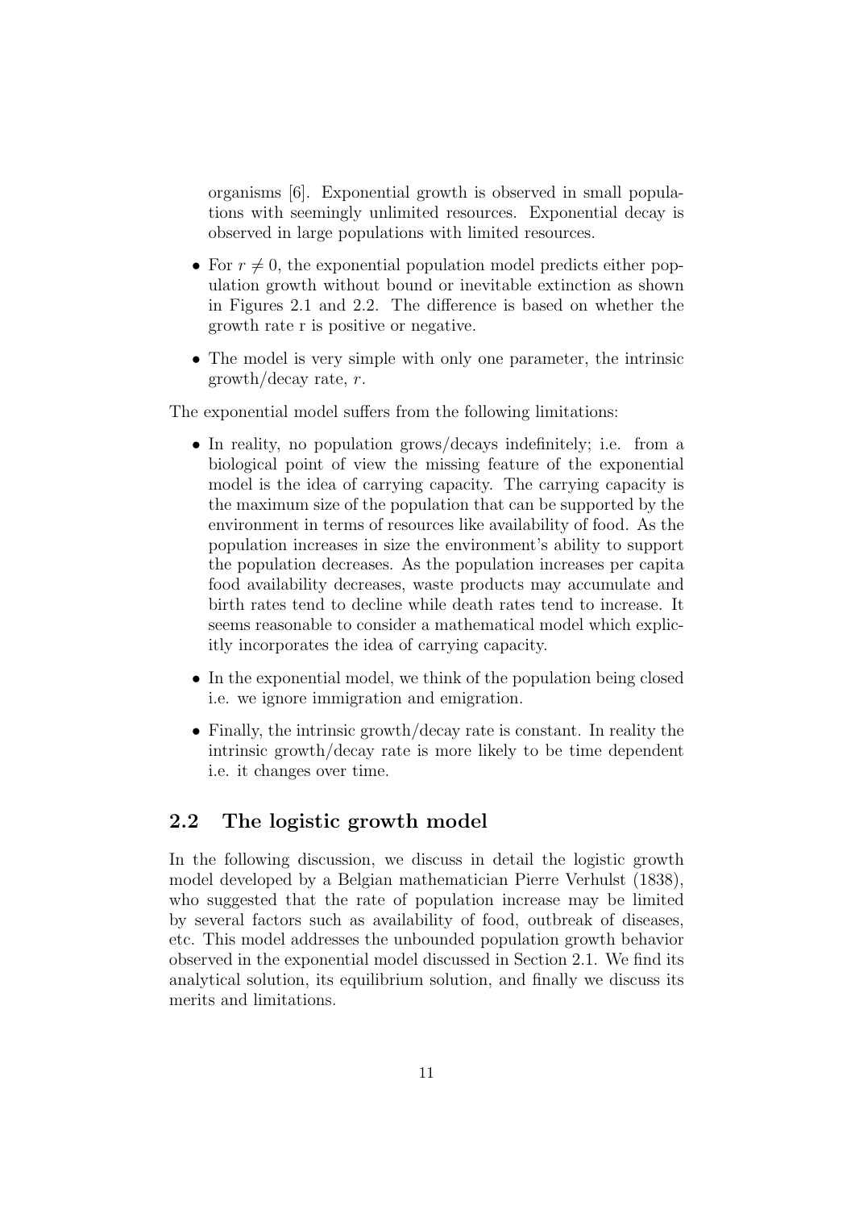organisms [6]. Exponential growth is observed in small populations with seemingly unlimited resources. Exponential decay is observed in large populations with limited resources.

- For $r \neq 0$, the exponential population model predicts either population growth without bound or inevitable extinction as shown in Figures 2.1 and 2.2. The difference is based on whether the growth rate r is positive or negative.
- The model is very simple with only one parameter, the intrinsic growth/decay rate, $r$.

The exponential model suffers from the following limitations:

- In reality, no population grows/decays indefinitely; i.e. from a biological point of view the missing feature of the exponential model is the idea of carrying capacity. The carrying capacity is the maximum size of the population that can be supported by the environment in terms of resources like availability of food. As the population increases in size the environment's ability to support the population decreases. As the population increases per capita food availability decreases, waste products may accumulate and birth rates tend to decline while death rates tend to increase. It seems reasonable to consider a mathematical model which explicitly incorporates the idea of carrying capacity.
- In the exponential model, we think of the population being closed i.e. we ignore immigration and emigration.
- Finally, the intrinsic growth/decay rate is constant. In reality the intrinsic growth/decay rate is more likely to be time dependent i.e. it changes over time.

## 2.2 The logistic growth model

In the following discussion, we discuss in detail the logistic growth model developed by a Belgian mathematician Pierre Verhulst (1838), who suggested that the rate of population increase may be limited by several factors such as availability of food, outbreak of diseases, etc. This model addresses the unbounded population growth behavior observed in the exponential model discussed in Section 2.1. We find its analytical solution, its equilibrium solution, and finally we discuss its merits and limitations.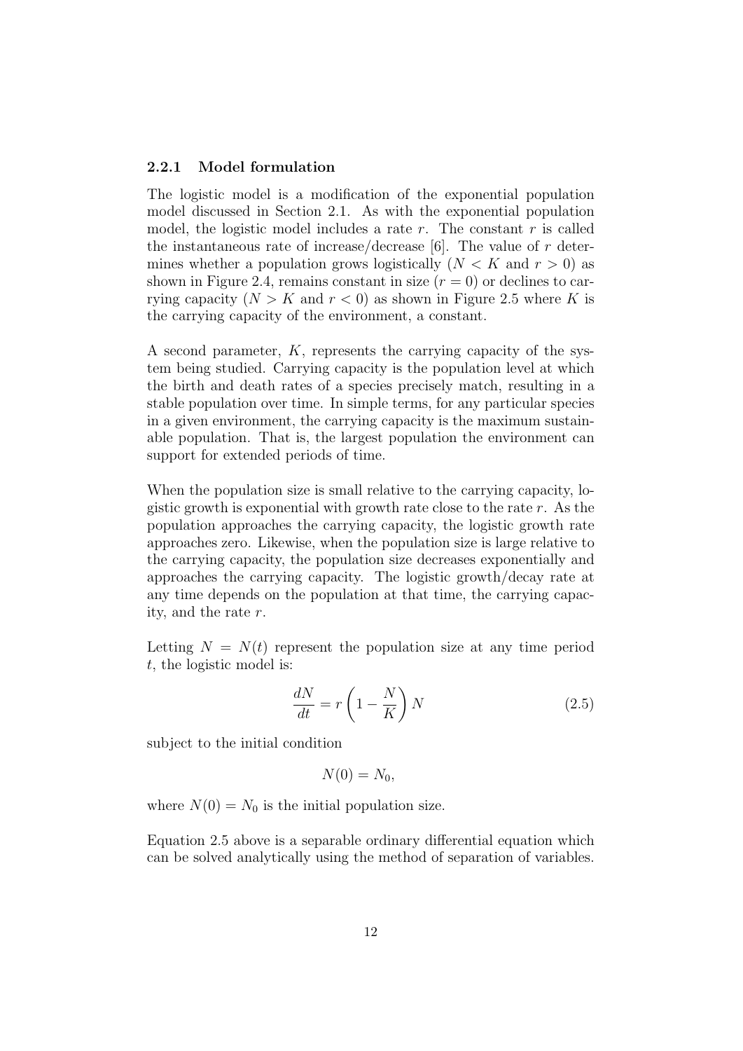### 2.2.1 Model formulation

The logistic model is a modification of the exponential population model discussed in Section 2.1. As with the exponential population model, the logistic model includes a rate $r$. The constant $r$ is called the instantaneous rate of increase/decrease [6]. The value of $r$ determines whether a population grows logistically ($N < K$ and $r > 0$) as shown in Figure 2.4, remains constant in size ($r = 0$) or declines to carrying capacity ($N > K$ and $r < 0$) as shown in Figure 2.5 where $K$ is the carrying capacity of the environment, a constant.

A second parameter, $K$, represents the carrying capacity of the system being studied. Carrying capacity is the population level at which the birth and death rates of a species precisely match, resulting in a stable population over time. In simple terms, for any particular species in a given environment, the carrying capacity is the maximum sustainable population. That is, the largest population the environment can support for extended periods of time.

When the population size is small relative to the carrying capacity, logistic growth is exponential with growth rate close to the rate $r$. As the population approaches the carrying capacity, the logistic growth rate approaches zero. Likewise, when the population size is large relative to the carrying capacity, the population size decreases exponentially and approaches the carrying capacity. The logistic growth/decay rate at any time depends on the population at that time, the carrying capacity, and the rate $r$.

Letting $N = N(t)$ represent the population size at any time period $t$, the logistic model is:

$$\frac{dN}{dt} = r\left(1 - \frac{N}{K}\right)N \tag{2.5}$$

subject to the initial condition

$$N(0) = N_0,$$

where $N(0) = N_0$ is the initial population size.

Equation 2.5 above is a separable ordinary differential equation which can be solved analytically using the method of separation of variables.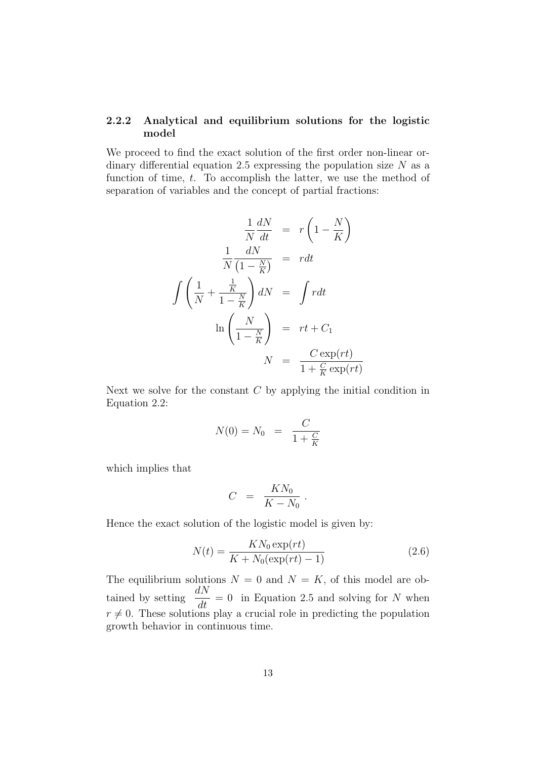### 2.2.2 Analytical and equilibrium solutions for the logistic model

We proceed to find the exact solution of the first order non-linear ordinary differential equation 2.5 expressing the population size $N$ as a function of time, $t$. To accomplish the latter, we use the method of separation of variables and the concept of partial fractions:

$$
\begin{aligned}
\frac{1}{N}\frac{dN}{dt} &= r\left(1 - \frac{N}{K}\right) \\
\frac{1}{N}\frac{dN}{\left(1 - \frac{N}{K}\right)} &= rdt \\
\int \left(\frac{1}{N} + \frac{\frac{1}{K}}{1 - \frac{N}{K}}\right) dN &= \int rdt \\
\ln\left(\frac{N}{1 - \frac{N}{K}}\right) &= rt + C_1 \\
N &= \frac{C\exp(rt)}{1 + \frac{C}{K}\exp(rt)}
\end{aligned}
$$

Next we solve for the constant $C$ by applying the initial condition in Equation 2.2:

$$
N(0) = N_0 = \frac{C}{1 + \frac{C}{K}}
$$

which implies that

$$
C = \frac{KN_0}{K - N_0} .
$$

Hence the exact solution of the logistic model is given by:

$$
N(t) = \frac{KN_0\exp(rt)}{K + N_0(\exp(rt) - 1)} \tag{2.6}
$$

The equilibrium solutions $N = 0$ and $N = K$, of this model are obtained by setting $\dfrac{dN}{dt} = 0$ in Equation 2.5 and solving for $N$ when $r \neq 0$. These solutions play a crucial role in predicting the population growth behavior in continuous time.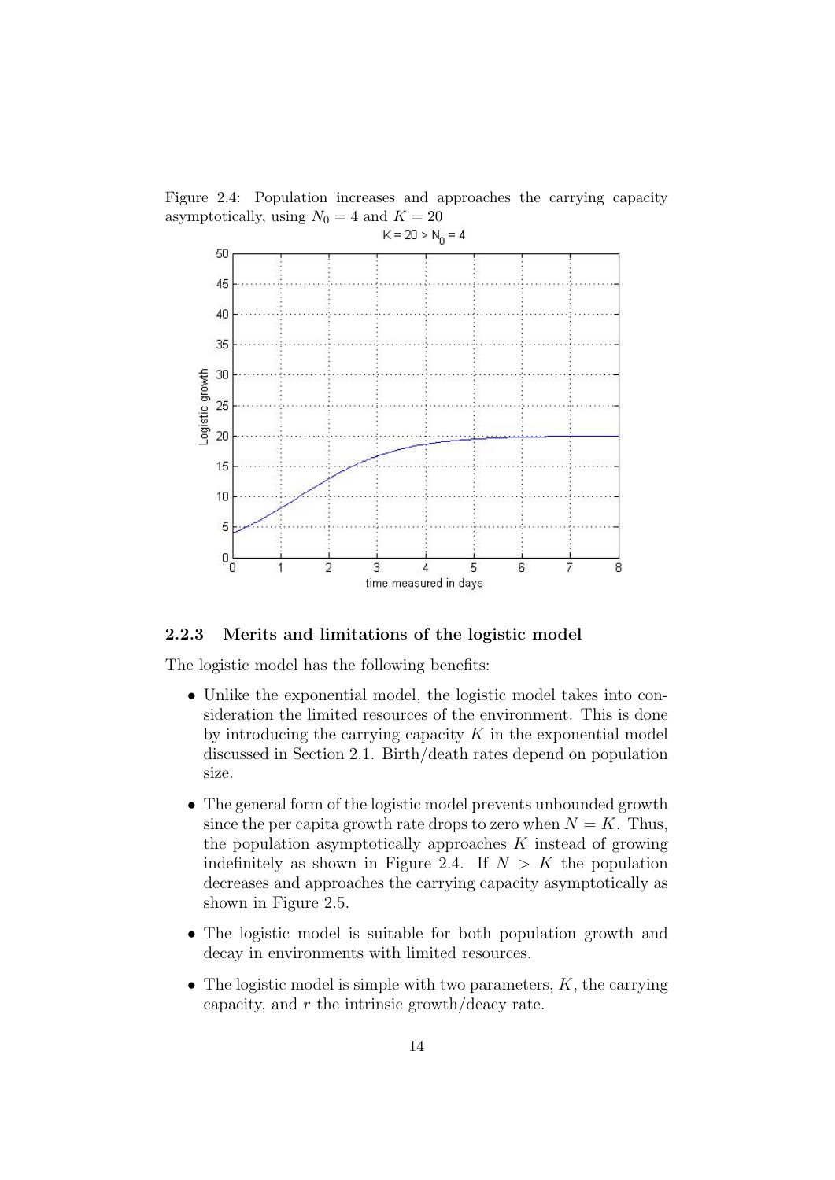Figure 2.4: Population increases and approaches the carrying capacity asymptotically, using $N_0 = 4$ and $K = 20$

### 2.2.3 Merits and limitations of the logistic model

The logistic model has the following benefits:

- Unlike the exponential model, the logistic model takes into consideration the limited resources of the environment. This is done by introducing the carrying capacity $K$ in the exponential model discussed in Section 2.1. Birth/death rates depend on population size.
- The general form of the logistic model prevents unbounded growth since the per capita growth rate drops to zero when $N = K$. Thus, the population asymptotically approaches $K$ instead of growing indefinitely as shown in Figure 2.4. If $N > K$ the population decreases and approaches the carrying capacity asymptotically as shown in Figure 2.5.
- The logistic model is suitable for both population growth and decay in environments with limited resources.
- The logistic model is simple with two parameters, $K$, the carrying capacity, and $r$ the intrinsic growth/deacy rate.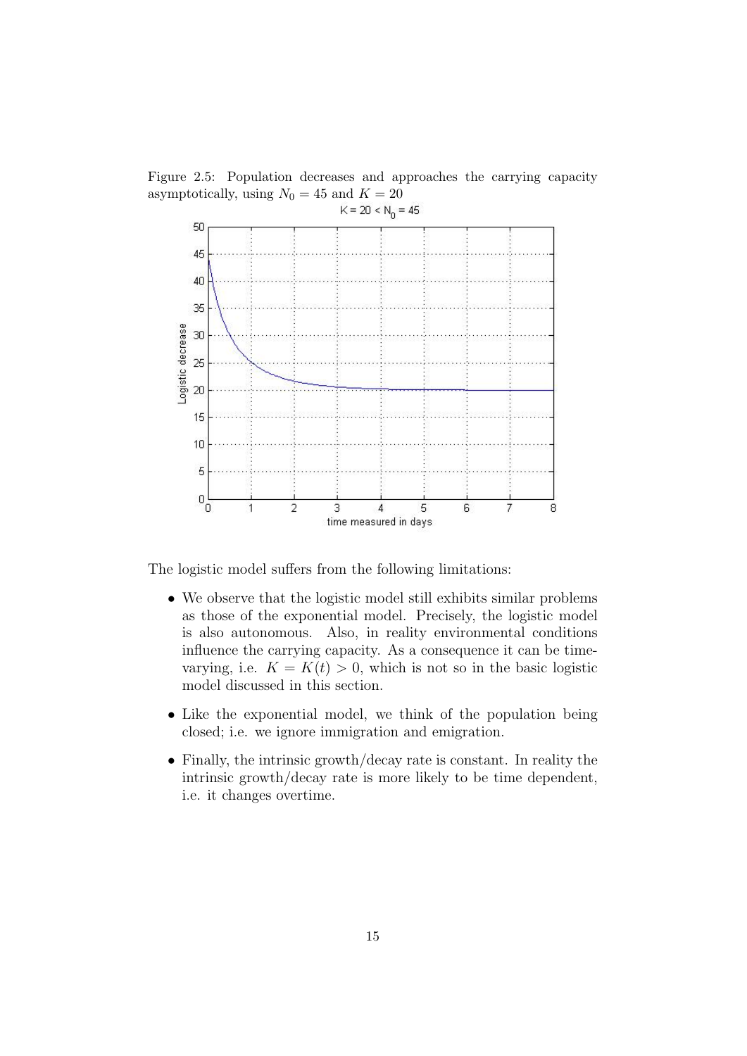Figure 2.5: Population decreases and approaches the carrying capacity asymptotically, using $N_0 = 45$ and $K = 20$

The logistic model suffers from the following limitations:

- We observe that the logistic model still exhibits similar problems as those of the exponential model. Precisely, the logistic model is also autonomous. Also, in reality environmental conditions influence the carrying capacity. As a consequence it can be time-varying, i.e. $K = K(t) > 0$, which is not so in the basic logistic model discussed in this section.
- Like the exponential model, we think of the population being closed; i.e. we ignore immigration and emigration.
- Finally, the intrinsic growth/decay rate is constant. In reality the intrinsic growth/decay rate is more likely to be time dependent, i.e. it changes overtime.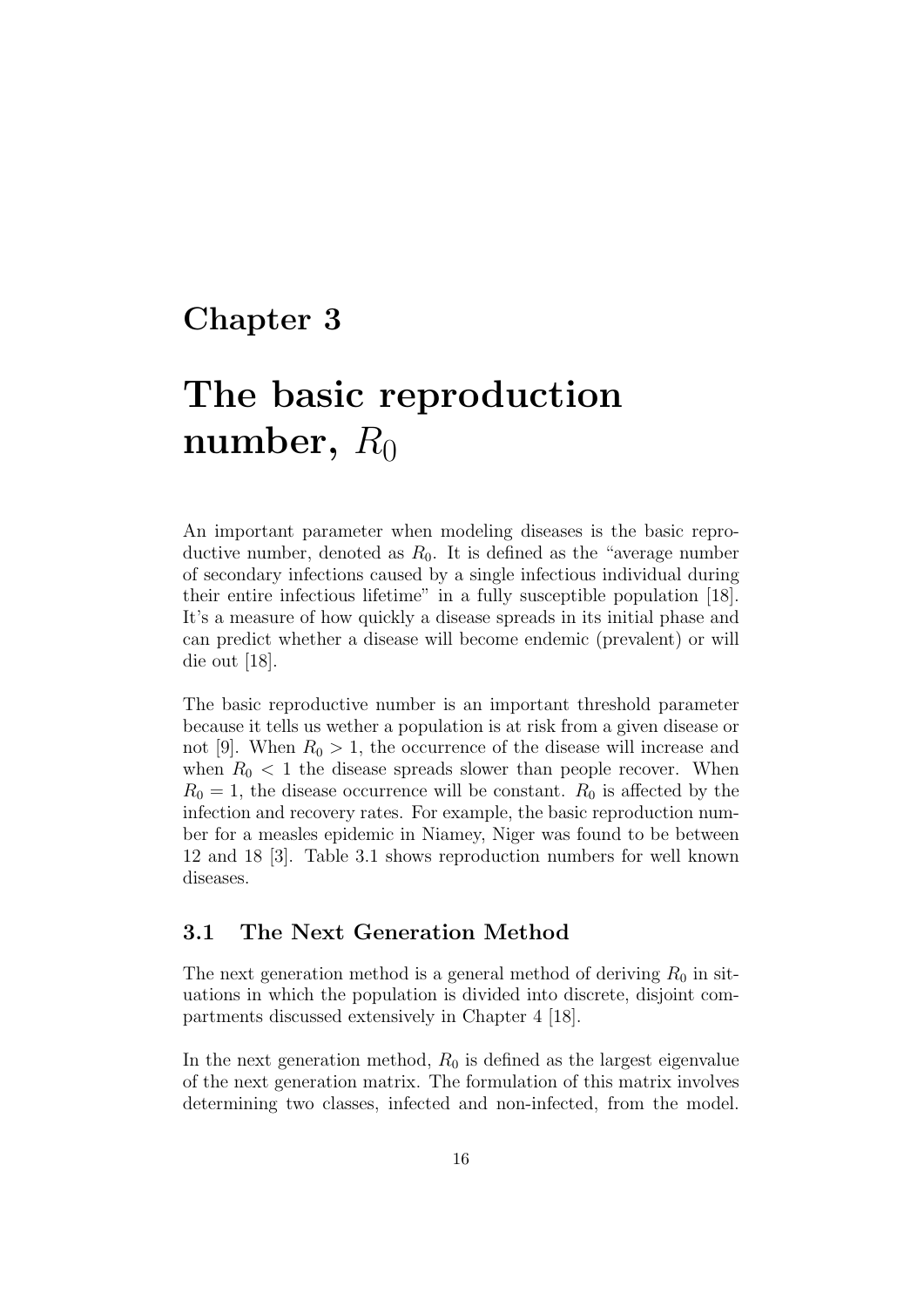# Chapter 3

# The basic reproduction number, $R_0$

An important parameter when modeling diseases is the basic reproductive number, denoted as $R_0$. It is defined as the "average number of secondary infections caused by a single infectious individual during their entire infectious lifetime" in a fully susceptible population [18]. It's a measure of how quickly a disease spreads in its initial phase and can predict whether a disease will become endemic (prevalent) or will die out [18].

The basic reproductive number is an important threshold parameter because it tells us wether a population is at risk from a given disease or not [9]. When $R_0 > 1$, the occurrence of the disease will increase and when $R_0 < 1$ the disease spreads slower than people recover. When $R_0 = 1$, the disease occurrence will be constant. $R_0$ is affected by the infection and recovery rates. For example, the basic reproduction number for a measles epidemic in Niamey, Niger was found to be between 12 and 18 [3]. Table 3.1 shows reproduction numbers for well known diseases.

## 3.1 The Next Generation Method

The next generation method is a general method of deriving $R_0$ in situations in which the population is divided into discrete, disjoint compartments discussed extensively in Chapter 4 [18].

In the next generation method, $R_0$ is defined as the largest eigenvalue of the next generation matrix. The formulation of this matrix involves determining two classes, infected and non-infected, from the model.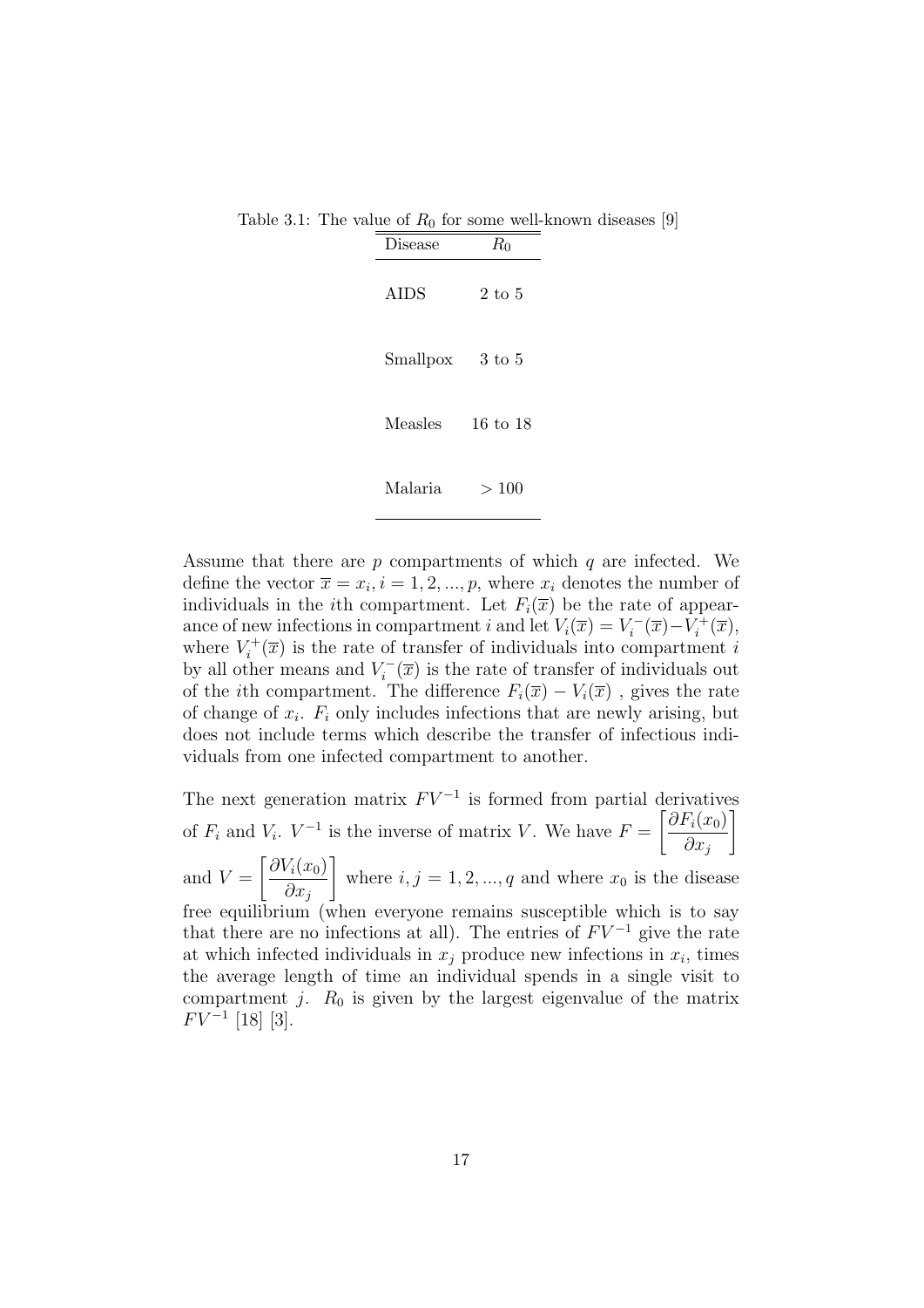Table 3.1: The value of $R_0$ for some well-known diseases [9]

| Disease | $R_0$ |
|---|---|
| AIDS | 2 to 5 |
| Smallpox | 3 to 5 |
| Measles | 16 to 18 |
| Malaria | > 100 |

Assume that there are $p$ compartments of which $q$ are infected. We define the vector $\overline{x} = x_i, i = 1, 2, ..., p$, where $x_i$ denotes the number of individuals in the $i$th compartment. Let $F_i(\overline{x})$ be the rate of appearance of new infections in compartment $i$ and let $V_i(\overline{x}) = V_i^-(\overline{x}) - V_i^+(\overline{x})$, where $V_i^+(\overline{x})$ is the rate of transfer of individuals into compartment $i$ by all other means and $V_i^-(\overline{x})$ is the rate of transfer of individuals out of the $i$th compartment. The difference $F_i(\overline{x}) - V_i(\overline{x})$ , gives the rate of change of $x_i$. $F_i$ only includes infections that are newly arising, but does not include terms which describe the transfer of infectious individuals from one infected compartment to another.

The next generation matrix $FV^{-1}$ is formed from partial derivatives of $F_i$ and $V_i$. $V^{-1}$ is the inverse of matrix $V$. We have $F = \left[\dfrac{\partial F_i(x_0)}{\partial x_j}\right]$ and $V = \left[\dfrac{\partial V_i(x_0)}{\partial x_j}\right]$ where $i, j = 1, 2, ..., q$ and where $x_0$ is the disease free equilibrium (when everyone remains susceptible which is to say that there are no infections at all). The entries of $FV^{-1}$ give the rate at which infected individuals in $x_j$ produce new infections in $x_i$, times the average length of time an individual spends in a single visit to compartment $j$. $R_0$ is given by the largest eigenvalue of the matrix $FV^{-1}$ [18] [3].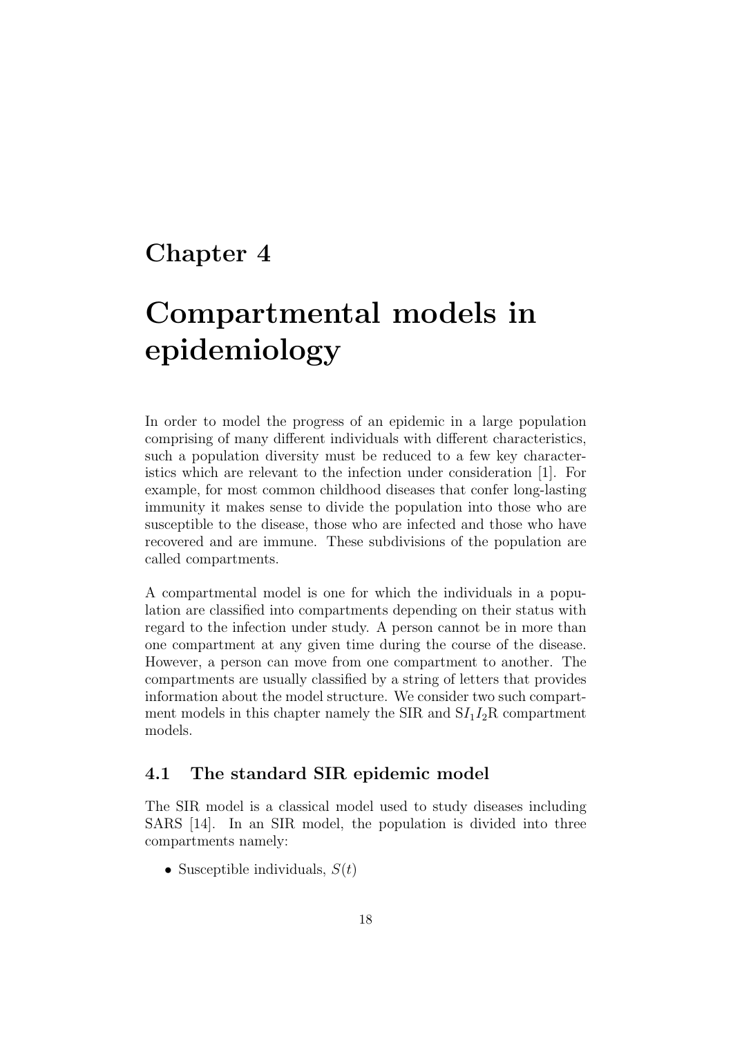# Chapter 4

# Compartmental models in epidemiology

In order to model the progress of an epidemic in a large population comprising of many different individuals with different characteristics, such a population diversity must be reduced to a few key characteristics which are relevant to the infection under consideration [1]. For example, for most common childhood diseases that confer long-lasting immunity it makes sense to divide the population into those who are susceptible to the disease, those who are infected and those who have recovered and are immune. These subdivisions of the population are called compartments.

A compartmental model is one for which the individuals in a population are classified into compartments depending on their status with regard to the infection under study. A person cannot be in more than one compartment at any given time during the course of the disease. However, a person can move from one compartment to another. The compartments are usually classified by a string of letters that provides information about the model structure. We consider two such compartment models in this chapter namely the SIR and S$I_1I_2$R compartment models.

## 4.1 The standard SIR epidemic model

The SIR model is a classical model used to study diseases including SARS [14]. In an SIR model, the population is divided into three compartments namely:

- Susceptible individuals, $S(t)$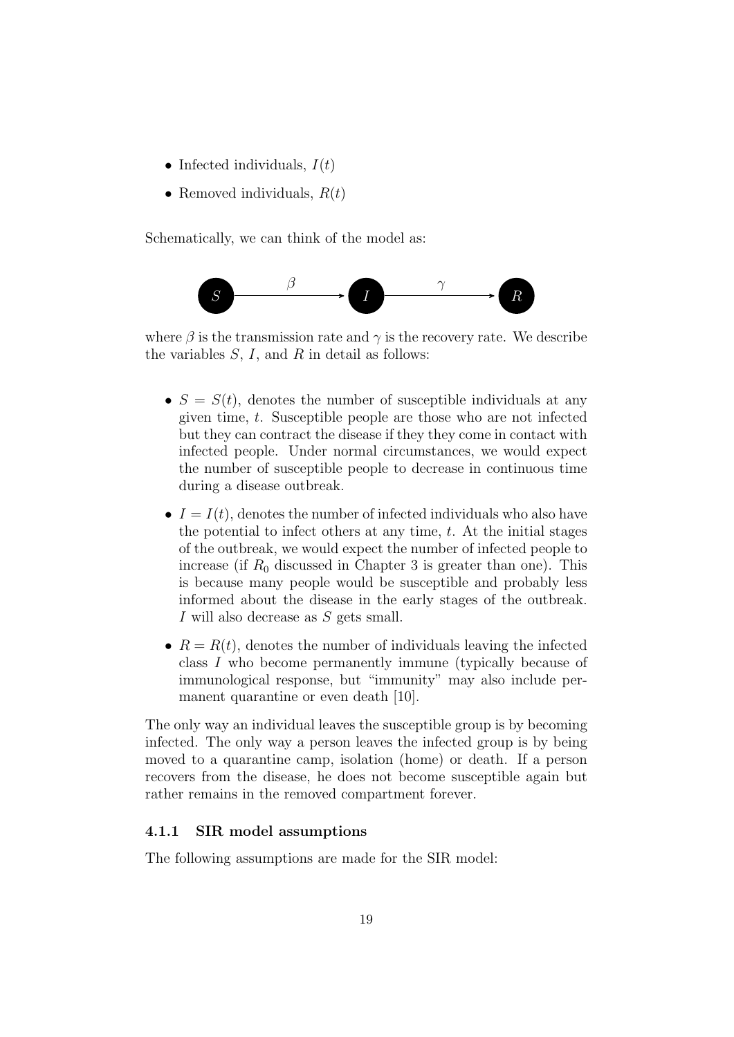- Infected individuals, $I(t)$
- Removed individuals, $R(t)$

Schematically, we can think of the model as:

$$S \xrightarrow{\ \beta\ } I \xrightarrow{\ \gamma\ } R$$

where $\beta$ is the transmission rate and $\gamma$ is the recovery rate. We describe the variables $S$, $I$, and $R$ in detail as follows:

- $S = S(t)$, denotes the number of susceptible individuals at any given time, $t$. Susceptible people are those who are not infected but they can contract the disease if they they come in contact with infected people. Under normal circumstances, we would expect the number of susceptible people to decrease in continuous time during a disease outbreak.
- $I = I(t)$, denotes the number of infected individuals who also have the potential to infect others at any time, $t$. At the initial stages of the outbreak, we would expect the number of infected people to increase (if $R_0$ discussed in Chapter 3 is greater than one). This is because many people would be susceptible and probably less informed about the disease in the early stages of the outbreak. $I$ will also decrease as $S$ gets small.
- $R = R(t)$, denotes the number of individuals leaving the infected class $I$ who become permanently immune (typically because of immunological response, but "immunity" may also include permanent quarantine or even death [10].

The only way an individual leaves the susceptible group is by becoming infected. The only way a person leaves the infected group is by being moved to a quarantine camp, isolation (home) or death. If a person recovers from the disease, he does not become susceptible again but rather remains in the removed compartment forever.

### 4.1.1 SIR model assumptions

The following assumptions are made for the SIR model: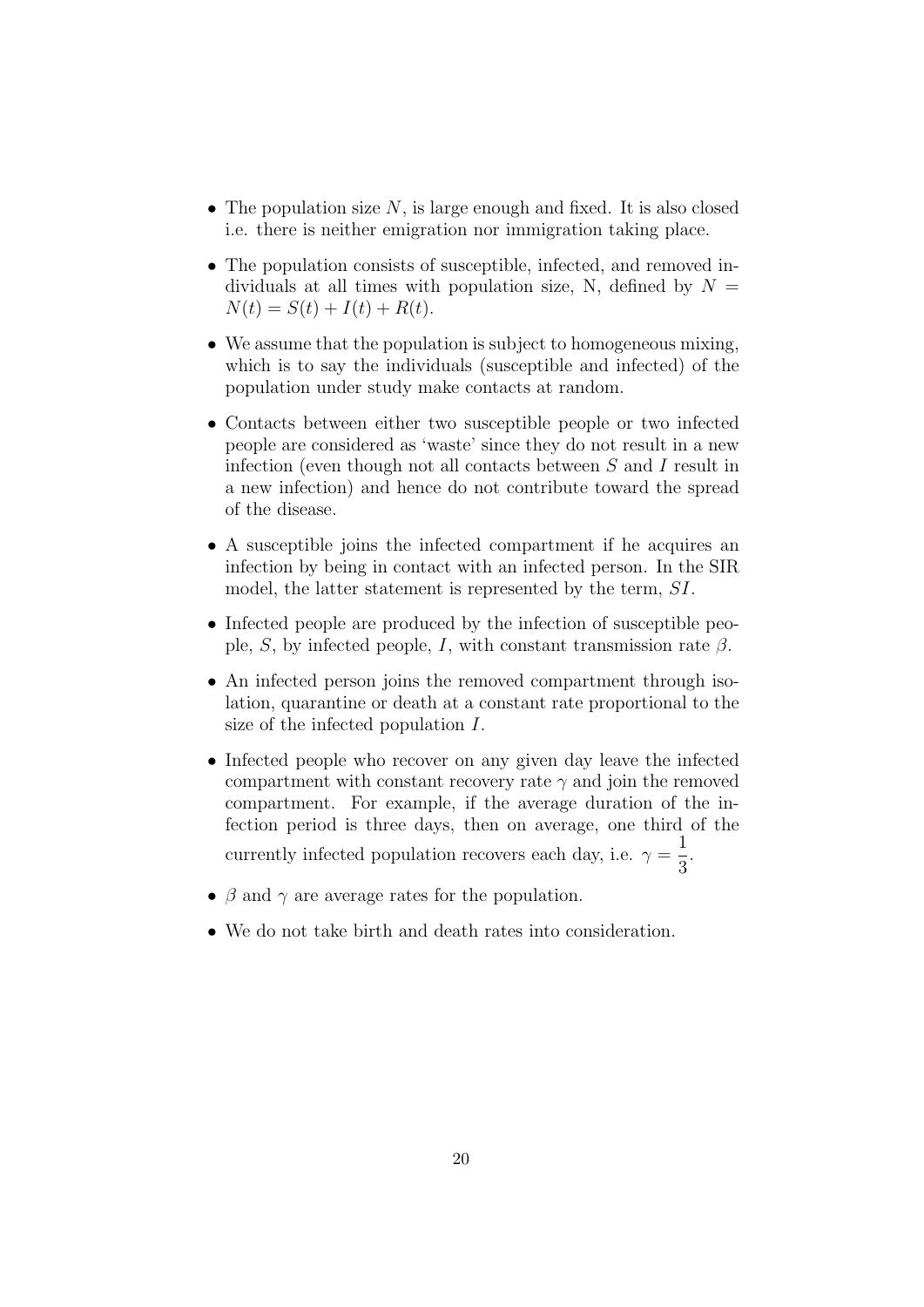- The population size $N$, is large enough and fixed. It is also closed i.e. there is neither emigration nor immigration taking place.
- The population consists of susceptible, infected, and removed individuals at all times with population size, N, defined by $N = N(t) = S(t) + I(t) + R(t)$.
- We assume that the population is subject to homogeneous mixing, which is to say the individuals (susceptible and infected) of the population under study make contacts at random.
- Contacts between either two susceptible people or two infected people are considered as 'waste' since they do not result in a new infection (even though not all contacts between $S$ and $I$ result in a new infection) and hence do not contribute toward the spread of the disease.
- A susceptible joins the infected compartment if he acquires an infection by being in contact with an infected person. In the SIR model, the latter statement is represented by the term, $SI$.
- Infected people are produced by the infection of susceptible people, $S$, by infected people, $I$, with constant transmission rate $\beta$.
- An infected person joins the removed compartment through isolation, quarantine or death at a constant rate proportional to the size of the infected population $I$.
- Infected people who recover on any given day leave the infected compartment with constant recovery rate $\gamma$ and join the removed compartment. For example, if the average duration of the infection period is three days, then on average, one third of the currently infected population recovers each day, i.e. $\gamma = \dfrac{1}{3}$.
- $\beta$ and $\gamma$ are average rates for the population.
- We do not take birth and death rates into consideration.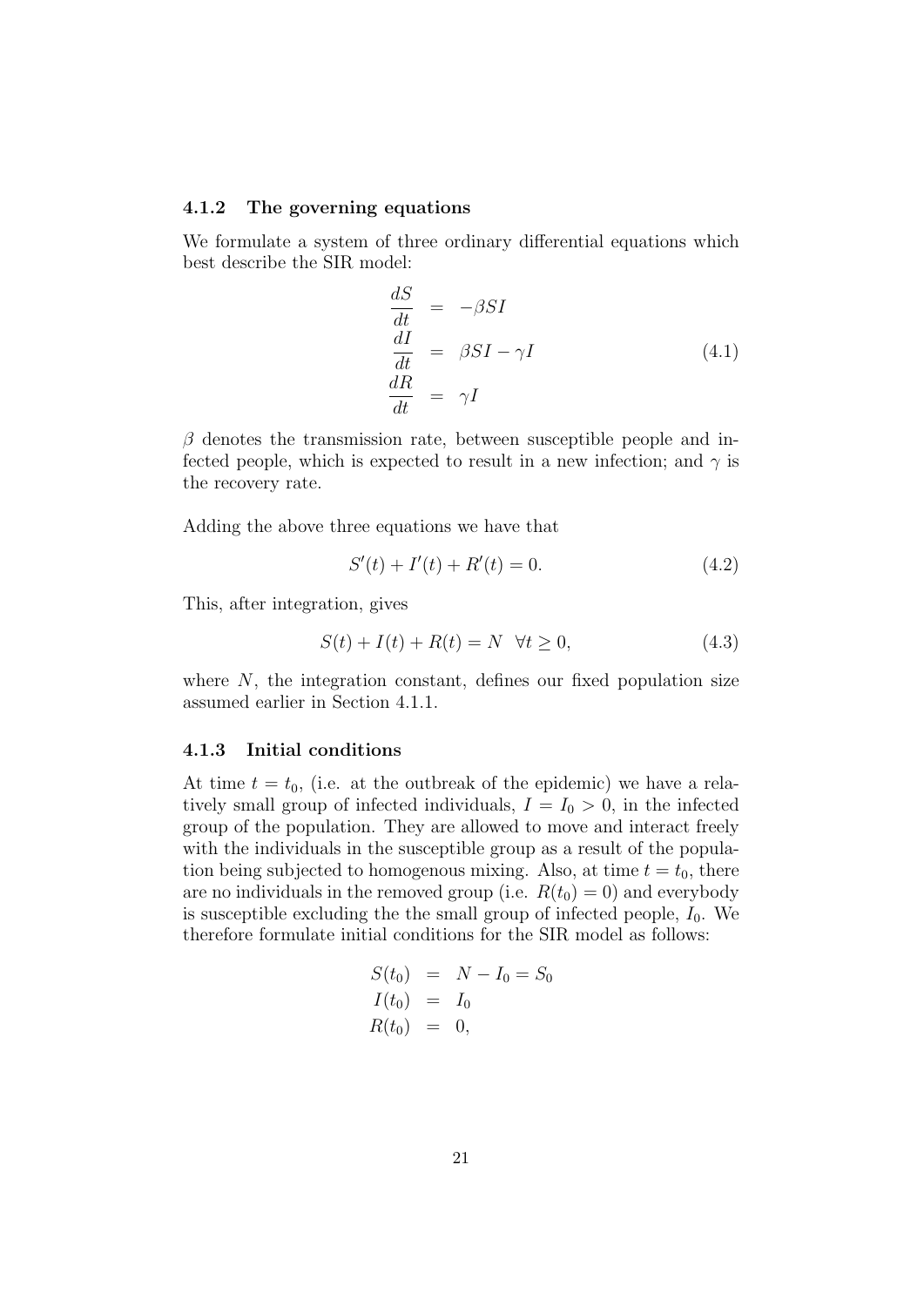### 4.1.2 The governing equations

We formulate a system of three ordinary differential equations which best describe the SIR model:

$$
\begin{aligned}
\frac{dS}{dt} &= -\beta SI \\
\frac{dI}{dt} &= \beta SI - \gamma I \\
\frac{dR}{dt} &= \gamma I
\end{aligned}
\tag{4.1}
$$

$\beta$ denotes the transmission rate, between susceptible people and infected people, which is expected to result in a new infection; and $\gamma$ is the recovery rate.

Adding the above three equations we have that

$$
S'(t) + I'(t) + R'(t) = 0. \tag{4.2}
$$

This, after integration, gives

$$
S(t) + I(t) + R(t) = N \quad \forall t \geq 0, \tag{4.3}
$$

where $N$, the integration constant, defines our fixed population size assumed earlier in Section 4.1.1.

### 4.1.3 Initial conditions

At time $t = t_0$, (i.e. at the outbreak of the epidemic) we have a relatively small group of infected individuals, $I = I_0 > 0$, in the infected group of the population. They are allowed to move and interact freely with the individuals in the susceptible group as a result of the population being subjected to homogenous mixing. Also, at time $t = t_0$, there are no individuals in the removed group (i.e. $R(t_0) = 0$) and everybody is susceptible excluding the the small group of infected people, $I_0$. We therefore formulate initial conditions for the SIR model as follows:

$$
\begin{aligned}
S(t_0) &= N - I_0 = S_0 \\
I(t_0) &= I_0 \\
R(t_0) &= 0,
\end{aligned}
$$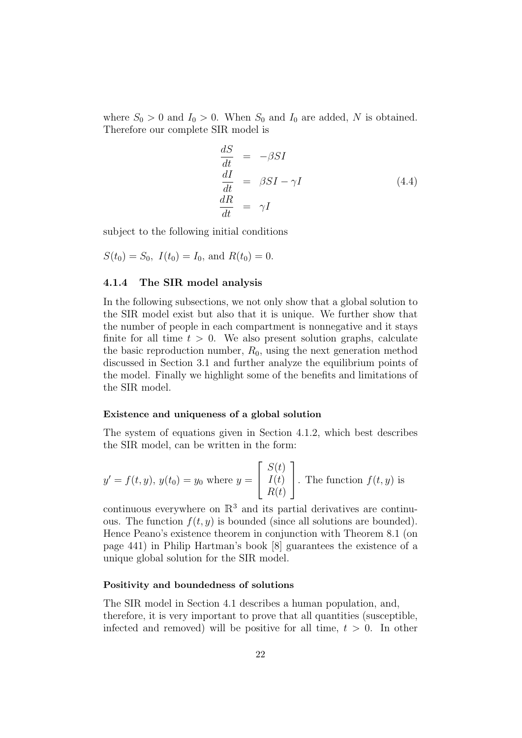where $S_0 > 0$ and $I_0 > 0$. When $S_0$ and $I_0$ are added, $N$ is obtained. Therefore our complete SIR model is

$$\begin{aligned} \frac{dS}{dt} &= -\beta SI \\ \frac{dI}{dt} &= \beta SI - \gamma I \\ \frac{dR}{dt} &= \gamma I \end{aligned} \tag{4.4}$$

subject to the following initial conditions

$S(t_0) = S_0,\ I(t_0) = I_0$, and $R(t_0) = 0$.

### 4.1.4 The SIR model analysis

In the following subsections, we not only show that a global solution to the SIR model exist but also that it is unique. We further show that the number of people in each compartment is nonnegative and it stays finite for all time $t > 0$. We also present solution graphs, calculate the basic reproduction number, $R_0$, using the next generation method discussed in Section 3.1 and further analyze the equilibrium points of the model. Finally we highlight some of the benefits and limitations of the SIR model.

#### Existence and uniqueness of a global solution

The system of equations given in Section 4.1.2, which best describes the SIR model, can be written in the form:

$y' = f(t, y)$, $y(t_0) = y_0$ where $y = \begin{bmatrix} S(t) \\ I(t) \\ R(t) \end{bmatrix}$. The function $f(t, y)$ is continuous everywhere on $\mathbb{R}^3$ and its partial derivatives are continuous. The function $f(t, y)$ is bounded (since all solutions are bounded). Hence Peano's existence theorem in conjunction with Theorem 8.1 (on page 441) in Philip Hartman's book [8] guarantees the existence of a unique global solution for the SIR model.

#### Positivity and boundedness of solutions

The SIR model in Section 4.1 describes a human population, and, therefore, it is very important to prove that all quantities (susceptible, infected and removed) will be positive for all time, $t > 0$. In other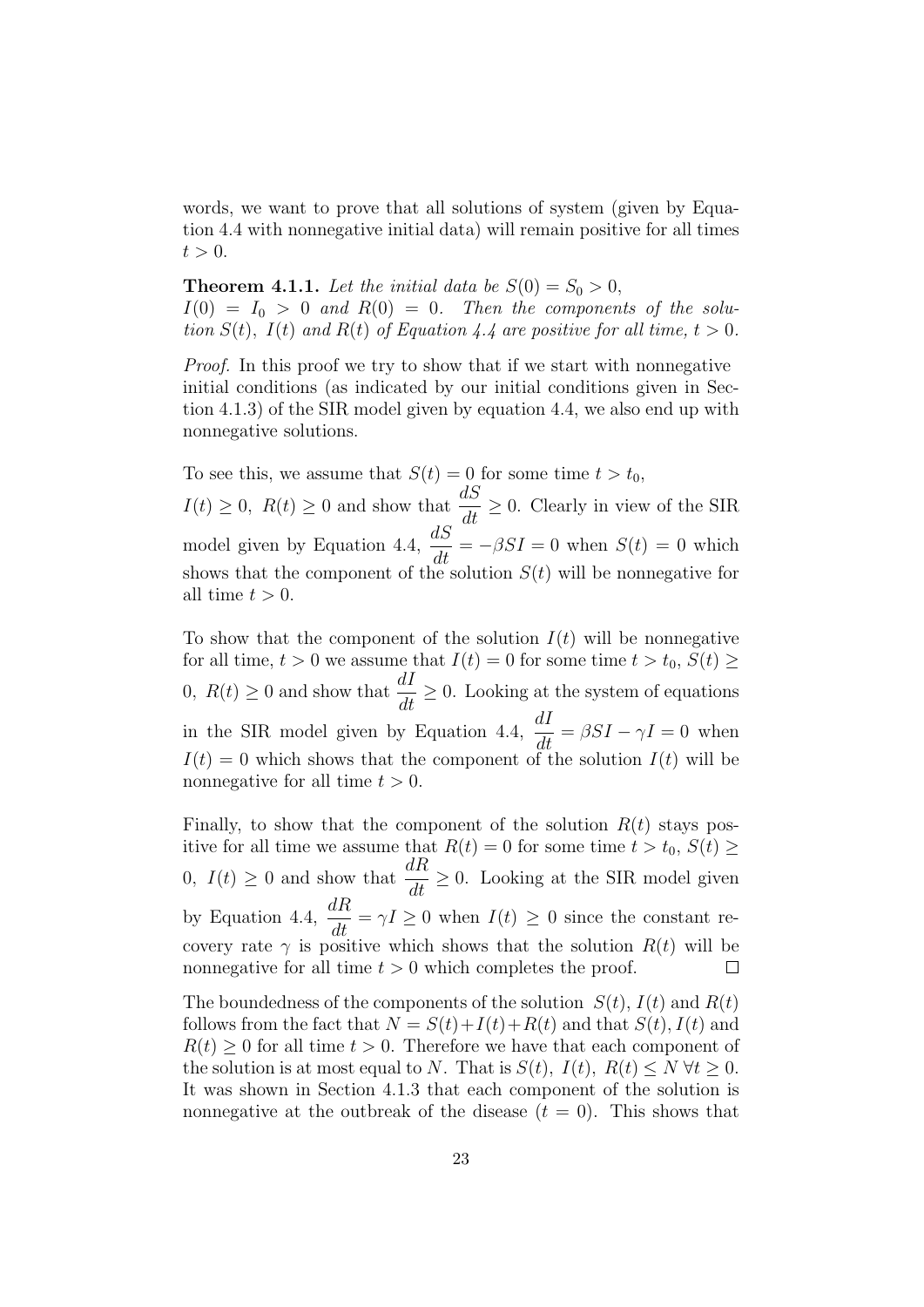words, we want to prove that all solutions of system (given by Equation 4.4 with nonnegative initial data) will remain positive for all times $t > 0$.

**Theorem 4.1.1.** *Let the initial data be $S(0) = S_0 > 0$, $I(0) = I_0 > 0$ and $R(0) = 0$. Then the components of the solution $S(t)$, $I(t)$ and $R(t)$ of Equation 4.4 are positive for all time, $t > 0$.*

*Proof.* In this proof we try to show that if we start with nonnegative initial conditions (as indicated by our initial conditions given in Section 4.1.3) of the SIR model given by equation 4.4, we also end up with nonnegative solutions.

To see this, we assume that $S(t) = 0$ for some time $t > t_0$, $I(t) \geq 0$, $R(t) \geq 0$ and show that $\frac{dS}{dt} \geq 0$. Clearly in view of the SIR model given by Equation 4.4, $\frac{dS}{dt} = -\beta SI = 0$ when $S(t) = 0$ which shows that the component of the solution $S(t)$ will be nonnegative for all time $t > 0$.

To show that the component of the solution $I(t)$ will be nonnegative for all time, $t > 0$ we assume that $I(t) = 0$ for some time $t > t_0$, $S(t) \geq 0$, $R(t) \geq 0$ and show that $\frac{dI}{dt} \geq 0$. Looking at the system of equations in the SIR model given by Equation 4.4, $\frac{dI}{dt} = \beta SI - \gamma I = 0$ when $I(t) = 0$ which shows that the component of the solution $I(t)$ will be nonnegative for all time $t > 0$.

Finally, to show that the component of the solution $R(t)$ stays positive for all time we assume that $R(t) = 0$ for some time $t > t_0$, $S(t) \geq 0$, $I(t) \geq 0$ and show that $\frac{dR}{dt} \geq 0$. Looking at the SIR model given by Equation 4.4, $\frac{dR}{dt} = \gamma I \geq 0$ when $I(t) \geq 0$ since the constant recovery rate $\gamma$ is positive which shows that the solution $R(t)$ will be nonnegative for all time $t > 0$ which completes the proof. $\square$

The boundedness of the components of the solution $S(t), I(t)$ and $R(t)$ follows from the fact that $N = S(t) + I(t) + R(t)$ and that $S(t), I(t)$ and $R(t) \geq 0$ for all time $t > 0$. Therefore we have that each component of the solution is at most equal to $N$. That is $S(t),\ I(t),\ R(t) \leq N \ \forall t \geq 0$. It was shown in Section 4.1.3 that each component of the solution is nonnegative at the outbreak of the disease ($t = 0$). This shows that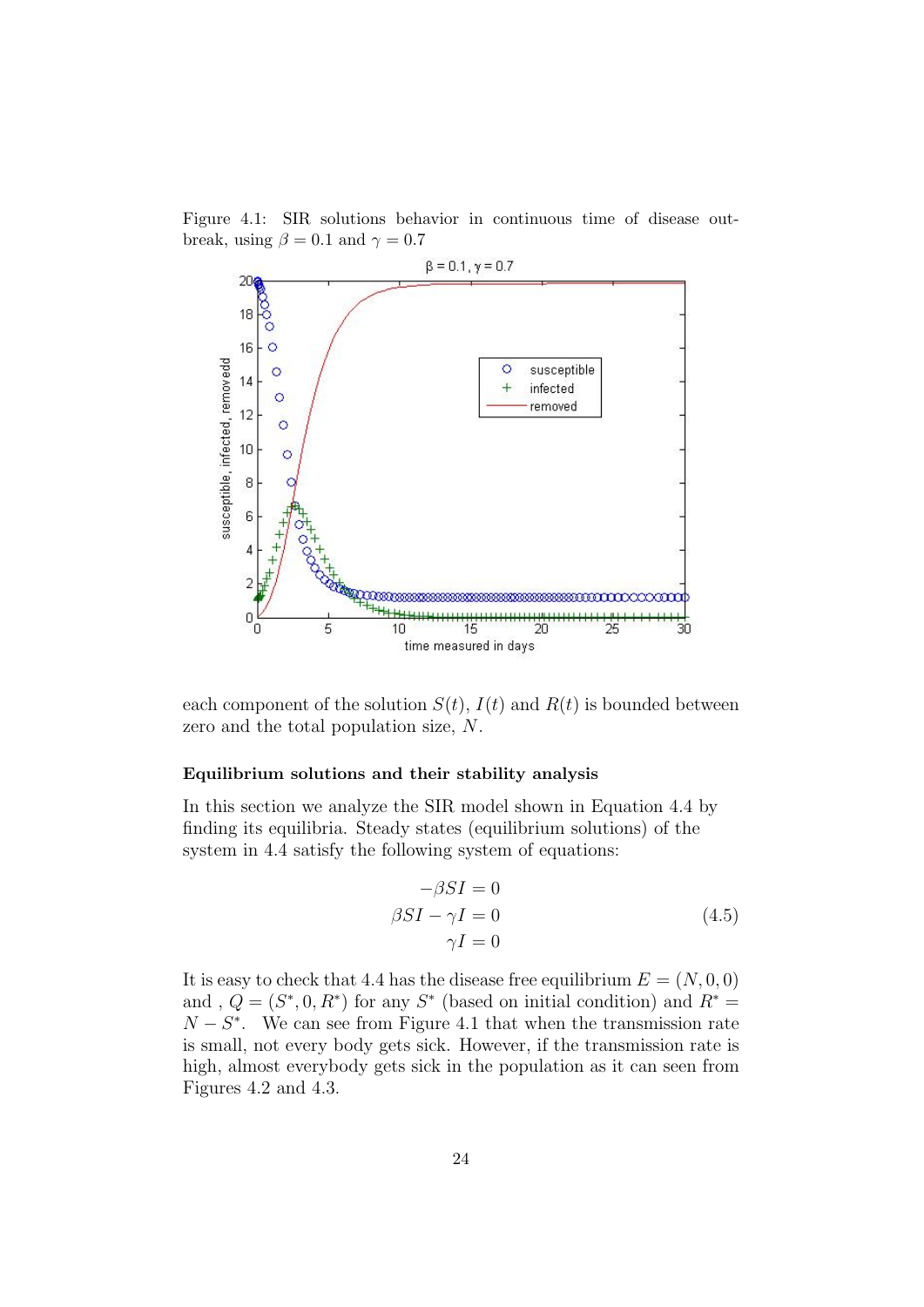Figure 4.1: SIR solutions behavior in continuous time of disease outbreak, using $\beta = 0.1$ and $\gamma = 0.7$

each component of the solution $S(t)$, $I(t)$ and $R(t)$ is bounded between zero and the total population size, $N$.

**Equilibrium solutions and their stability analysis**

In this section we analyze the SIR model shown in Equation 4.4 by finding its equilibria. Steady states (equilibrium solutions) of the system in 4.4 satisfy the following system of equations:

$$\begin{aligned} -\beta SI &= 0 \\ \beta SI - \gamma I &= 0 \\ \gamma I &= 0 \end{aligned} \tag{4.5}$$

It is easy to check that 4.4 has the disease free equilibrium $E = (N, 0, 0)$ and , $Q = (S^*, 0, R^*)$ for any $S^*$ (based on initial condition) and $R^* = N - S^*$. We can see from Figure 4.1 that when the transmission rate is small, not every body gets sick. However, if the transmission rate is high, almost everybody gets sick in the population as it can seen from Figures 4.2 and 4.3.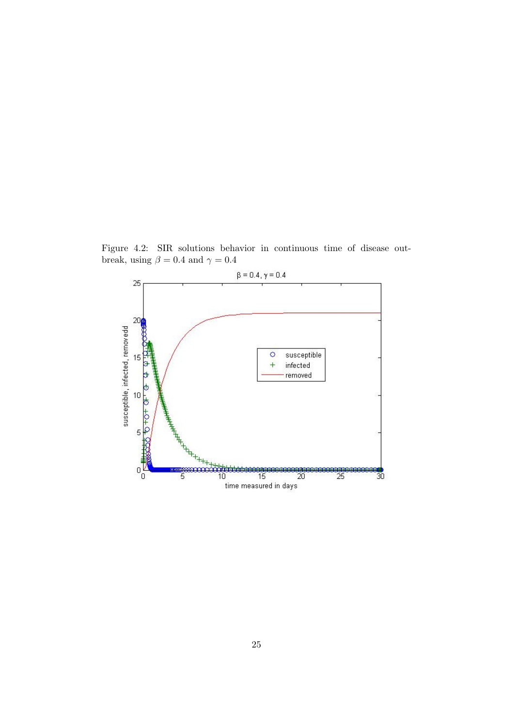Figure 4.2: SIR solutions behavior in continuous time of disease outbreak, using $\beta = 0.4$ and $\gamma = 0.4$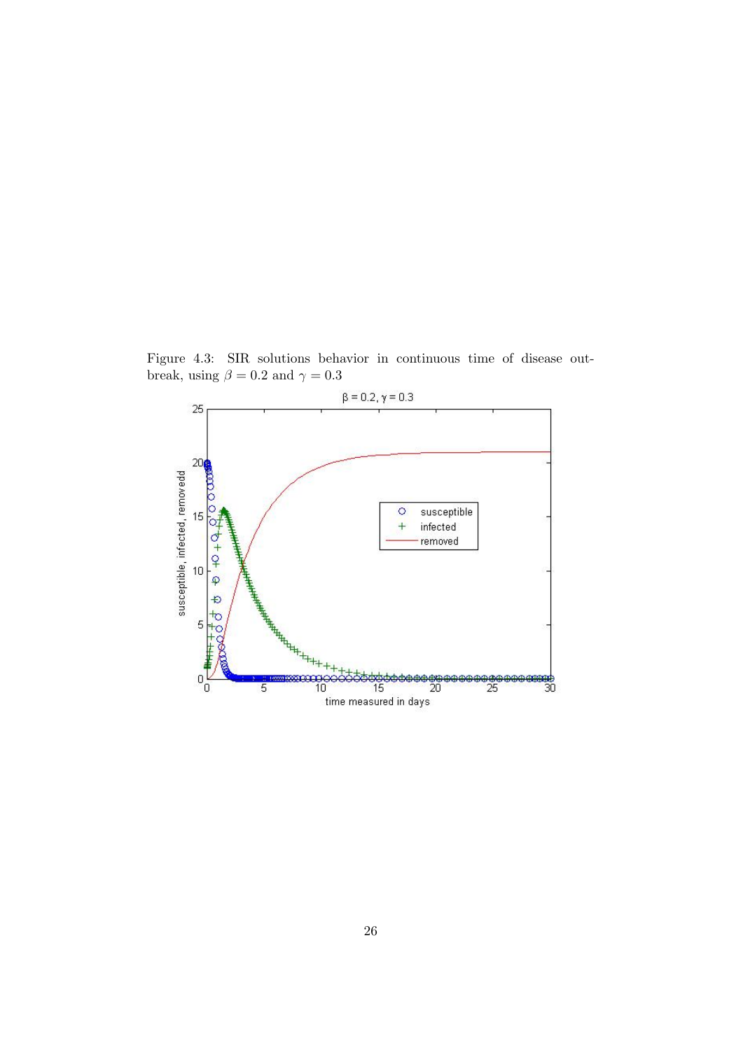Figure 4.3: SIR solutions behavior in continuous time of disease outbreak, using $\beta = 0.2$ and $\gamma = 0.3$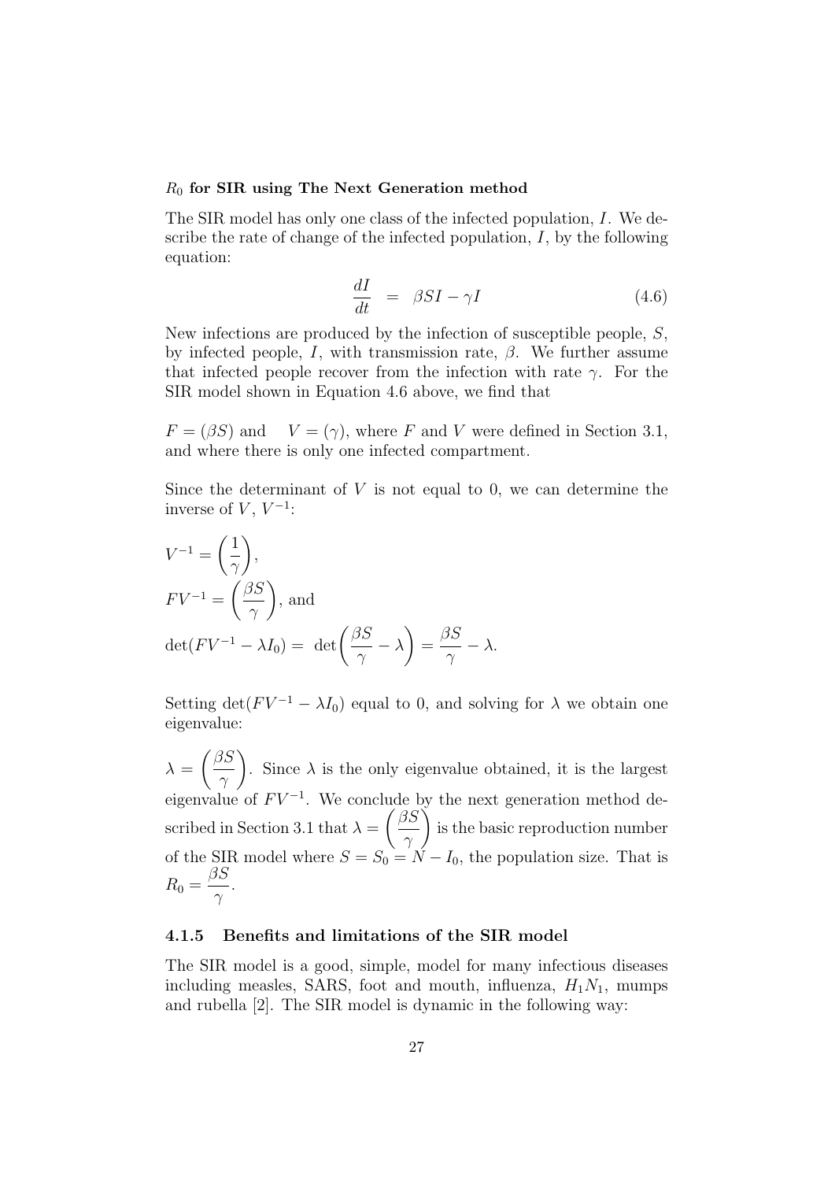**$R_0$ for SIR using The Next Generation method**

The SIR model has only one class of the infected population, $I$. We describe the rate of change of the infected population, $I$, by the following equation:

$$\frac{dI}{dt} \;=\; \beta SI - \gamma I \tag{4.6}$$

New infections are produced by the infection of susceptible people, $S$, by infected people, $I$, with transmission rate, $\beta$. We further assume that infected people recover from the infection with rate $\gamma$. For the SIR model shown in Equation 4.6 above, we find that

$F = (\beta S)$ and $\quad V = (\gamma)$, where $F$ and $V$ were defined in Section 3.1, and where there is only one infected compartment.

Since the determinant of $V$ is not equal to 0, we can determine the inverse of $V$, $V^{-1}$:

$$V^{-1} = \left(\frac{1}{\gamma}\right),$$

$$FV^{-1} = \left(\frac{\beta S}{\gamma}\right), \text{ and}$$

$$\det(FV^{-1} - \lambda I_0) = \det\left(\frac{\beta S}{\gamma} - \lambda\right) = \frac{\beta S}{\gamma} - \lambda.$$

Setting $\det(FV^{-1} - \lambda I_0)$ equal to 0, and solving for $\lambda$ we obtain one eigenvalue:

$\lambda = \left(\frac{\beta S}{\gamma}\right)$. Since $\lambda$ is the only eigenvalue obtained, it is the largest eigenvalue of $FV^{-1}$. We conclude by the next generation method described in Section 3.1 that $\lambda = \left(\frac{\beta S}{\gamma}\right)$ is the basic reproduction number of the SIR model where $S = S_0 = N - I_0$, the population size. That is $R_0 = \frac{\beta S}{\gamma}$.

### 4.1.5 Benefits and limitations of the SIR model

The SIR model is a good, simple, model for many infectious diseases including measles, SARS, foot and mouth, influenza, $H_1N_1$, mumps and rubella [2]. The SIR model is dynamic in the following way: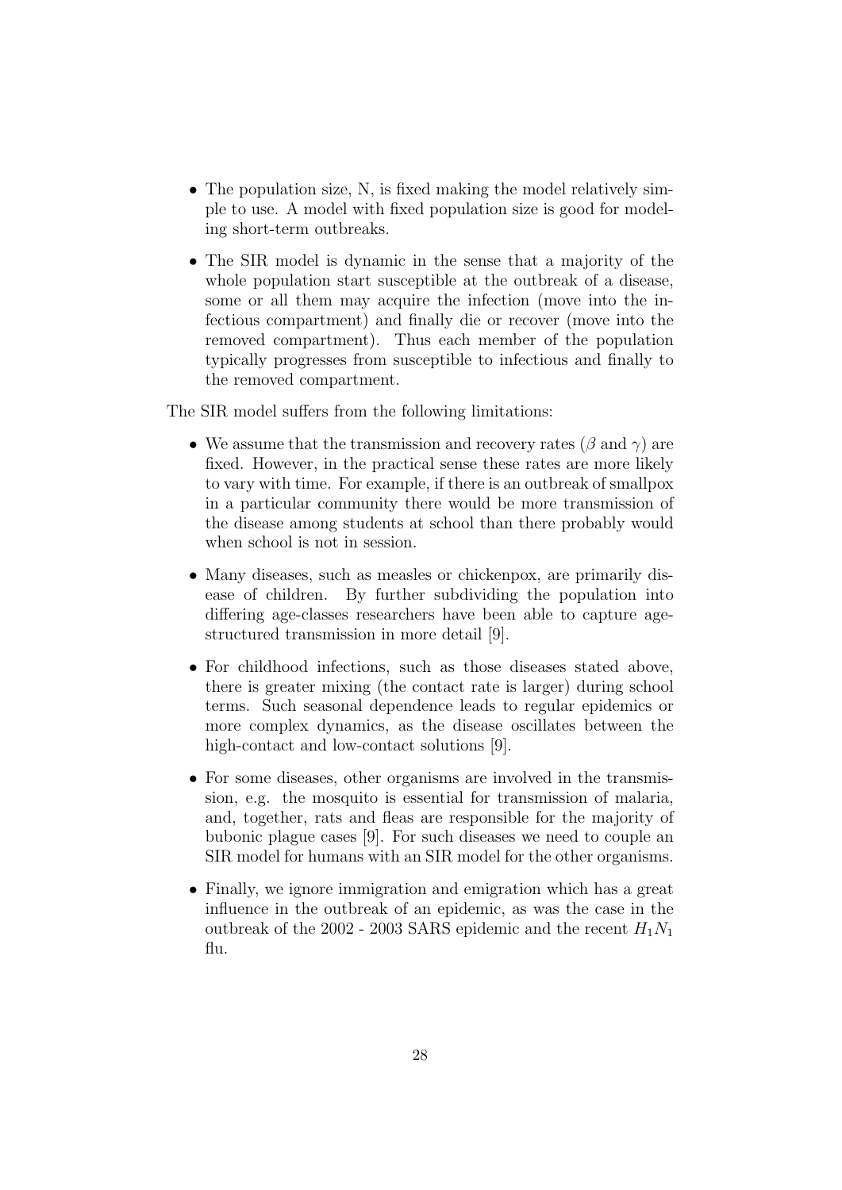- The population size, N, is fixed making the model relatively simple to use. A model with fixed population size is good for modeling short-term outbreaks.
- The SIR model is dynamic in the sense that a majority of the whole population start susceptible at the outbreak of a disease, some or all them may acquire the infection (move into the infectious compartment) and finally die or recover (move into the removed compartment). Thus each member of the population typically progresses from susceptible to infectious and finally to the removed compartment.

The SIR model suffers from the following limitations:

- We assume that the transmission and recovery rates ($\beta$ and $\gamma$) are fixed. However, in the practical sense these rates are more likely to vary with time. For example, if there is an outbreak of smallpox in a particular community there would be more transmission of the disease among students at school than there probably would when school is not in session.
- Many diseases, such as measles or chickenpox, are primarily disease of children. By further subdividing the population into differing age-classes researchers have been able to capture age-structured transmission in more detail [9].
- For childhood infections, such as those diseases stated above, there is greater mixing (the contact rate is larger) during school terms. Such seasonal dependence leads to regular epidemics or more complex dynamics, as the disease oscillates between the high-contact and low-contact solutions [9].
- For some diseases, other organisms are involved in the transmission, e.g. the mosquito is essential for transmission of malaria, and, together, rats and fleas are responsible for the majority of bubonic plague cases [9]. For such diseases we need to couple an SIR model for humans with an SIR model for the other organisms.
- Finally, we ignore immigration and emigration which has a great influence in the outbreak of an epidemic, as was the case in the outbreak of the 2002 - 2003 SARS epidemic and the recent $H_1N_1$ flu.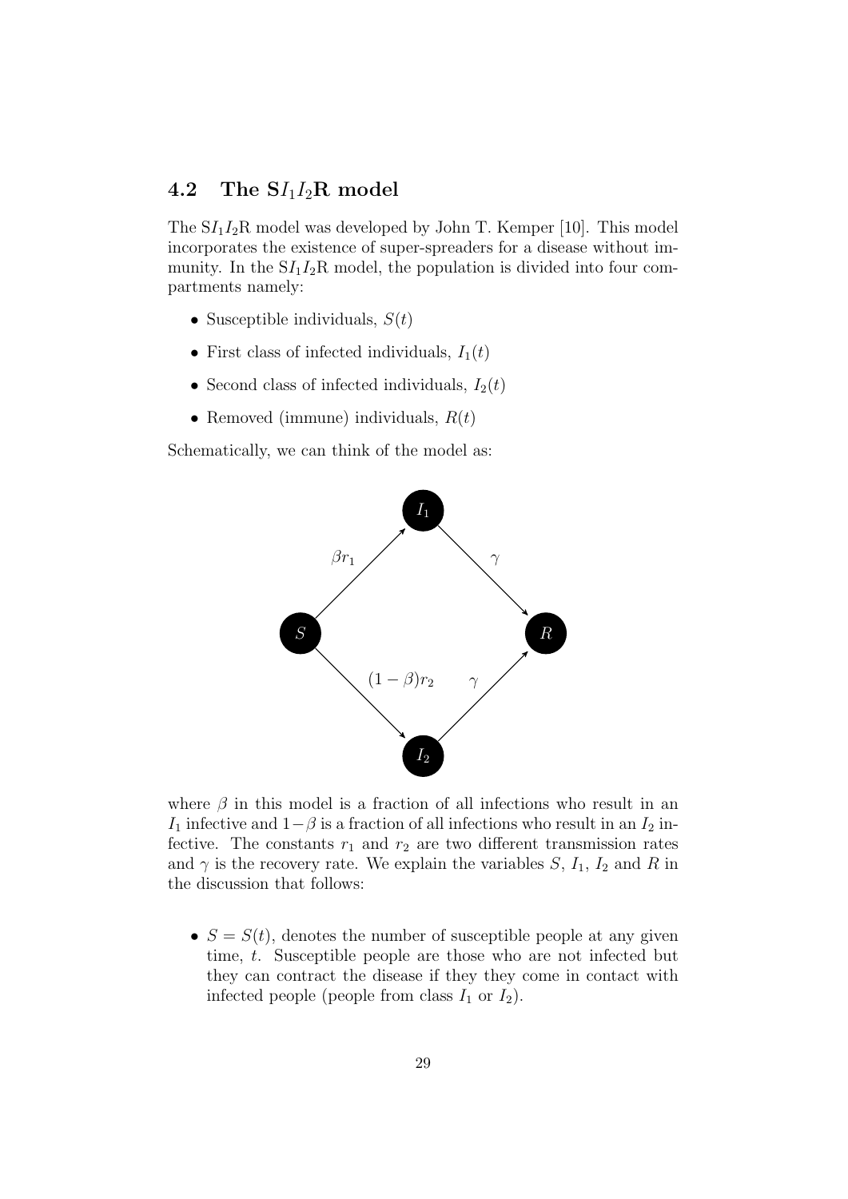## 4.2 The S$I_1I_2$R model

The S$I_1I_2$R model was developed by John T. Kemper [10]. This model incorporates the existence of super-spreaders for a disease without immunity. In the S$I_1I_2$R model, the population is divided into four compartments namely:

- Susceptible individuals, $S(t)$
- First class of infected individuals, $I_1(t)$
- Second class of infected individuals, $I_2(t)$
- Removed (immune) individuals, $R(t)$

Schematically, we can think of the model as:

$$S \xrightarrow{\beta r_1} I_1 \xrightarrow{\gamma} R, \qquad S \xrightarrow{(1-\beta) r_2} I_2 \xrightarrow{\gamma} R$$

where $\beta$ in this model is a fraction of all infections who result in an $I_1$ infective and $1-\beta$ is a fraction of all infections who result in an $I_2$ infective. The constants $r_1$ and $r_2$ are two different transmission rates and $\gamma$ is the recovery rate. We explain the variables $S$, $I_1$, $I_2$ and $R$ in the discussion that follows:

- $S = S(t)$, denotes the number of susceptible people at any given time, $t$. Susceptible people are those who are not infected but they can contract the disease if they they come in contact with infected people (people from class $I_1$ or $I_2$).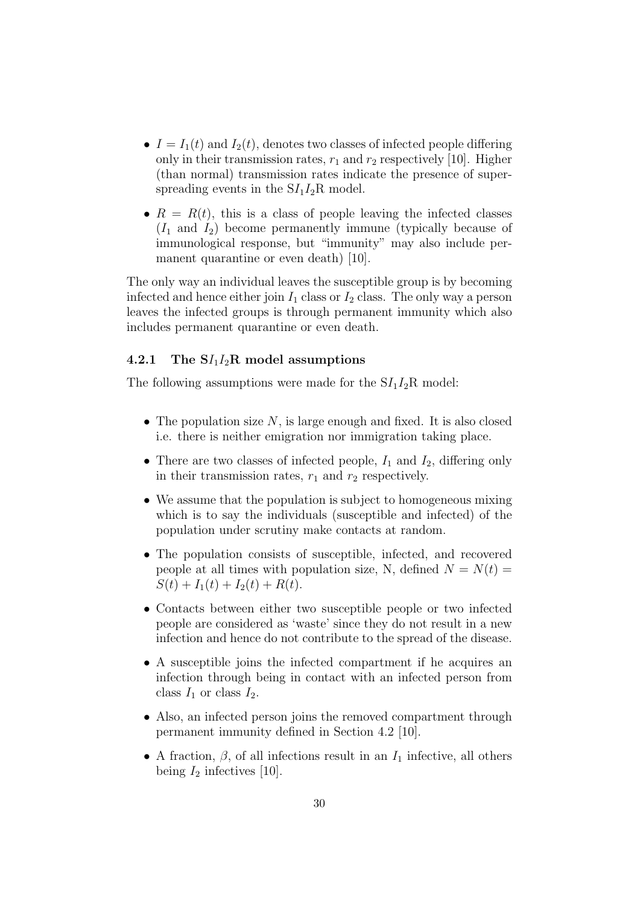- $I = I_1(t)$ and $I_2(t)$, denotes two classes of infected people differing only in their transmission rates, $r_1$ and $r_2$ respectively [10]. Higher (than normal) transmission rates indicate the presence of super-spreading events in the S$I_1I_2$R model.
- $R = R(t)$, this is a class of people leaving the infected classes ($I_1$ and $I_2$) become permanently immune (typically because of immunological response, but "immunity" may also include permanent quarantine or even death) [10].

The only way an individual leaves the susceptible group is by becoming infected and hence either join $I_1$ class or $I_2$ class. The only way a person leaves the infected groups is through permanent immunity which also includes permanent quarantine or even death.

### 4.2.1 The S$I_1I_2$R model assumptions

The following assumptions were made for the S$I_1I_2$R model:

- The population size $N$, is large enough and fixed. It is also closed i.e. there is neither emigration nor immigration taking place.
- There are two classes of infected people, $I_1$ and $I_2$, differing only in their transmission rates, $r_1$ and $r_2$ respectively.
- We assume that the population is subject to homogeneous mixing which is to say the individuals (susceptible and infected) of the population under scrutiny make contacts at random.
- The population consists of susceptible, infected, and recovered people at all times with population size, N, defined $N = N(t) = S(t) + I_1(t) + I_2(t) + R(t)$.
- Contacts between either two susceptible people or two infected people are considered as 'waste' since they do not result in a new infection and hence do not contribute to the spread of the disease.
- A susceptible joins the infected compartment if he acquires an infection through being in contact with an infected person from class $I_1$ or class $I_2$.
- Also, an infected person joins the removed compartment through permanent immunity defined in Section 4.2 [10].
- A fraction, $\beta$, of all infections result in an $I_1$ infective, all others being $I_2$ infectives [10].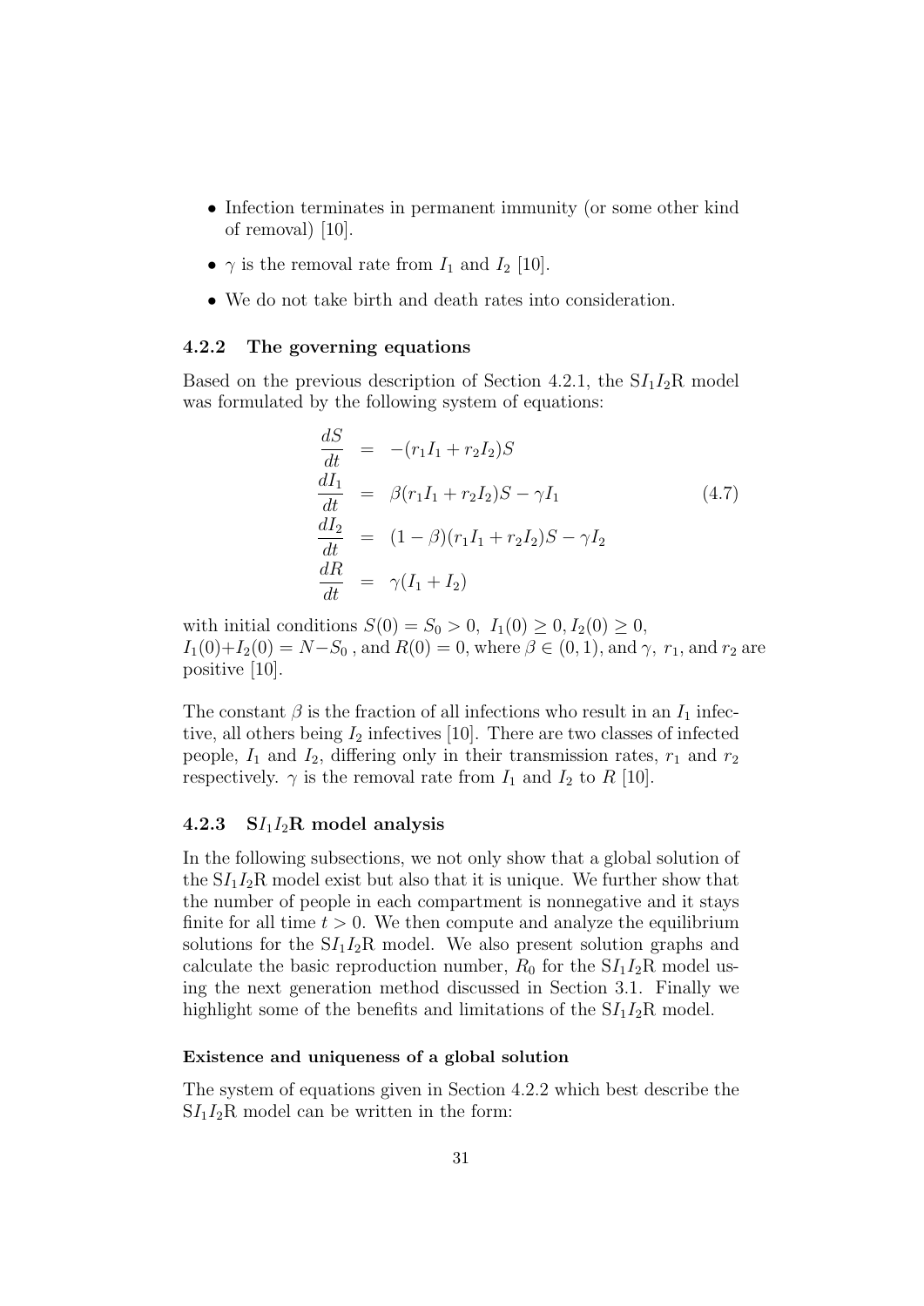- Infection terminates in permanent immunity (or some other kind of removal) [10].
- $\gamma$ is the removal rate from $I_1$ and $I_2$ [10].
- We do not take birth and death rates into consideration.

### 4.2.2 The governing equations

Based on the previous description of Section 4.2.1, the S$I_1I_2$R model was formulated by the following system of equations:

$$\begin{aligned}
\frac{dS}{dt} &= -(r_1 I_1 + r_2 I_2)S \\
\frac{dI_1}{dt} &= \beta(r_1 I_1 + r_2 I_2)S - \gamma I_1 \\
\frac{dI_2}{dt} &= (1-\beta)(r_1 I_1 + r_2 I_2)S - \gamma I_2 \\
\frac{dR}{dt} &= \gamma(I_1 + I_2)
\end{aligned} \tag{4.7}$$

with initial conditions $S(0) = S_0 > 0,\ I_1(0) \geq 0, I_2(0) \geq 0,$ $I_1(0)+I_2(0) = N - S_0$ , and $R(0) = 0$, where $\beta \in (0,1)$, and $\gamma,\ r_1$, and $r_2$ are positive [10].

The constant $\beta$ is the fraction of all infections who result in an $I_1$ infective, all others being $I_2$ infectives [10]. There are two classes of infected people, $I_1$ and $I_2$, differing only in their transmission rates, $r_1$ and $r_2$ respectively. $\gamma$ is the removal rate from $I_1$ and $I_2$ to $R$ [10].

### 4.2.3 S$I_1I_2$R model analysis

In the following subsections, we not only show that a global solution of the S$I_1I_2$R model exist but also that it is unique. We further show that the number of people in each compartment is nonnegative and it stays finite for all time $t > 0$. We then compute and analyze the equilibrium solutions for the S$I_1I_2$R model. We also present solution graphs and calculate the basic reproduction number, $R_0$ for the S$I_1I_2$R model using the next generation method discussed in Section 3.1. Finally we highlight some of the benefits and limitations of the S$I_1I_2$R model.

#### Existence and uniqueness of a global solution

The system of equations given in Section 4.2.2 which best describe the S$I_1I_2$R model can be written in the form: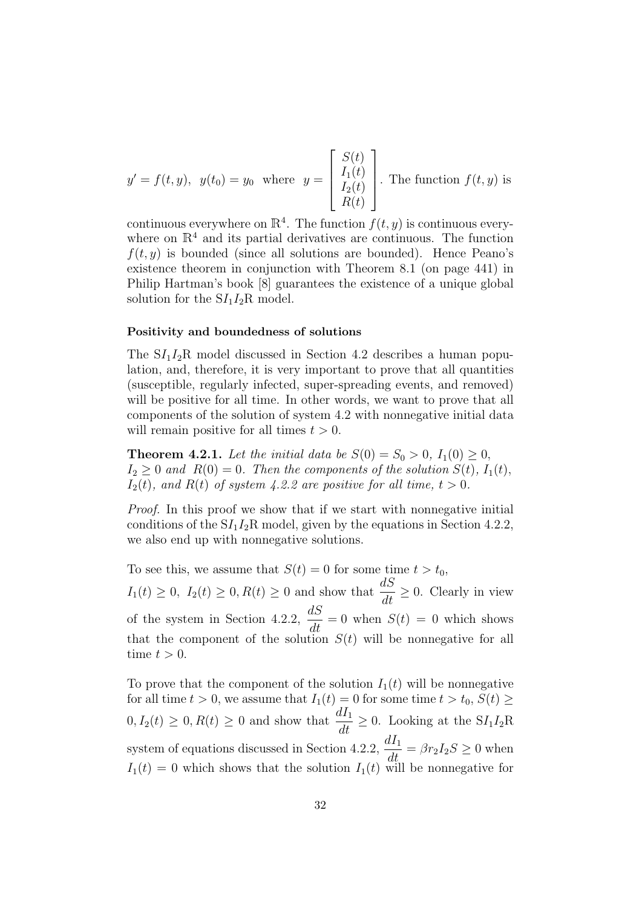$y' = f(t, y), \;\; y(t_0) = y_0$ where $y = \begin{bmatrix} S(t) \\ I_1(t) \\ I_2(t) \\ R(t) \end{bmatrix}$. The function $f(t, y)$ is continuous everywhere on $\mathbb{R}^4$. The function $f(t, y)$ is continuous everywhere on $\mathbb{R}^4$ and its partial derivatives are continuous. The function $f(t, y)$ is bounded (since all solutions are bounded). Hence Peano's existence theorem in conjunction with Theorem 8.1 (on page 441) in Philip Hartman's book [8] guarantees the existence of a unique global solution for the S$I_1I_2$R model.

**Positivity and boundedness of solutions**

The S$I_1I_2$R model discussed in Section 4.2 describes a human population, and, therefore, it is very important to prove that all quantities (susceptible, regularly infected, super-spreading events, and removed) will be positive for all time. In other words, we want to prove that all components of the solution of system 4.2 with nonnegative initial data will remain positive for all times $t > 0$.

**Theorem 4.2.1.** *Let the initial data be $S(0) = S_0 > 0$, $I_1(0) \geq 0$, $I_2 \geq 0$ and $R(0) = 0$. Then the components of the solution $S(t)$, $I_1(t)$, $I_2(t)$, and $R(t)$ of system 4.2.2 are positive for all time, $t > 0$.*

*Proof.* In this proof we show that if we start with nonnegative initial conditions of the S$I_1I_2$R model, given by the equations in Section 4.2.2, we also end up with nonnegative solutions.

To see this, we assume that $S(t) = 0$ for some time $t > t_0$, $I_1(t) \geq 0$, $I_2(t) \geq 0, R(t) \geq 0$ and show that $\dfrac{dS}{dt} \geq 0$. Clearly in view of the system in Section 4.2.2, $\dfrac{dS}{dt} = 0$ when $S(t) = 0$ which shows that the component of the solution $S(t)$ will be nonnegative for all time $t > 0$.

To prove that the component of the solution $I_1(t)$ will be nonnegative for all time $t > 0$, we assume that $I_1(t) = 0$ for some time $t > t_0$, $S(t) \geq 0, I_2(t) \geq 0, R(t) \geq 0$ and show that $\dfrac{dI_1}{dt} \geq 0$. Looking at the S$I_1I_2$R system of equations discussed in Section 4.2.2, $\dfrac{dI_1}{dt} = \beta r_2 I_2 S \geq 0$ when $I_1(t) = 0$ which shows that the solution $I_1(t)$ will be nonnegative for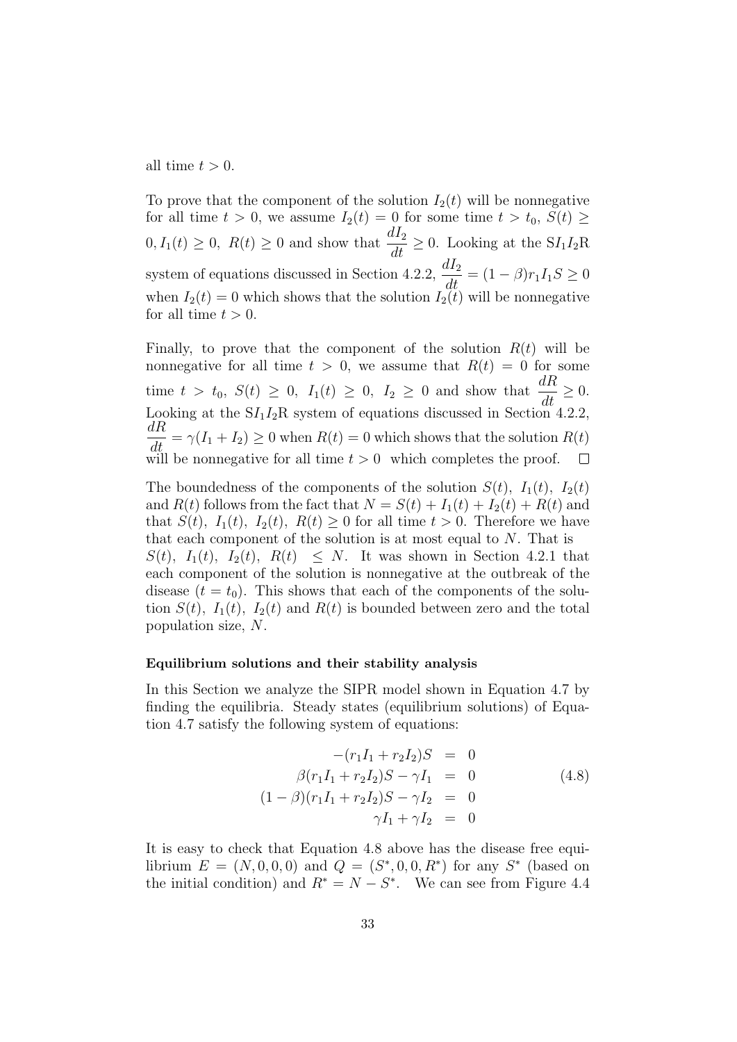all time $t > 0$.

To prove that the component of the solution $I_2(t)$ will be nonnegative for all time $t > 0$, we assume $I_2(t) = 0$ for some time $t > t_0$, $S(t) \geq 0, I_1(t) \geq 0$, $R(t) \geq 0$ and show that $\frac{dI_2}{dt} \geq 0$. Looking at the $SI_1I_2R$ system of equations discussed in Section 4.2.2, $\frac{dI_2}{dt} = (1-\beta)r_1I_1S \geq 0$ when $I_2(t) = 0$ which shows that the solution $I_2(t)$ will be nonnegative for all time $t > 0$.

Finally, to prove that the component of the solution $R(t)$ will be nonnegative for all time $t > 0$, we assume that $R(t) = 0$ for some time $t > t_0$, $S(t) \geq 0$, $I_1(t) \geq 0$, $I_2 \geq 0$ and show that $\frac{dR}{dt} \geq 0$. Looking at the $SI_1I_2R$ system of equations discussed in Section 4.2.2, $\frac{dR}{dt} = \gamma(I_1 + I_2) \geq 0$ when $R(t) = 0$ which shows that the solution $R(t)$ will be nonnegative for all time $t > 0$ which completes the proof. $\square$

The boundedness of the components of the solution $S(t)$, $I_1(t)$, $I_2(t)$ and $R(t)$ follows from the fact that $N = S(t) + I_1(t) + I_2(t) + R(t)$ and that $S(t)$, $I_1(t)$, $I_2(t)$, $R(t) \geq 0$ for all time $t > 0$. Therefore we have that each component of the solution is at most equal to $N$. That is $S(t)$, $I_1(t)$, $I_2(t)$, $R(t) \leq N$. It was shown in Section 4.2.1 that each component of the solution is nonnegative at the outbreak of the disease ($t = t_0$). This shows that each of the components of the solution $S(t)$, $I_1(t)$, $I_2(t)$ and $R(t)$ is bounded between zero and the total population size, $N$.

**Equilibrium solutions and their stability analysis**

In this Section we analyze the SIPR model shown in Equation 4.7 by finding the equilibria. Steady states (equilibrium solutions) of Equation 4.7 satisfy the following system of equations:

$$\begin{aligned}
-(r_1I_1 + r_2I_2)S &= 0 \\
\beta(r_1I_1 + r_2I_2)S - \gamma I_1 &= 0 \\
(1-\beta)(r_1I_1 + r_2I_2)S - \gamma I_2 &= 0 \\
\gamma I_1 + \gamma I_2 &= 0
\end{aligned} \tag{4.8}$$

It is easy to check that Equation 4.8 above has the disease free equilibrium $E = (N, 0, 0, 0)$ and $Q = (S^*, 0, 0, R^*)$ for any $S^*$ (based on the initial condition) and $R^* = N - S^*$. We can see from Figure 4.4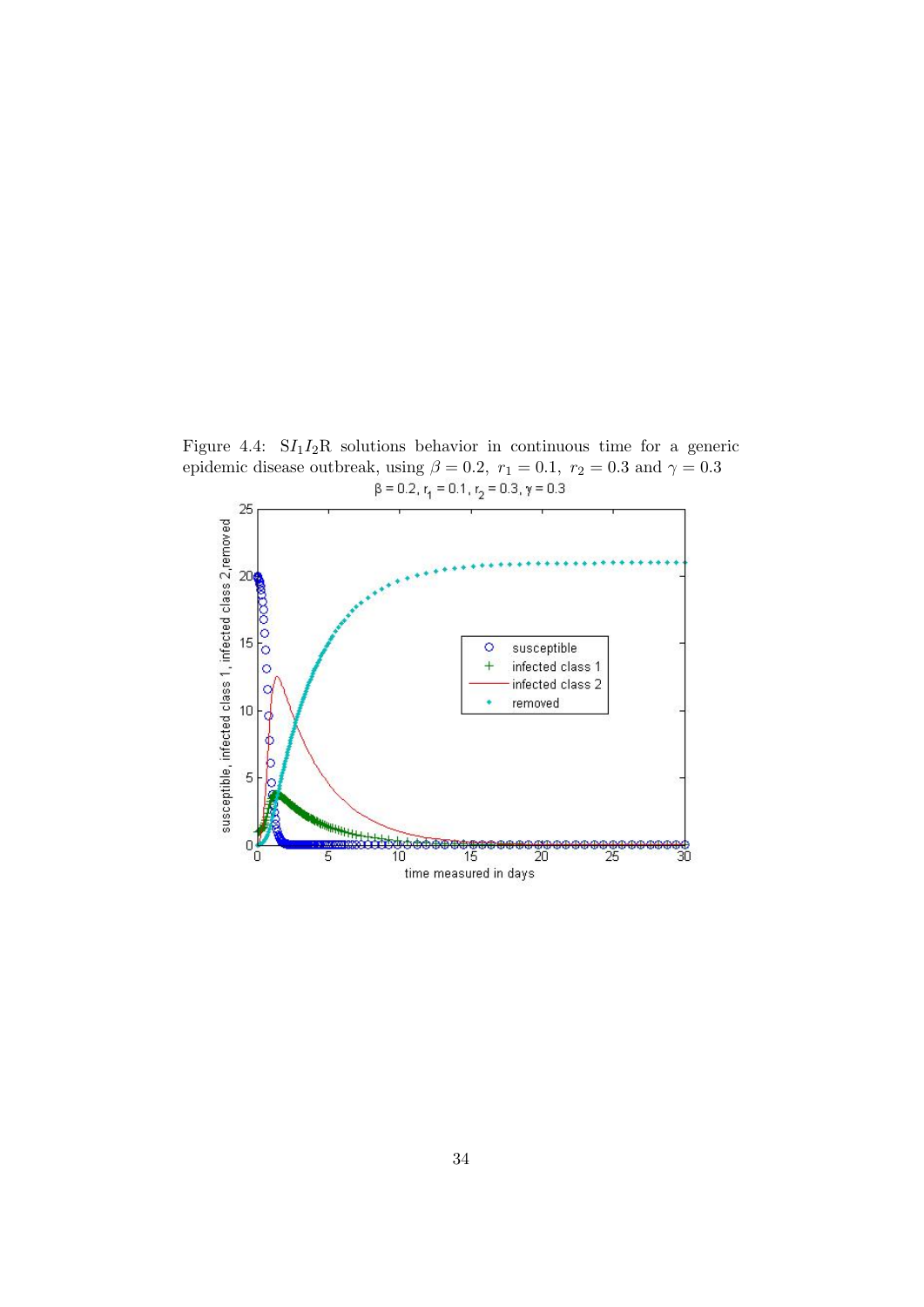Figure 4.4: $SI_1I_2R$ solutions behavior in continuous time for a generic epidemic disease outbreak, using $\beta = 0.2,\ r_1 = 0.1,\ r_2 = 0.3$ and $\gamma = 0.3$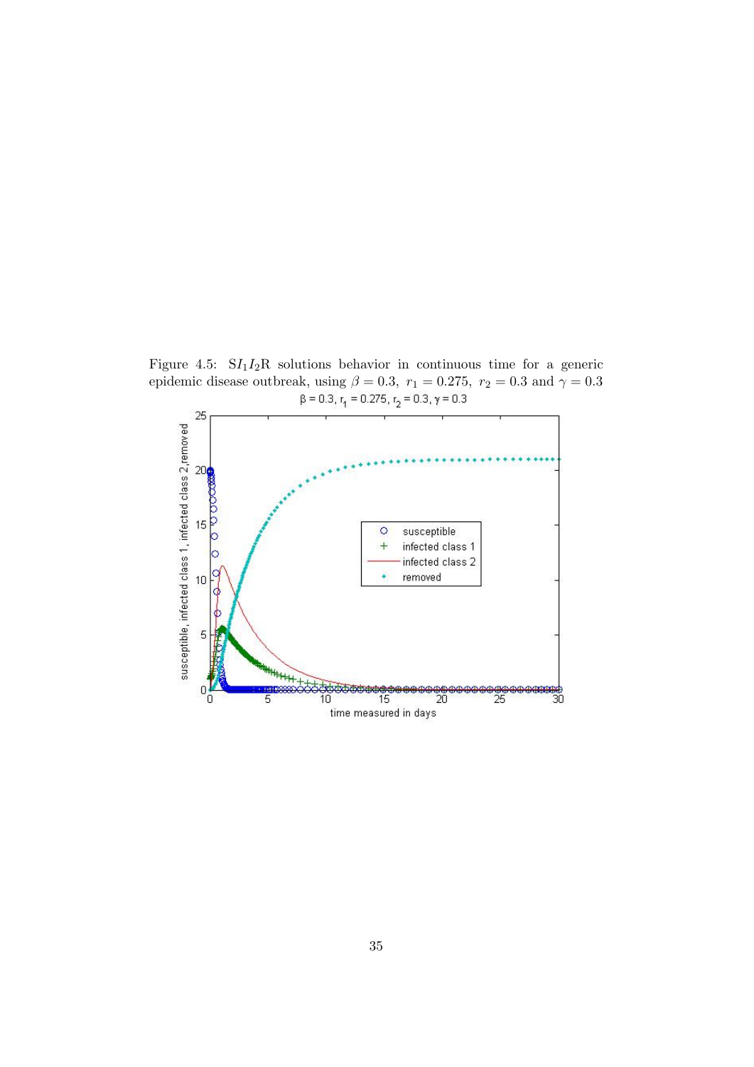Figure 4.5: $SI_1I_2R$ solutions behavior in continuous time for a generic epidemic disease outbreak, using $\beta = 0.3,\ r_1 = 0.275,\ r_2 = 0.3$ and $\gamma = 0.3$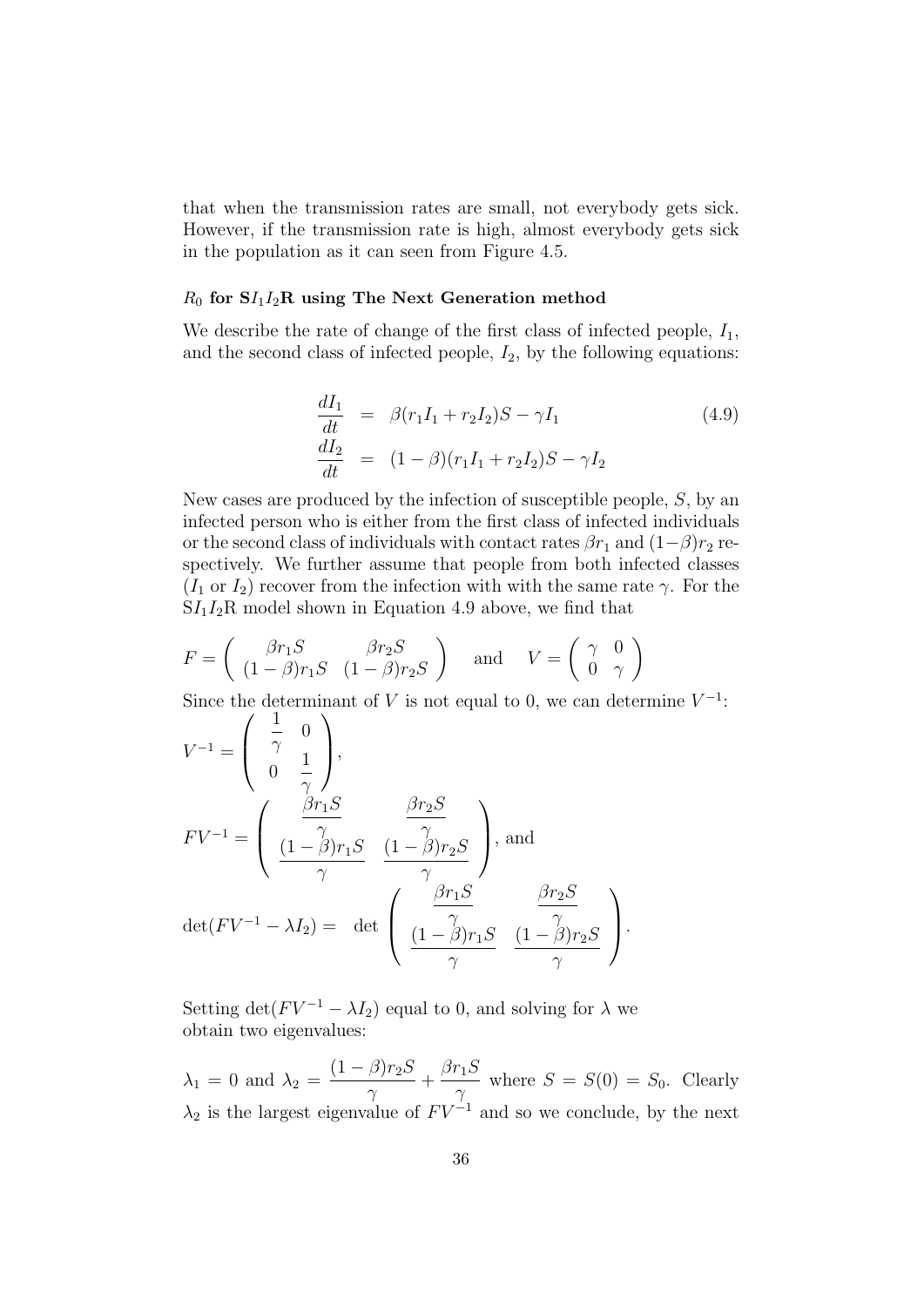that when the transmission rates are small, not everybody gets sick. However, if the transmission rate is high, almost everybody gets sick in the population as it can seen from Figure 4.5.

### $R_0$ for $SI_1I_2R$ using The Next Generation method

We describe the rate of change of the first class of infected people, $I_1$, and the second class of infected people, $I_2$, by the following equations:

$$
\begin{aligned}
\frac{dI_1}{dt} &= \beta(r_1 I_1 + r_2 I_2)S - \gamma I_1 \\
\frac{dI_2}{dt} &= (1-\beta)(r_1 I_1 + r_2 I_2)S - \gamma I_2
\end{aligned} \tag{4.9}
$$

New cases are produced by the infection of susceptible people, $S$, by an infected person who is either from the first class of infected individuals or the second class of individuals with contact rates $\beta r_1$ and $(1-\beta) r_2$ respectively. We further assume that people from both infected classes ($I_1$ or $I_2$) recover from the infection with with the same rate $\gamma$. For the $SI_1I_2R$ model shown in Equation 4.9 above, we find that

$$
F = \begin{pmatrix} \beta r_1 S & \beta r_2 S \\ (1-\beta) r_1 S & (1-\beta) r_2 S \end{pmatrix} \quad \text{and} \quad V = \begin{pmatrix} \gamma & 0 \\ 0 & \gamma \end{pmatrix}
$$

Since the determinant of $V$ is not equal to 0, we can determine $V^{-1}$:

$$
V^{-1} = \begin{pmatrix} \frac{1}{\gamma} & 0 \\ 0 & \frac{1}{\gamma} \end{pmatrix},
$$

$$
FV^{-1} = \begin{pmatrix} \frac{\beta r_1 S}{\gamma} & \frac{\beta r_2 S}{\gamma} \\ \frac{(1-\beta) r_1 S}{\gamma} & \frac{(1-\beta) r_2 S}{\gamma} \end{pmatrix}, \text{ and}
$$

$$
\det(FV^{-1} - \lambda I_2) = \det \begin{pmatrix} \frac{\beta r_1 S}{\gamma} & \frac{\beta r_2 S}{\gamma} \\ \frac{(1-\beta) r_1 S}{\gamma} & \frac{(1-\beta) r_2 S}{\gamma} \end{pmatrix}.
$$

Setting $\det(FV^{-1} - \lambda I_2)$ equal to 0, and solving for $\lambda$ we obtain two eigenvalues:

$\lambda_1 = 0$ and $\lambda_2 = \dfrac{(1-\beta) r_2 S}{\gamma} + \dfrac{\beta r_1 S}{\gamma}$ where $S = S(0) = S_0$. Clearly $\lambda_2$ is the largest eigenvalue of $FV^{-1}$ and so we conclude, by the next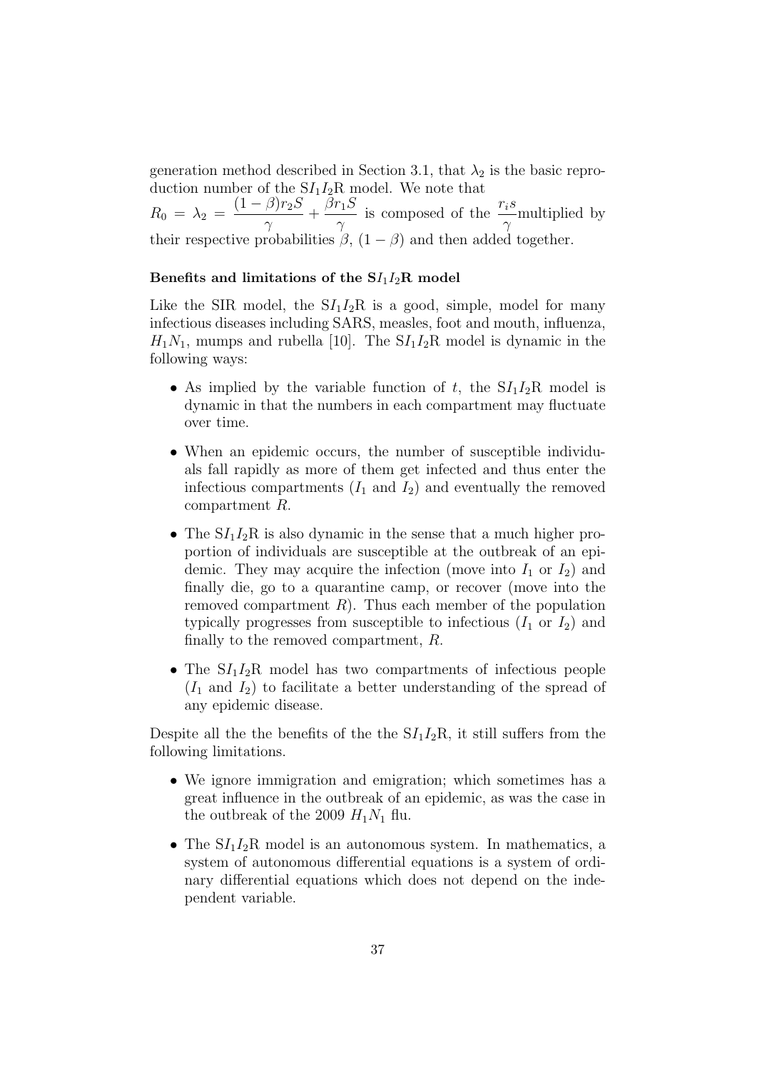generation method described in Section 3.1, that $\lambda_2$ is the basic reproduction number of the $SI_1I_2R$ model. We note that $R_0 = \lambda_2 = \dfrac{(1-\beta)r_2S}{\gamma} + \dfrac{\beta r_1 S}{\gamma}$ is composed of the $\dfrac{r_i s}{\gamma}$multiplied by their respective probabilities $\beta$, $(1-\beta)$ and then added together.

**Benefits and limitations of the $SI_1I_2R$ model**

Like the SIR model, the $SI_1I_2R$ is a good, simple, model for many infectious diseases including SARS, measles, foot and mouth, influenza, $H_1N_1$, mumps and rubella [10]. The $SI_1I_2R$ model is dynamic in the following ways:

- As implied by the variable function of $t$, the $SI_1I_2R$ model is dynamic in that the numbers in each compartment may fluctuate over time.
- When an epidemic occurs, the number of susceptible individuals fall rapidly as more of them get infected and thus enter the infectious compartments ($I_1$ and $I_2$) and eventually the removed compartment $R$.
- The $SI_1I_2R$ is also dynamic in the sense that a much higher proportion of individuals are susceptible at the outbreak of an epidemic. They may acquire the infection (move into $I_1$ or $I_2$) and finally die, go to a quarantine camp, or recover (move into the removed compartment $R$). Thus each member of the population typically progresses from susceptible to infectious ($I_1$ or $I_2$) and finally to the removed compartment, $R$.
- The $SI_1I_2R$ model has two compartments of infectious people ($I_1$ and $I_2$) to facilitate a better understanding of the spread of any epidemic disease.

Despite all the the benefits of the the $SI_1I_2R$, it still suffers from the following limitations.

- We ignore immigration and emigration; which sometimes has a great influence in the outbreak of an epidemic, as was the case in the outbreak of the 2009 $H_1N_1$ flu.
- The $SI_1I_2R$ model is an autonomous system. In mathematics, a system of autonomous differential equations is a system of ordinary differential equations which does not depend on the independent variable.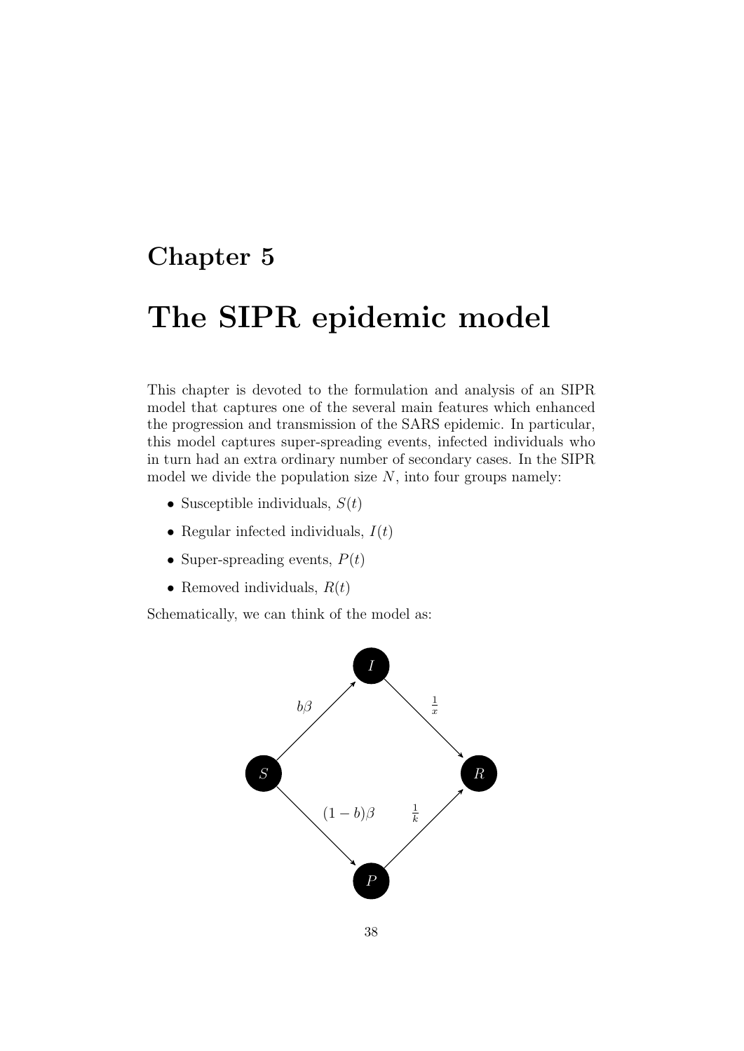# Chapter 5

# The SIPR epidemic model

This chapter is devoted to the formulation and analysis of an SIPR model that captures one of the several main features which enhanced the progression and transmission of the SARS epidemic. In particular, this model captures super-spreading events, infected individuals who in turn had an extra ordinary number of secondary cases. In the SIPR model we divide the population size $N$, into four groups namely:

- Susceptible individuals, $S(t)$
- Regular infected individuals, $I(t)$
- Super-spreading events, $P(t)$
- Removed individuals, $R(t)$

Schematically, we can think of the model as:

$S \xrightarrow{b\beta} I \xrightarrow{\frac{1}{x}} R$

$S \xrightarrow{(1-b)\beta} P \xrightarrow{\frac{1}{k}} R$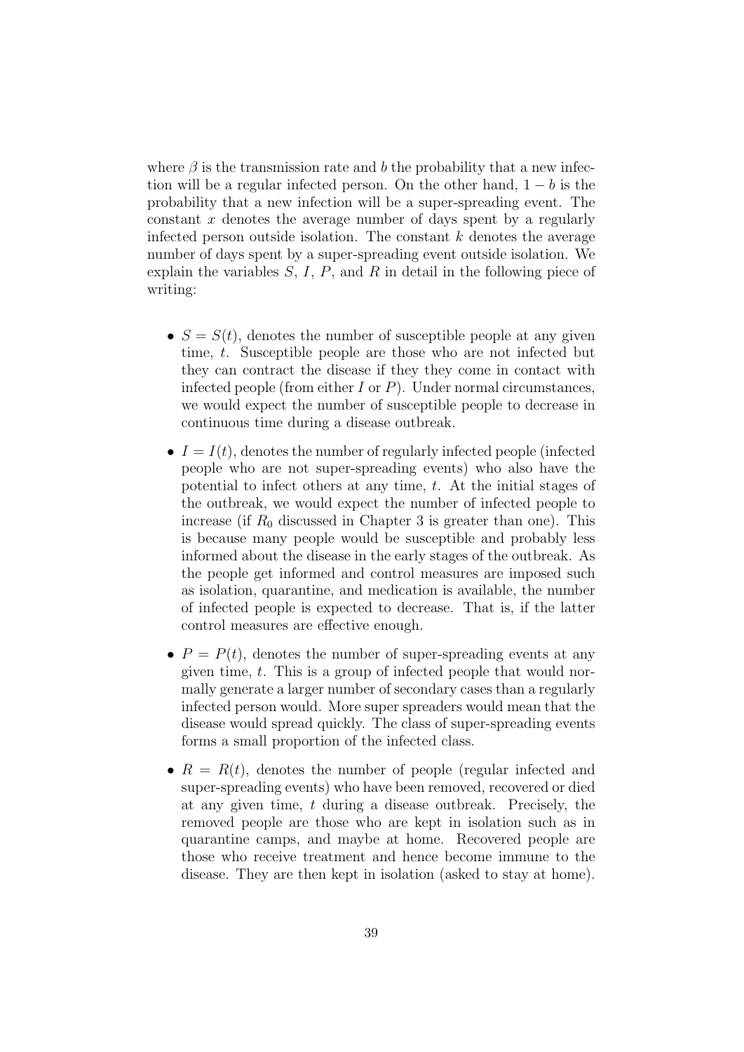where $\beta$ is the transmission rate and $b$ the probability that a new infection will be a regular infected person. On the other hand, $1 - b$ is the probability that a new infection will be a super-spreading event. The constant $x$ denotes the average number of days spent by a regularly infected person outside isolation. The constant $k$ denotes the average number of days spent by a super-spreading event outside isolation. We explain the variables $S$, $I$, $P$, and $R$ in detail in the following piece of writing:

- $S = S(t)$, denotes the number of susceptible people at any given time, $t$. Susceptible people are those who are not infected but they can contract the disease if they they come in contact with infected people (from either $I$ or $P$). Under normal circumstances, we would expect the number of susceptible people to decrease in continuous time during a disease outbreak.

- $I = I(t)$, denotes the number of regularly infected people (infected people who are not super-spreading events) who also have the potential to infect others at any time, $t$. At the initial stages of the outbreak, we would expect the number of infected people to increase (if $R_0$ discussed in Chapter 3 is greater than one). This is because many people would be susceptible and probably less informed about the disease in the early stages of the outbreak. As the people get informed and control measures are imposed such as isolation, quarantine, and medication is available, the number of infected people is expected to decrease. That is, if the latter control measures are effective enough.

- $P = P(t)$, denotes the number of super-spreading events at any given time, $t$. This is a group of infected people that would normally generate a larger number of secondary cases than a regularly infected person would. More super spreaders would mean that the disease would spread quickly. The class of super-spreading events forms a small proportion of the infected class.

- $R = R(t)$, denotes the number of people (regular infected and super-spreading events) who have been removed, recovered or died at any given time, $t$ during a disease outbreak. Precisely, the removed people are those who are kept in isolation such as in quarantine camps, and maybe at home. Recovered people are those who receive treatment and hence become immune to the disease. They are then kept in isolation (asked to stay at home).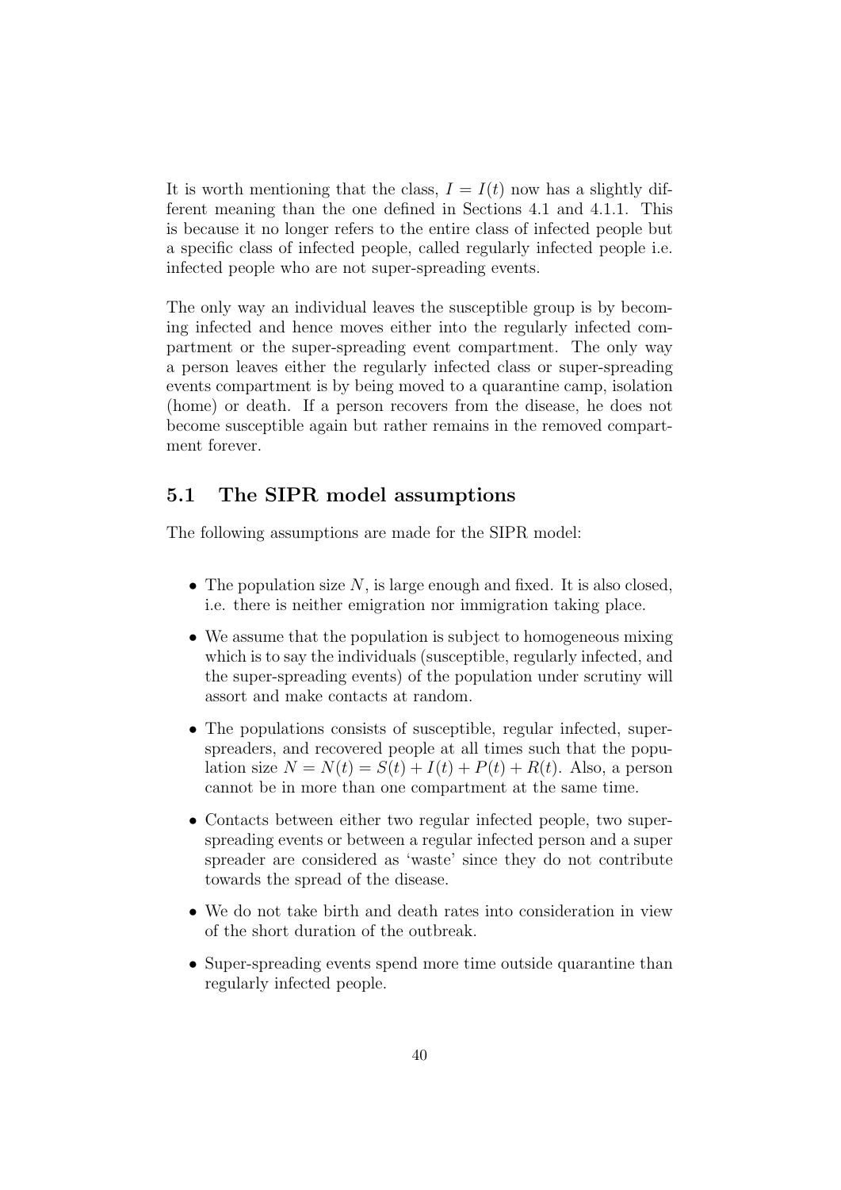It is worth mentioning that the class, $I = I(t)$ now has a slightly different meaning than the one defined in Sections 4.1 and 4.1.1. This is because it no longer refers to the entire class of infected people but a specific class of infected people, called regularly infected people i.e. infected people who are not super-spreading events.

The only way an individual leaves the susceptible group is by becoming infected and hence moves either into the regularly infected compartment or the super-spreading event compartment. The only way a person leaves either the regularly infected class or super-spreading events compartment is by being moved to a quarantine camp, isolation (home) or death. If a person recovers from the disease, he does not become susceptible again but rather remains in the removed compartment forever.

## 5.1 The SIPR model assumptions

The following assumptions are made for the SIPR model:

- The population size $N$, is large enough and fixed. It is also closed, i.e. there is neither emigration nor immigration taking place.
- We assume that the population is subject to homogeneous mixing which is to say the individuals (susceptible, regularly infected, and the super-spreading events) of the population under scrutiny will assort and make contacts at random.
- The populations consists of susceptible, regular infected, super-spreaders, and recovered people at all times such that the population size $N = N(t) = S(t) + I(t) + P(t) + R(t)$. Also, a person cannot be in more than one compartment at the same time.
- Contacts between either two regular infected people, two super-spreading events or between a regular infected person and a super spreader are considered as 'waste' since they do not contribute towards the spread of the disease.
- We do not take birth and death rates into consideration in view of the short duration of the outbreak.
- Super-spreading events spend more time outside quarantine than regularly infected people.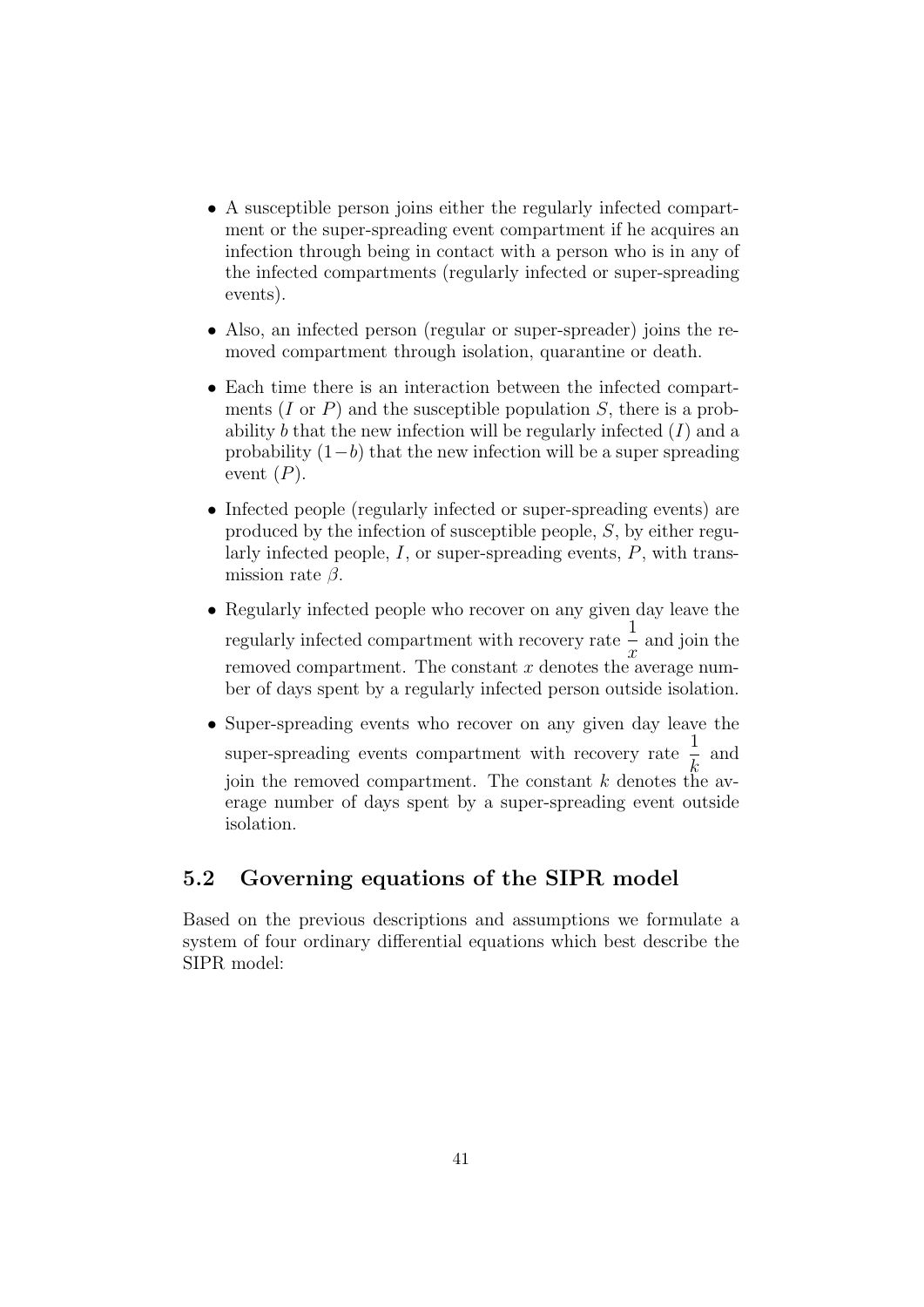- A susceptible person joins either the regularly infected compartment or the super-spreading event compartment if he acquires an infection through being in contact with a person who is in any of the infected compartments (regularly infected or super-spreading events).
- Also, an infected person (regular or super-spreader) joins the removed compartment through isolation, quarantine or death.
- Each time there is an interaction between the infected compartments ($I$ or $P$) and the susceptible population $S$, there is a probability $b$ that the new infection will be regularly infected ($I$) and a probability $(1-b)$ that the new infection will be a super spreading event ($P$).
- Infected people (regularly infected or super-spreading events) are produced by the infection of susceptible people, $S$, by either regularly infected people, $I$, or super-spreading events, $P$, with transmission rate $\beta$.
- Regularly infected people who recover on any given day leave the regularly infected compartment with recovery rate $\dfrac{1}{x}$ and join the removed compartment. The constant $x$ denotes the average number of days spent by a regularly infected person outside isolation.
- Super-spreading events who recover on any given day leave the super-spreading events compartment with recovery rate $\dfrac{1}{k}$ and join the removed compartment. The constant $k$ denotes the average number of days spent by a super-spreading event outside isolation.

## 5.2 Governing equations of the SIPR model

Based on the previous descriptions and assumptions we formulate a system of four ordinary differential equations which best describe the SIPR model: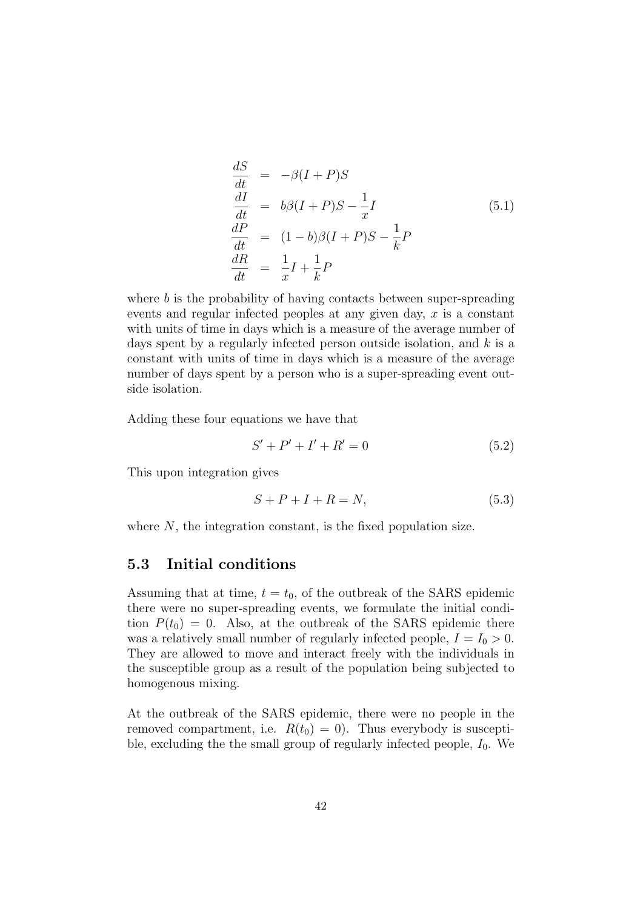$$
\begin{aligned}
\frac{dS}{dt} &= -\beta(I+P)S \\
\frac{dI}{dt} &= b\beta(I+P)S - \frac{1}{x}I \\
\frac{dP}{dt} &= (1-b)\beta(I+P)S - \frac{1}{k}P \\
\frac{dR}{dt} &= \frac{1}{x}I + \frac{1}{k}P
\end{aligned}
\tag{5.1}
$$

where $b$ is the probability of having contacts between super-spreading events and regular infected peoples at any given day, $x$ is a constant with units of time in days which is a measure of the average number of days spent by a regularly infected person outside isolation, and $k$ is a constant with units of time in days which is a measure of the average number of days spent by a person who is a super-spreading event outside isolation.

Adding these four equations we have that

$$
S' + P' + I' + R' = 0 \tag{5.2}
$$

This upon integration gives

$$
S + P + I + R = N, \tag{5.3}
$$

where $N$, the integration constant, is the fixed population size.

## 5.3 Initial conditions

Assuming that at time, $t = t_0$, of the outbreak of the SARS epidemic there were no super-spreading events, we formulate the initial condition $P(t_0) = 0$. Also, at the outbreak of the SARS epidemic there was a relatively small number of regularly infected people, $I = I_0 > 0$. They are allowed to move and interact freely with the individuals in the susceptible group as a result of the population being subjected to homogenous mixing.

At the outbreak of the SARS epidemic, there were no people in the removed compartment, i.e. $R(t_0) = 0$). Thus everybody is susceptible, excluding the the small group of regularly infected people, $I_0$. We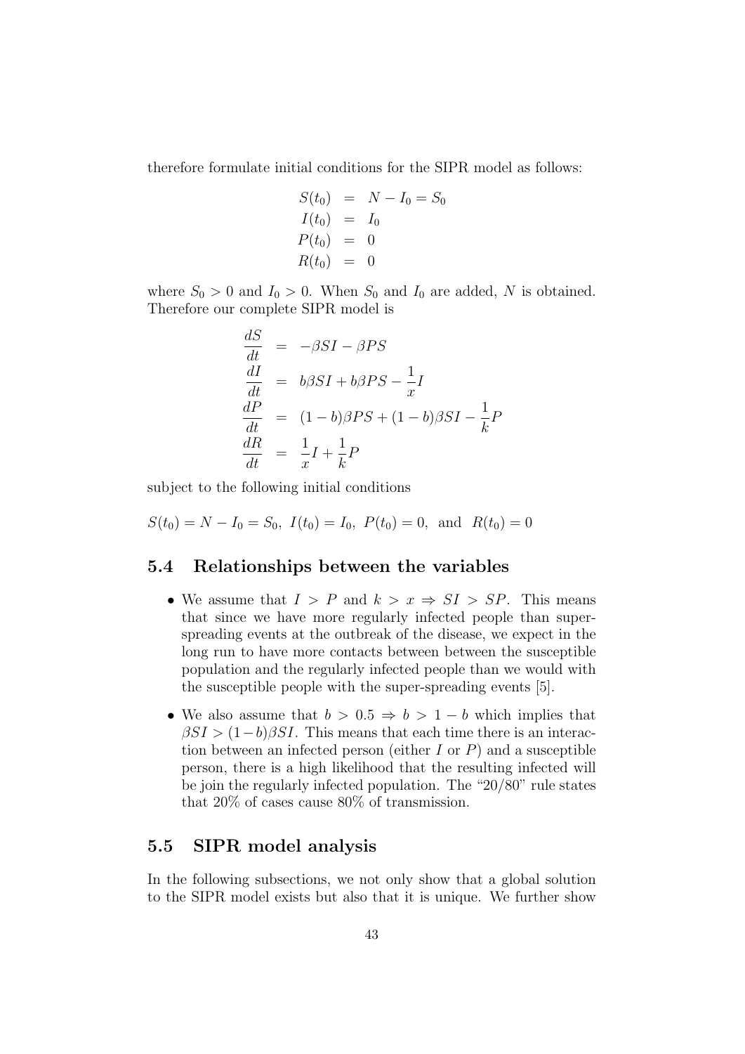therefore formulate initial conditions for the SIPR model as follows:

$$
\begin{aligned}
S(t_0) &= N - I_0 = S_0 \\
I(t_0) &= I_0 \\
P(t_0) &= 0 \\
R(t_0) &= 0
\end{aligned}
$$

where $S_0 > 0$ and $I_0 > 0$. When $S_0$ and $I_0$ are added, $N$ is obtained. Therefore our complete SIPR model is

$$
\begin{aligned}
\frac{dS}{dt} &= -\beta SI - \beta PS \\
\frac{dI}{dt} &= b\beta SI + b\beta PS - \frac{1}{x}I \\
\frac{dP}{dt} &= (1-b)\beta PS + (1-b)\beta SI - \frac{1}{k}P \\
\frac{dR}{dt} &= \frac{1}{x}I + \frac{1}{k}P
\end{aligned}
$$

subject to the following initial conditions

$$
S(t_0) = N - I_0 = S_0,\ I(t_0) = I_0,\ P(t_0) = 0,\ \text{and}\ \ R(t_0) = 0
$$

## 5.4 Relationships between the variables

- We assume that $I > P$ and $k > x \Rightarrow SI > SP$. This means that since we have more regularly infected people than super-spreading events at the outbreak of the disease, we expect in the long run to have more contacts between between the susceptible population and the regularly infected people than we would with the susceptible people with the super-spreading events [5].
- We also assume that $b > 0.5 \Rightarrow b > 1 - b$ which implies that $\beta SI > (1-b)\beta SI$. This means that each time there is an interaction between an infected person (either $I$ or $P$) and a susceptible person, there is a high likelihood that the resulting infected will be join the regularly infected population. The "20/80" rule states that 20% of cases cause 80% of transmission.

## 5.5 SIPR model analysis

In the following subsections, we not only show that a global solution to the SIPR model exists but also that it is unique. We further show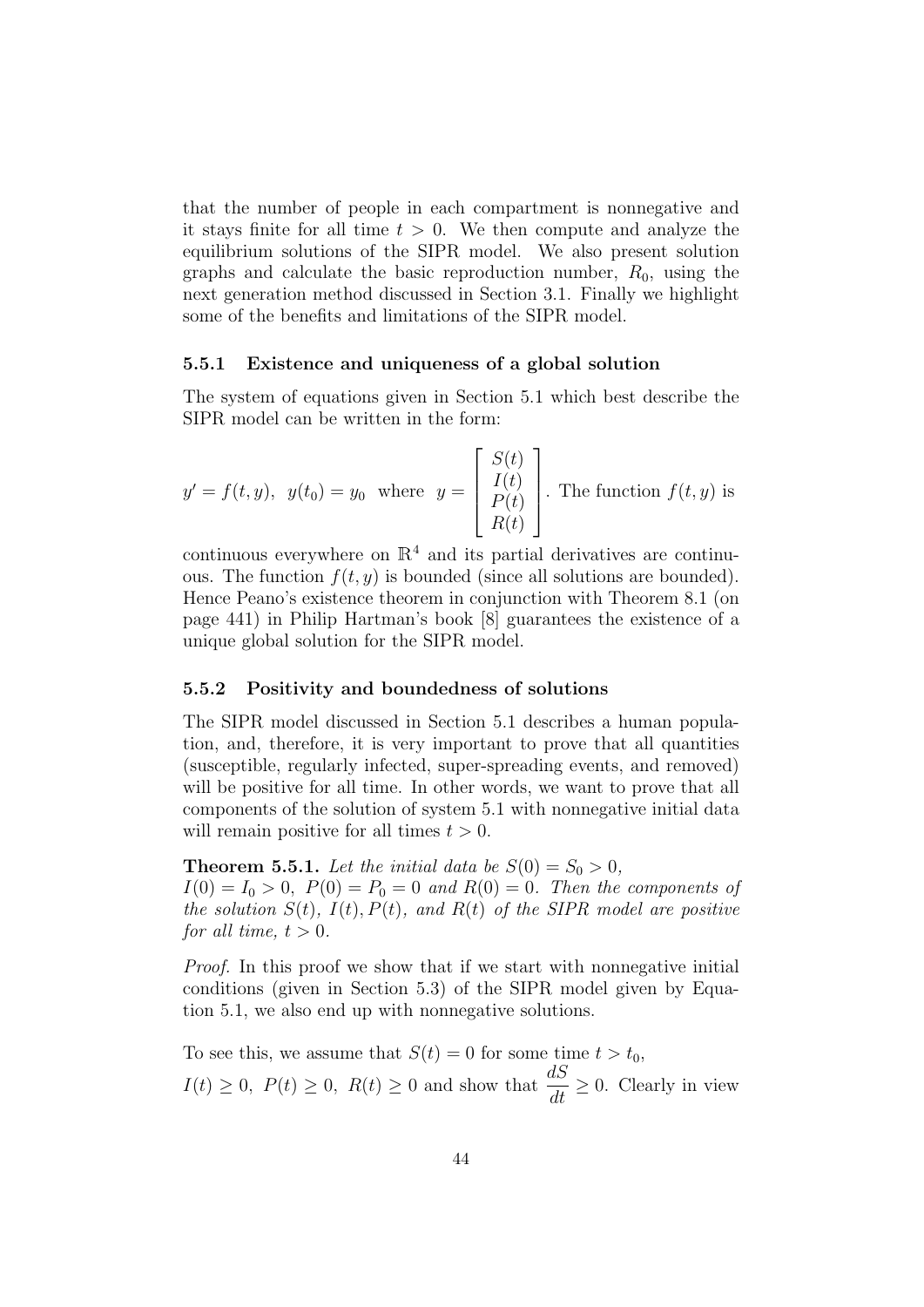that the number of people in each compartment is nonnegative and it stays finite for all time $t > 0$. We then compute and analyze the equilibrium solutions of the SIPR model. We also present solution graphs and calculate the basic reproduction number, $R_0$, using the next generation method discussed in Section 3.1. Finally we highlight some of the benefits and limitations of the SIPR model.

### 5.5.1 Existence and uniqueness of a global solution

The system of equations given in Section 5.1 which best describe the SIPR model can be written in the form:

$y' = f(t, y),\ \ y(t_0) = y_0$ where $y = \begin{bmatrix} S(t) \\ I(t) \\ P(t) \\ R(t) \end{bmatrix}$. The function $f(t, y)$ is continuous everywhere on $\mathbb{R}^4$ and its partial derivatives are continuous. The function $f(t, y)$ is bounded (since all solutions are bounded). Hence Peano's existence theorem in conjunction with Theorem 8.1 (on page 441) in Philip Hartman's book [8] guarantees the existence of a unique global solution for the SIPR model.

### 5.5.2 Positivity and boundedness of solutions

The SIPR model discussed in Section 5.1 describes a human population, and, therefore, it is very important to prove that all quantities (susceptible, regularly infected, super-spreading events, and removed) will be positive for all time. In other words, we want to prove that all components of the solution of system 5.1 with nonnegative initial data will remain positive for all times $t > 0$.

**Theorem 5.5.1.** *Let the initial data be $S(0) = S_0 > 0$, $I(0) = I_0 > 0,\ P(0) = P_0 = 0$ and $R(0) = 0$. Then the components of the solution $S(t),\ I(t), P(t)$, and $R(t)$ of the SIPR model are positive for all time, $t > 0$.*

*Proof.* In this proof we show that if we start with nonnegative initial conditions (given in Section 5.3) of the SIPR model given by Equation 5.1, we also end up with nonnegative solutions.

To see this, we assume that $S(t) = 0$ for some time $t > t_0$, $I(t) \geq 0,\ P(t) \geq 0,\ R(t) \geq 0$ and show that $\dfrac{dS}{dt} \geq 0$. Clearly in view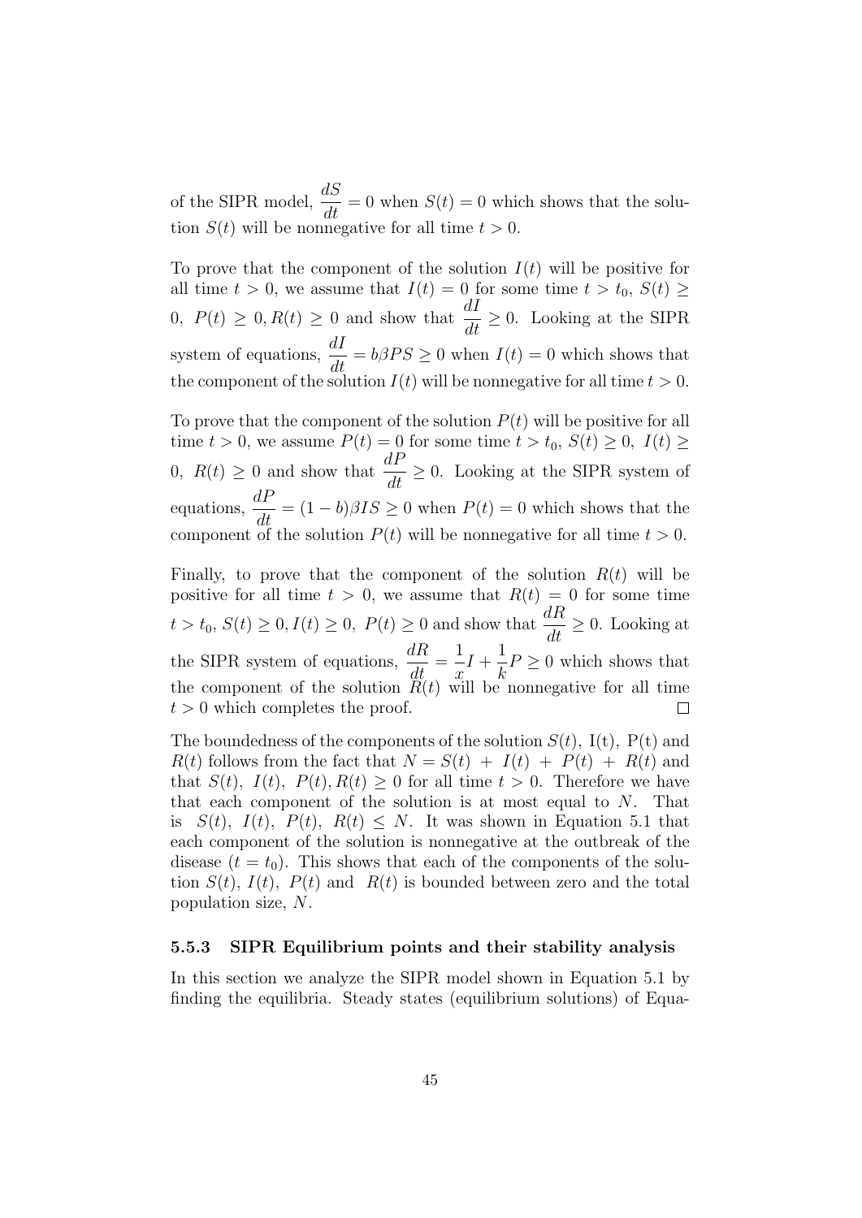of the SIPR model, $\frac{dS}{dt} = 0$ when $S(t) = 0$ which shows that the solution $S(t)$ will be nonnegative for all time $t > 0$.

To prove that the component of the solution $I(t)$ will be positive for all time $t > 0$, we assume that $I(t) = 0$ for some time $t > t_0$, $S(t) \geq 0$, $P(t) \geq 0, R(t) \geq 0$ and show that $\frac{dI}{dt} \geq 0$. Looking at the SIPR system of equations, $\frac{dI}{dt} = b\beta PS \geq 0$ when $I(t) = 0$ which shows that the component of the solution $I(t)$ will be nonnegative for all time $t > 0$.

To prove that the component of the solution $P(t)$ will be positive for all time $t > 0$, we assume $P(t) = 0$ for some time $t > t_0$, $S(t) \geq 0$, $I(t) \geq 0$, $R(t) \geq 0$ and show that $\frac{dP}{dt} \geq 0$. Looking at the SIPR system of equations, $\frac{dP}{dt} = (1-b)\beta IS \geq 0$ when $P(t) = 0$ which shows that the component of the solution $P(t)$ will be nonnegative for all time $t > 0$.

Finally, to prove that the component of the solution $R(t)$ will be positive for all time $t > 0$, we assume that $R(t) = 0$ for some time $t > t_0$, $S(t) \geq 0, I(t) \geq 0$, $P(t) \geq 0$ and show that $\frac{dR}{dt} \geq 0$. Looking at the SIPR system of equations, $\frac{dR}{dt} = \frac{1}{x}I + \frac{1}{k}P \geq 0$ which shows that the component of the solution $R(t)$ will be nonnegative for all time $t > 0$ which completes the proof. □

The boundedness of the components of the solution $S(t)$, I(t), P(t) and $R(t)$ follows from the fact that $N = S(t) + I(t) + P(t) + R(t)$ and that $S(t)$, $I(t)$, $P(t), R(t) \geq 0$ for all time $t > 0$. Therefore we have that each component of the solution is at most equal to $N$. That is $S(t)$, $I(t)$, $P(t)$, $R(t) \leq N$. It was shown in Equation 5.1 that each component of the solution is nonnegative at the outbreak of the disease ($t = t_0$). This shows that each of the components of the solution $S(t)$, $I(t)$, $P(t)$ and $R(t)$ is bounded between zero and the total population size, $N$.

### 5.5.3 SIPR Equilibrium points and their stability analysis

In this section we analyze the SIPR model shown in Equation 5.1 by finding the equilibria. Steady states (equilibrium solutions) of Equa-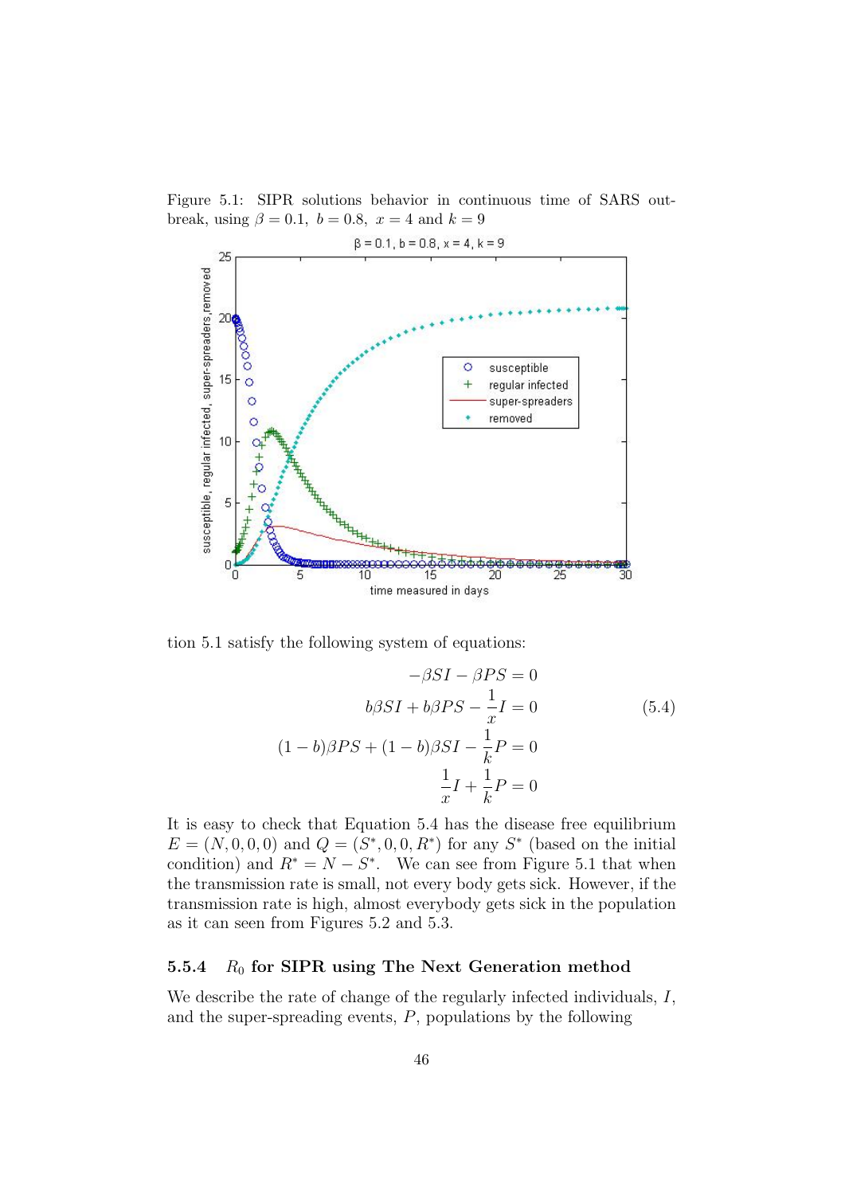Figure 5.1: SIPR solutions behavior in continuous time of SARS outbreak, using $\beta = 0.1,\ b = 0.8,\ x = 4$ and $k = 9$

tion 5.1 satisfy the following system of equations:

$$
\begin{aligned}
-\beta SI - \beta PS &= 0 \\
b\beta SI + b\beta PS - \frac{1}{x}I &= 0 \\
(1-b)\beta PS + (1-b)\beta SI - \frac{1}{k}P &= 0 \\
\frac{1}{x}I + \frac{1}{k}P &= 0
\end{aligned}
\tag{5.4}
$$

It is easy to check that Equation 5.4 has the disease free equilibrium $E = (N, 0, 0, 0)$ and $Q = (S^*, 0, 0, R^*)$ for any $S^*$ (based on the initial condition) and $R^* = N - S^*$. We can see from Figure 5.1 that when the transmission rate is small, not every body gets sick. However, if the transmission rate is high, almost everybody gets sick in the population as it can seen from Figures 5.2 and 5.3.

### 5.5.4 $R_0$ for SIPR using The Next Generation method

We describe the rate of change of the regularly infected individuals, $I$, and the super-spreading events, $P$, populations by the following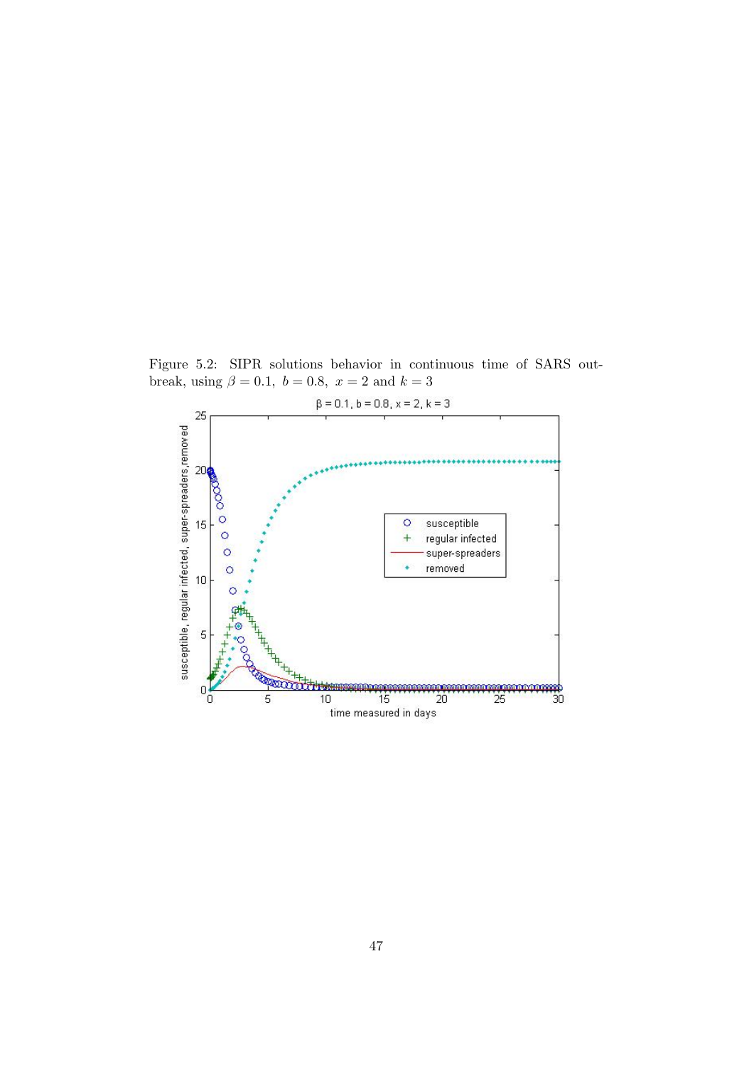Figure 5.2: SIPR solutions behavior in continuous time of SARS outbreak, using $\beta = 0.1$, $b = 0.8$, $x = 2$ and $k = 3$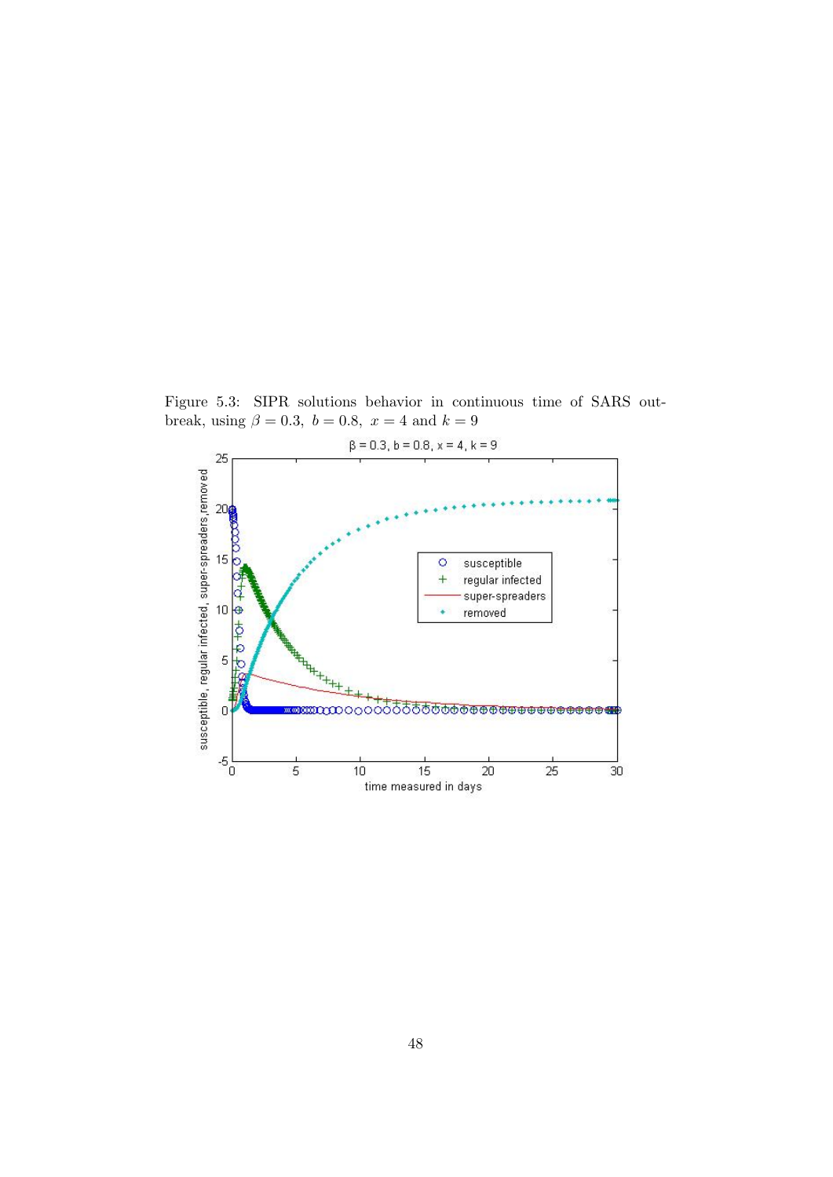Figure 5.3: SIPR solutions behavior in continuous time of SARS outbreak, using $\beta = 0.3,\ b = 0.8,\ x = 4$ and $k = 9$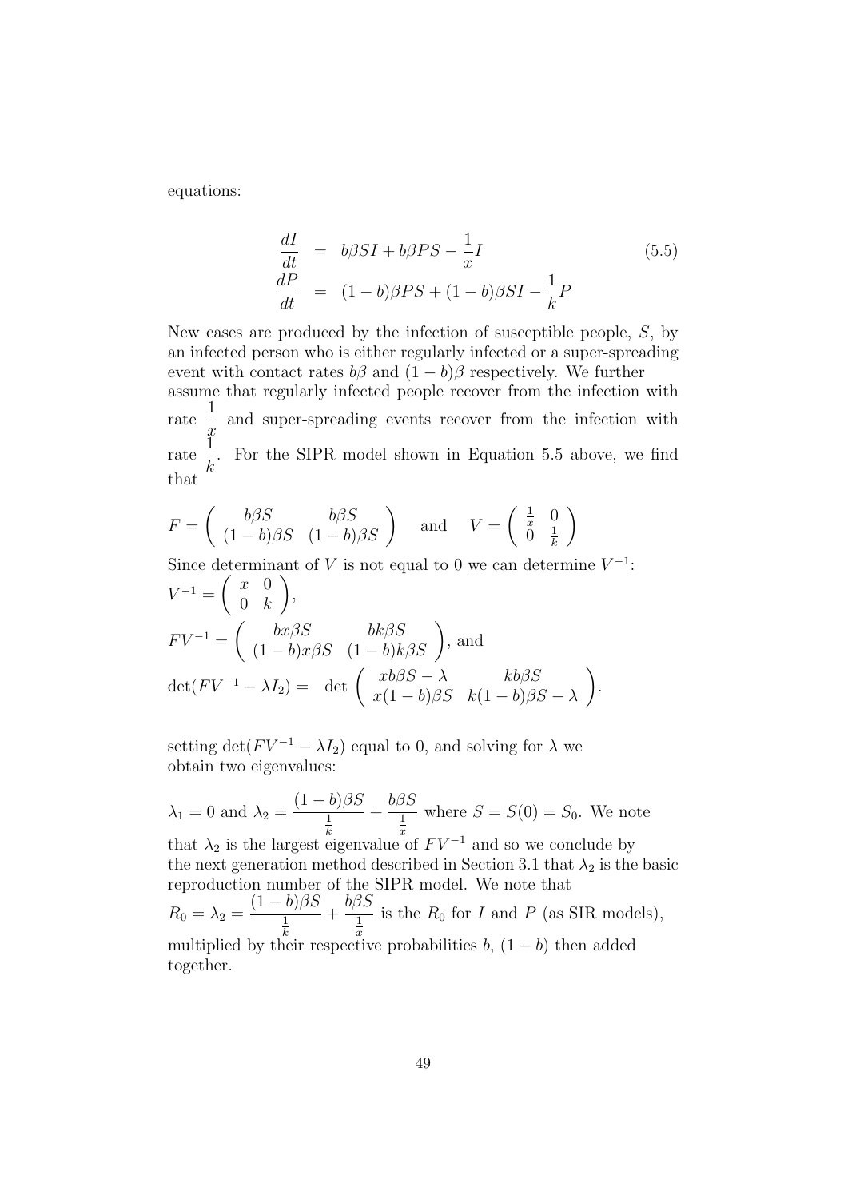equations:

$$
\begin{aligned}
\frac{dI}{dt} &= b\beta SI + b\beta PS - \frac{1}{x}I \\
\frac{dP}{dt} &= (1-b)\beta PS + (1-b)\beta SI - \frac{1}{k}P
\end{aligned}
\tag{5.5}
$$

New cases are produced by the infection of susceptible people, $S$, by an infected person who is either regularly infected or a super-spreading event with contact rates $b\beta$ and $(1-b)\beta$ respectively. We further assume that regularly infected people recover from the infection with rate $\frac{1}{x}$ and super-spreading events recover from the infection with rate $\frac{1}{k}$. For the SIPR model shown in Equation 5.5 above, we find that

$$
F = \begin{pmatrix} b\beta S & b\beta S \\ (1-b)\beta S & (1-b)\beta S \end{pmatrix} \quad \text{and} \quad V = \begin{pmatrix} \frac{1}{x} & 0 \\ 0 & \frac{1}{k} \end{pmatrix}
$$

Since determinant of $V$ is not equal to 0 we can determine $V^{-1}$:

$V^{-1} = \begin{pmatrix} x & 0 \\ 0 & k \end{pmatrix}$,

$FV^{-1} = \begin{pmatrix} bx\beta S & bk\beta S \\ (1-b)x\beta S & (1-b)k\beta S \end{pmatrix}$, and

$\det(FV^{-1} - \lambda I_2) = \det \begin{pmatrix} xb\beta S - \lambda & kb\beta S \\ x(1-b)\beta S & k(1-b)\beta S - \lambda \end{pmatrix}$.

setting $\det(FV^{-1} - \lambda I_2)$ equal to 0, and solving for $\lambda$ we obtain two eigenvalues:

$\lambda_1 = 0$ and $\lambda_2 = \dfrac{(1-b)\beta S}{\frac{1}{k}} + \dfrac{b\beta S}{\frac{1}{x}}$ where $S = S(0) = S_0$. We note that $\lambda_2$ is the largest eigenvalue of $FV^{-1}$ and so we conclude by the next generation method described in Section 3.1 that $\lambda_2$ is the basic reproduction number of the SIPR model. We note that $R_0 = \lambda_2 = \dfrac{(1-b)\beta S}{\frac{1}{k}} + \dfrac{b\beta S}{\frac{1}{x}}$ is the $R_0$ for $I$ and $P$ (as SIR models), multiplied by their respective probabilities $b$, $(1-b)$ then added together.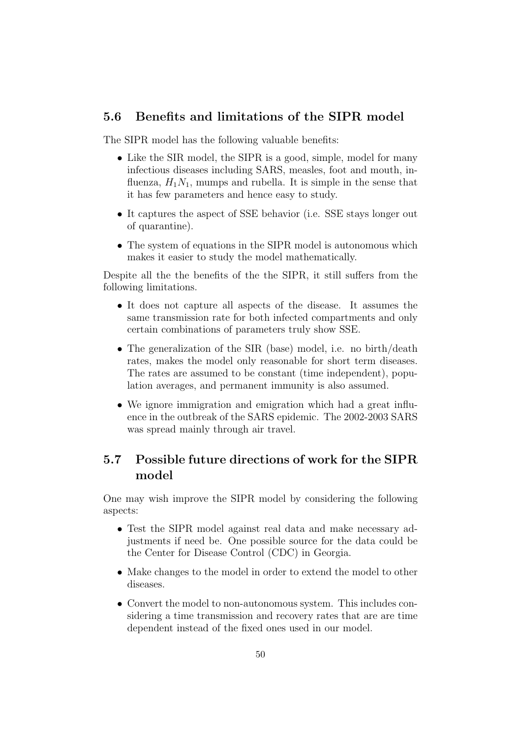## 5.6 Benefits and limitations of the SIPR model

The SIPR model has the following valuable benefits:

- Like the SIR model, the SIPR is a good, simple, model for many infectious diseases including SARS, measles, foot and mouth, influenza, $H_1N_1$, mumps and rubella. It is simple in the sense that it has few parameters and hence easy to study.
- It captures the aspect of SSE behavior (i.e. SSE stays longer out of quarantine).
- The system of equations in the SIPR model is autonomous which makes it easier to study the model mathematically.

Despite all the the benefits of the the SIPR, it still suffers from the following limitations.

- It does not capture all aspects of the disease. It assumes the same transmission rate for both infected compartments and only certain combinations of parameters truly show SSE.
- The generalization of the SIR (base) model, i.e. no birth/death rates, makes the model only reasonable for short term diseases. The rates are assumed to be constant (time independent), population averages, and permanent immunity is also assumed.
- We ignore immigration and emigration which had a great influence in the outbreak of the SARS epidemic. The 2002-2003 SARS was spread mainly through air travel.

## 5.7 Possible future directions of work for the SIPR model

One may wish improve the SIPR model by considering the following aspects:

- Test the SIPR model against real data and make necessary adjustments if need be. One possible source for the data could be the Center for Disease Control (CDC) in Georgia.
- Make changes to the model in order to extend the model to other diseases.
- Convert the model to non-autonomous system. This includes considering a time transmission and recovery rates that are are time dependent instead of the fixed ones used in our model.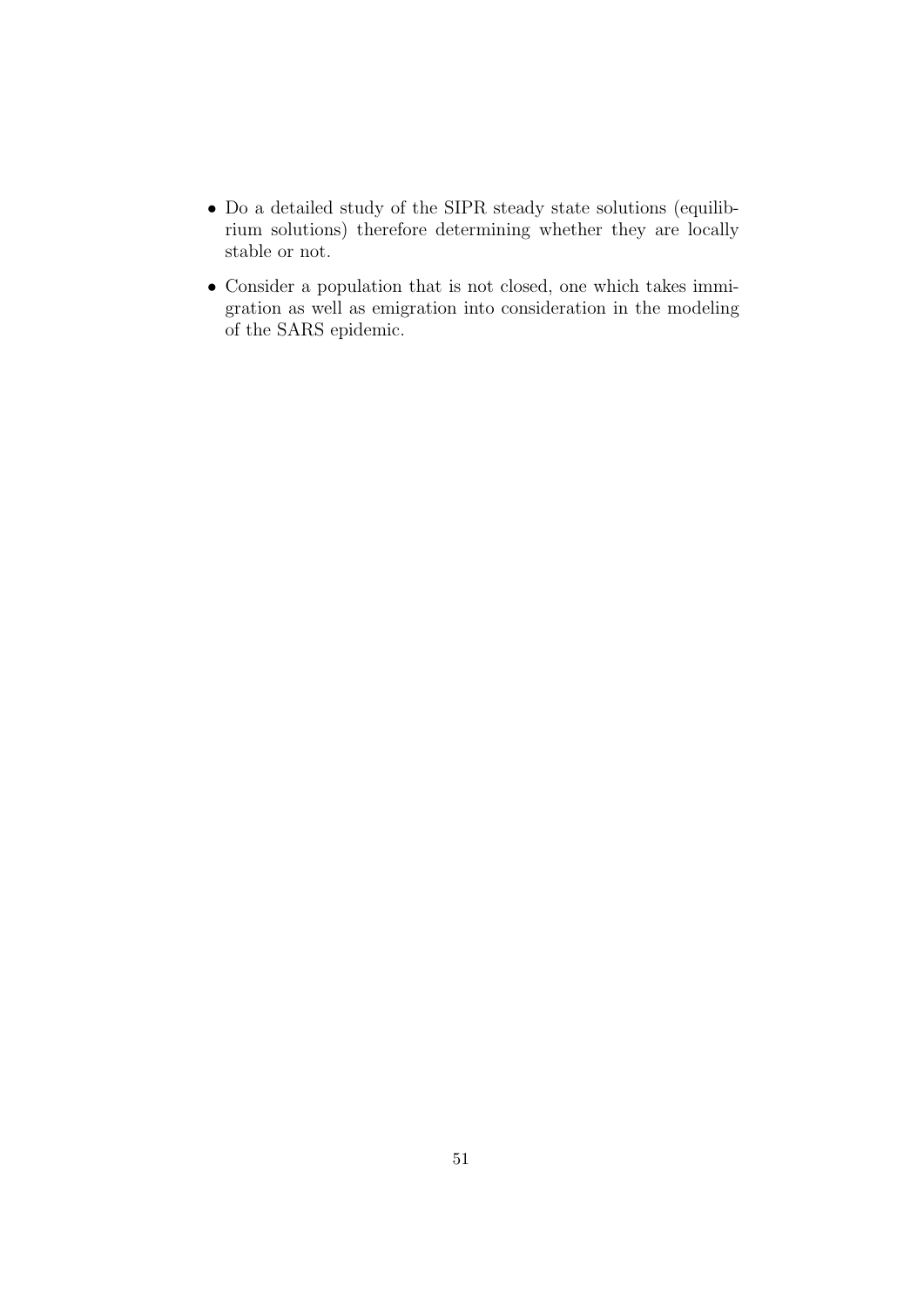- Do a detailed study of the SIPR steady state solutions (equilibrium solutions) therefore determining whether they are locally stable or not.
- Consider a population that is not closed, one which takes immigration as well as emigration into consideration in the modeling of the SARS epidemic.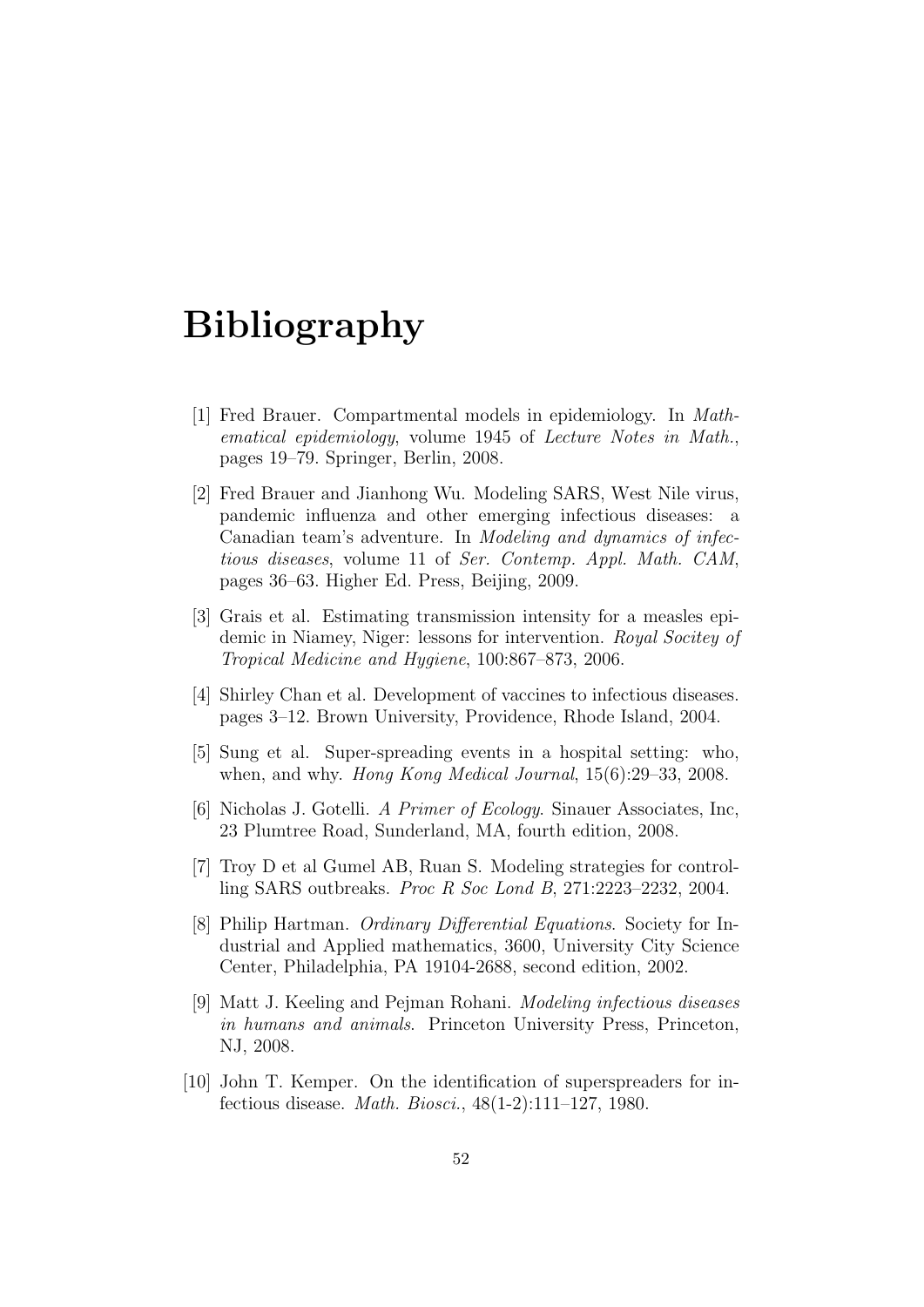# Bibliography

[1] Fred Brauer. Compartmental models in epidemiology. In *Mathematical epidemiology*, volume 1945 of *Lecture Notes in Math.*, pages 19–79. Springer, Berlin, 2008.

[2] Fred Brauer and Jianhong Wu. Modeling SARS, West Nile virus, pandemic influenza and other emerging infectious diseases: a Canadian team's adventure. In *Modeling and dynamics of infectious diseases*, volume 11 of *Ser. Contemp. Appl. Math. CAM*, pages 36–63. Higher Ed. Press, Beijing, 2009.

[3] Grais et al. Estimating transmission intensity for a measles epidemic in Niamey, Niger: lessons for intervention. *Royal Socitey of Tropical Medicine and Hygiene*, 100:867–873, 2006.

[4] Shirley Chan et al. Development of vaccines to infectious diseases. pages 3–12. Brown University, Providence, Rhode Island, 2004.

[5] Sung et al. Super-spreading events in a hospital setting: who, when, and why. *Hong Kong Medical Journal*, 15(6):29–33, 2008.

[6] Nicholas J. Gotelli. *A Primer of Ecology*. Sinauer Associates, Inc, 23 Plumtree Road, Sunderland, MA, fourth edition, 2008.

[7] Troy D et al Gumel AB, Ruan S. Modeling strategies for controlling SARS outbreaks. *Proc R Soc Lond B*, 271:2223–2232, 2004.

[8] Philip Hartman. *Ordinary Differential Equations*. Society for Industrial and Applied mathematics, 3600, University City Science Center, Philadelphia, PA 19104-2688, second edition, 2002.

[9] Matt J. Keeling and Pejman Rohani. *Modeling infectious diseases in humans and animals*. Princeton University Press, Princeton, NJ, 2008.

[10] John T. Kemper. On the identification of superspreaders for infectious disease. *Math. Biosci.*, 48(1-2):111–127, 1980.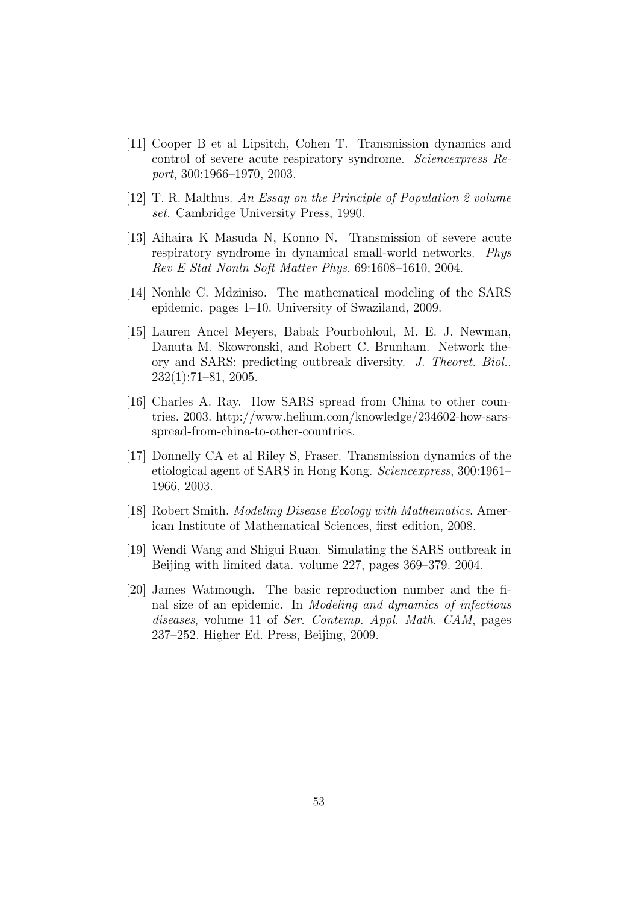[11] Cooper B et al Lipsitch, Cohen T. Transmission dynamics and control of severe acute respiratory syndrome. *Sciencexpress Report*, 300:1966–1970, 2003.

[12] T. R. Malthus. *An Essay on the Principle of Population 2 volume set*. Cambridge University Press, 1990.

[13] Aihaira K Masuda N, Konno N. Transmission of severe acute respiratory syndrome in dynamical small-world networks. *Phys Rev E Stat Nonln Soft Matter Phys*, 69:1608–1610, 2004.

[14] Nonhle C. Mdziniso. The mathematical modeling of the SARS epidemic. pages 1–10. University of Swaziland, 2009.

[15] Lauren Ancel Meyers, Babak Pourbohloul, M. E. J. Newman, Danuta M. Skowronski, and Robert C. Brunham. Network theory and SARS: predicting outbreak diversity. *J. Theoret. Biol.*, 232(1):71–81, 2005.

[16] Charles A. Ray. How SARS spread from China to other countries. 2003. http://www.helium.com/knowledge/234602-how-sars-spread-from-china-to-other-countries.

[17] Donnelly CA et al Riley S, Fraser. Transmission dynamics of the etiological agent of SARS in Hong Kong. *Sciencexpress*, 300:1961–1966, 2003.

[18] Robert Smith. *Modeling Disease Ecology with Mathematics*. American Institute of Mathematical Sciences, first edition, 2008.

[19] Wendi Wang and Shigui Ruan. Simulating the SARS outbreak in Beijing with limited data. volume 227, pages 369–379. 2004.

[20] James Watmough. The basic reproduction number and the final size of an epidemic. In *Modeling and dynamics of infectious diseases*, volume 11 of *Ser. Contemp. Appl. Math. CAM*, pages 237–252. Higher Ed. Press, Beijing, 2009.